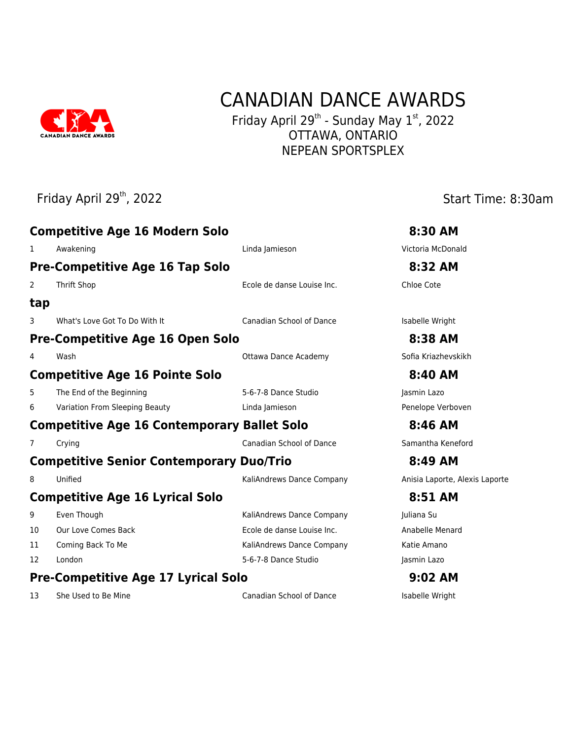# CANADIAN DANCE AWARDS

Friday April 29th - Sunday May 1st, 2022
OTTAWA, ONTARIO
NEPEAN SPORTSPLEX

Friday April 29th, 2022 — Start Time: 8:30am

### Competitive Age 16 Modern Solo — 8:30 AM

| # | Title | Studio | Dancer(s) |
|---|---|---|---|
| 1 | Awakening | Linda Jamieson | Victoria McDonald |

### Pre-Competitive Age 16 Tap Solo — 8:32 AM

| # | Title | Studio | Dancer(s) |
|---|---|---|---|
| 2 | Thrift Shop | Ecole de danse Louise Inc. | Chloe Cote |

### tap

| # | Title | Studio | Dancer(s) |
|---|---|---|---|
| 3 | What's Love Got To Do With It | Canadian School of Dance | Isabelle Wright |

### Pre-Competitive Age 16 Open Solo — 8:38 AM

| # | Title | Studio | Dancer(s) |
|---|---|---|---|
| 4 | Wash | Ottawa Dance Academy | Sofia Kriazhevskikh |

### Competitive Age 16 Pointe Solo — 8:40 AM

| # | Title | Studio | Dancer(s) |
|---|---|---|---|
| 5 | The End of the Beginning | 5-6-7-8 Dance Studio | Jasmin Lazo |
| 6 | Variation From Sleeping Beauty | Linda Jamieson | Penelope Verboven |

### Competitive Age 16 Contemporary Ballet Solo — 8:46 AM

| # | Title | Studio | Dancer(s) |
|---|---|---|---|
| 7 | Crying | Canadian School of Dance | Samantha Keneford |

### Competitive Senior Contemporary Duo/Trio — 8:49 AM

| # | Title | Studio | Dancer(s) |
|---|---|---|---|
| 8 | Unified | KaliAndrews Dance Company | Anisia Laporte, Alexis Laporte |

### Competitive Age 16 Lyrical Solo — 8:51 AM

| # | Title | Studio | Dancer(s) |
|---|---|---|---|
| 9 | Even Though | KaliAndrews Dance Company | Juliana Su |
| 10 | Our Love Comes Back | Ecole de danse Louise Inc. | Anabelle Menard |
| 11 | Coming Back To Me | KaliAndrews Dance Company | Katie Amano |
| 12 | London | 5-6-7-8 Dance Studio | Jasmin Lazo |

### Pre-Competitive Age 17 Lyrical Solo — 9:02 AM

| # | Title | Studio | Dancer(s) |
|---|---|---|---|
| 13 | She Used to Be Mine | Canadian School of Dance | Isabelle Wright |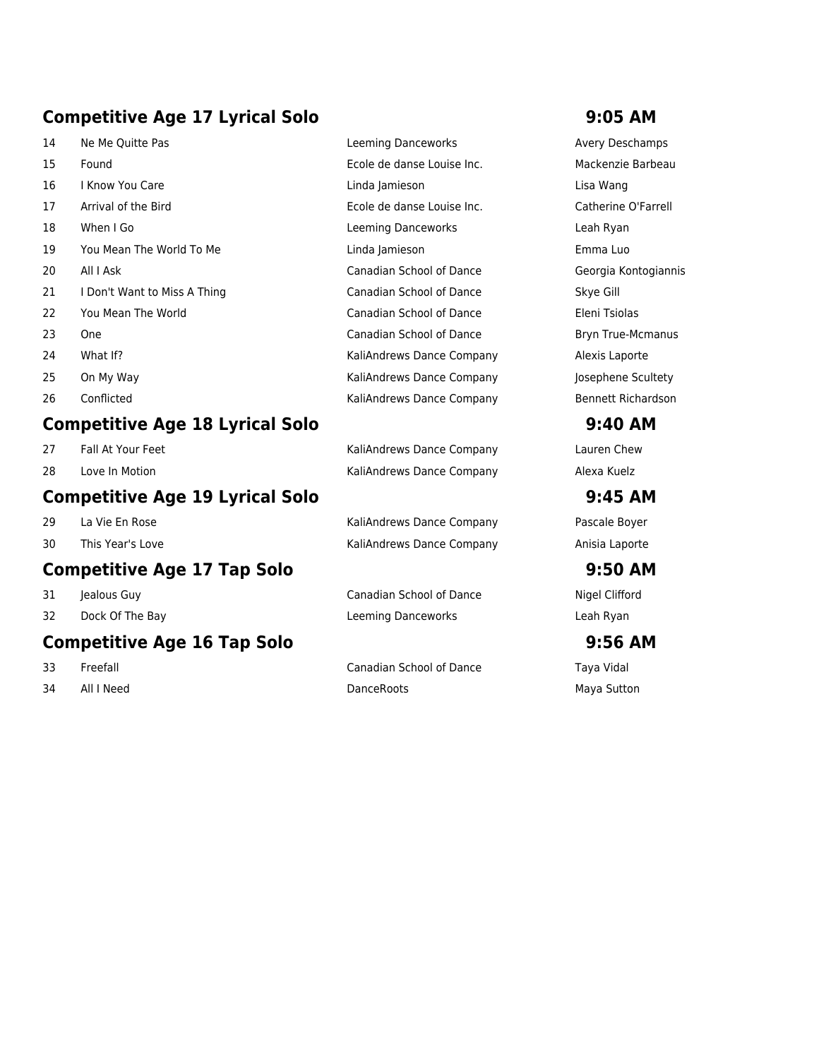## Competitive Age 17 Lyrical Solo — 9:05 AM

| # | Title | Studio | Dancer |
|---|---|---|---|
| 14 | Ne Me Quitte Pas | Leeming Danceworks | Avery Deschamps |
| 15 | Found | Ecole de danse Louise Inc. | Mackenzie Barbeau |
| 16 | I Know You Care | Linda Jamieson | Lisa Wang |
| 17 | Arrival of the Bird | Ecole de danse Louise Inc. | Catherine O'Farrell |
| 18 | When I Go | Leeming Danceworks | Leah Ryan |
| 19 | You Mean The World To Me | Linda Jamieson | Emma Luo |
| 20 | All I Ask | Canadian School of Dance | Georgia Kontogiannis |
| 21 | I Don't Want to Miss A Thing | Canadian School of Dance | Skye Gill |
| 22 | You Mean The World | Canadian School of Dance | Eleni Tsiolas |
| 23 | One | Canadian School of Dance | Bryn True-Mcmanus |
| 24 | What If? | KaliAndrews Dance Company | Alexis Laporte |
| 25 | On My Way | KaliAndrews Dance Company | Josephene Scultety |
| 26 | Conflicted | KaliAndrews Dance Company | Bennett Richardson |

## Competitive Age 18 Lyrical Solo — 9:40 AM

| # | Title | Studio | Dancer |
|---|---|---|---|
| 27 | Fall At Your Feet | KaliAndrews Dance Company | Lauren Chew |
| 28 | Love In Motion | KaliAndrews Dance Company | Alexa Kuelz |

## Competitive Age 19 Lyrical Solo — 9:45 AM

| # | Title | Studio | Dancer |
|---|---|---|---|
| 29 | La Vie En Rose | KaliAndrews Dance Company | Pascale Boyer |
| 30 | This Year's Love | KaliAndrews Dance Company | Anisia Laporte |

## Competitive Age 17 Tap Solo — 9:50 AM

| # | Title | Studio | Dancer |
|---|---|---|---|
| 31 | Jealous Guy | Canadian School of Dance | Nigel Clifford |
| 32 | Dock Of The Bay | Leeming Danceworks | Leah Ryan |

## Competitive Age 16 Tap Solo — 9:56 AM

| # | Title | Studio | Dancer |
|---|---|---|---|
| 33 | Freefall | Canadian School of Dance | Taya Vidal |
| 34 | All I Need | DanceRoots | Maya Sutton |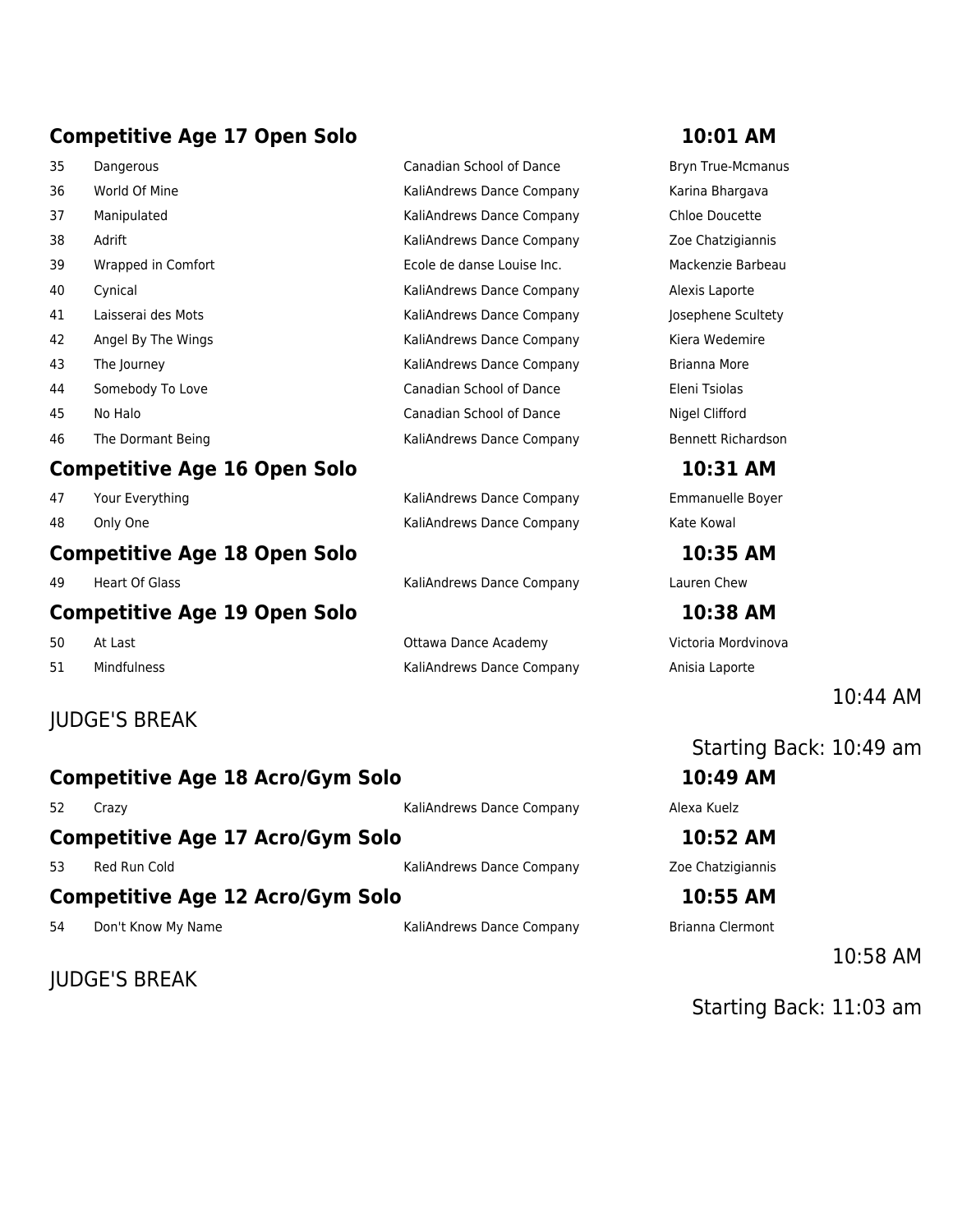## Competitive Age 17 Open Solo — 10:01 AM

| # | Title | Studio | Dancer |
|---|---|---|---|
| 35 | Dangerous | Canadian School of Dance | Bryn True-Mcmanus |
| 36 | World Of Mine | KaliAndrews Dance Company | Karina Bhargava |
| 37 | Manipulated | KaliAndrews Dance Company | Chloe Doucette |
| 38 | Adrift | KaliAndrews Dance Company | Zoe Chatzigiannis |
| 39 | Wrapped in Comfort | Ecole de danse Louise Inc. | Mackenzie Barbeau |
| 40 | Cynical | KaliAndrews Dance Company | Alexis Laporte |
| 41 | Laisserai des Mots | KaliAndrews Dance Company | Josephene Scultety |
| 42 | Angel By The Wings | KaliAndrews Dance Company | Kiera Wedemire |
| 43 | The Journey | KaliAndrews Dance Company | Brianna More |
| 44 | Somebody To Love | Canadian School of Dance | Eleni Tsiolas |
| 45 | No Halo | Canadian School of Dance | Nigel Clifford |
| 46 | The Dormant Being | KaliAndrews Dance Company | Bennett Richardson |

## Competitive Age 16 Open Solo — 10:31 AM

| # | Title | Studio | Dancer |
|---|---|---|---|
| 47 | Your Everything | KaliAndrews Dance Company | Emmanuelle Boyer |
| 48 | Only One | KaliAndrews Dance Company | Kate Kowal |

## Competitive Age 18 Open Solo — 10:35 AM

| # | Title | Studio | Dancer |
|---|---|---|---|
| 49 | Heart Of Glass | KaliAndrews Dance Company | Lauren Chew |

## Competitive Age 19 Open Solo — 10:38 AM

| # | Title | Studio | Dancer |
|---|---|---|---|
| 50 | At Last | Ottawa Dance Academy | Victoria Mordvinova |
| 51 | Mindfulness | KaliAndrews Dance Company | Anisia Laporte |

JUDGE'S BREAK — 10:44 AM

Starting Back: 10:49 am

## Competitive Age 18 Acro/Gym Solo — 10:49 AM

| # | Title | Studio | Dancer |
|---|---|---|---|
| 52 | Crazy | KaliAndrews Dance Company | Alexa Kuelz |

## Competitive Age 17 Acro/Gym Solo — 10:52 AM

| # | Title | Studio | Dancer |
|---|---|---|---|
| 53 | Red Run Cold | KaliAndrews Dance Company | Zoe Chatzigiannis |

## Competitive Age 12 Acro/Gym Solo — 10:55 AM

| # | Title | Studio | Dancer |
|---|---|---|---|
| 54 | Don't Know My Name | KaliAndrews Dance Company | Brianna Clermont |

JUDGE'S BREAK — 10:58 AM

Starting Back: 11:03 am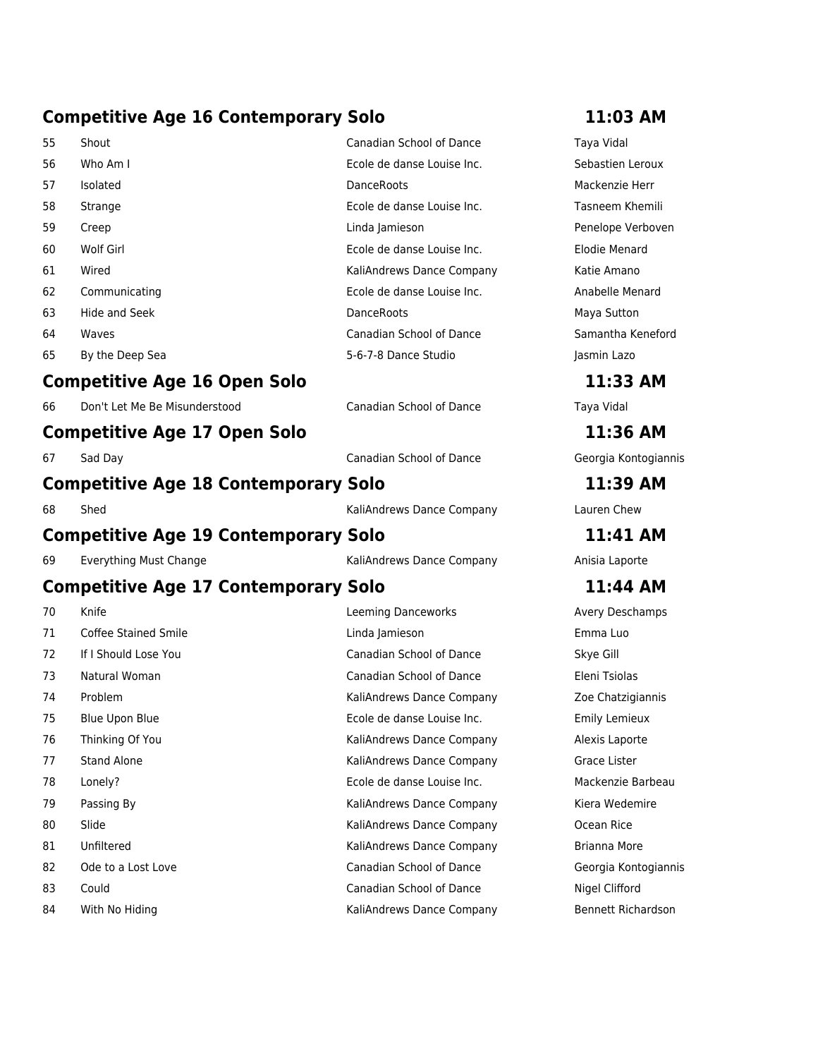## Competitive Age 16 Contemporary Solo — 11:03 AM

| | | | |
|---|---|---|---|
| 55 | Shout | Canadian School of Dance | Taya Vidal |
| 56 | Who Am I | Ecole de danse Louise Inc. | Sebastien Leroux |
| 57 | Isolated | DanceRoots | Mackenzie Herr |
| 58 | Strange | Ecole de danse Louise Inc. | Tasneem Khemili |
| 59 | Creep | Linda Jamieson | Penelope Verboven |
| 60 | Wolf Girl | Ecole de danse Louise Inc. | Elodie Menard |
| 61 | Wired | KaliAndrews Dance Company | Katie Amano |
| 62 | Communicating | Ecole de danse Louise Inc. | Anabelle Menard |
| 63 | Hide and Seek | DanceRoots | Maya Sutton |
| 64 | Waves | Canadian School of Dance | Samantha Keneford |
| 65 | By the Deep Sea | 5-6-7-8 Dance Studio | Jasmin Lazo |

## Competitive Age 16 Open Solo — 11:33 AM

| | | | |
|---|---|---|---|
| 66 | Don't Let Me Be Misunderstood | Canadian School of Dance | Taya Vidal |

## Competitive Age 17 Open Solo — 11:36 AM

| | | | |
|---|---|---|---|
| 67 | Sad Day | Canadian School of Dance | Georgia Kontogiannis |

## Competitive Age 18 Contemporary Solo — 11:39 AM

| | | | |
|---|---|---|---|
| 68 | Shed | KaliAndrews Dance Company | Lauren Chew |

## Competitive Age 19 Contemporary Solo — 11:41 AM

| | | | |
|---|---|---|---|
| 69 | Everything Must Change | KaliAndrews Dance Company | Anisia Laporte |

## Competitive Age 17 Contemporary Solo — 11:44 AM

| | | | |
|---|---|---|---|
| 70 | Knife | Leeming Danceworks | Avery Deschamps |
| 71 | Coffee Stained Smile | Linda Jamieson | Emma Luo |
| 72 | If I Should Lose You | Canadian School of Dance | Skye Gill |
| 73 | Natural Woman | Canadian School of Dance | Eleni Tsiolas |
| 74 | Problem | KaliAndrews Dance Company | Zoe Chatzigiannis |
| 75 | Blue Upon Blue | Ecole de danse Louise Inc. | Emily Lemieux |
| 76 | Thinking Of You | KaliAndrews Dance Company | Alexis Laporte |
| 77 | Stand Alone | KaliAndrews Dance Company | Grace Lister |
| 78 | Lonely? | Ecole de danse Louise Inc. | Mackenzie Barbeau |
| 79 | Passing By | KaliAndrews Dance Company | Kiera Wedemire |
| 80 | Slide | KaliAndrews Dance Company | Ocean Rice |
| 81 | Unfiltered | KaliAndrews Dance Company | Brianna More |
| 82 | Ode to a Lost Love | Canadian School of Dance | Georgia Kontogiannis |
| 83 | Could | Canadian School of Dance | Nigel Clifford |
| 84 | With No Hiding | KaliAndrews Dance Company | Bennett Richardson |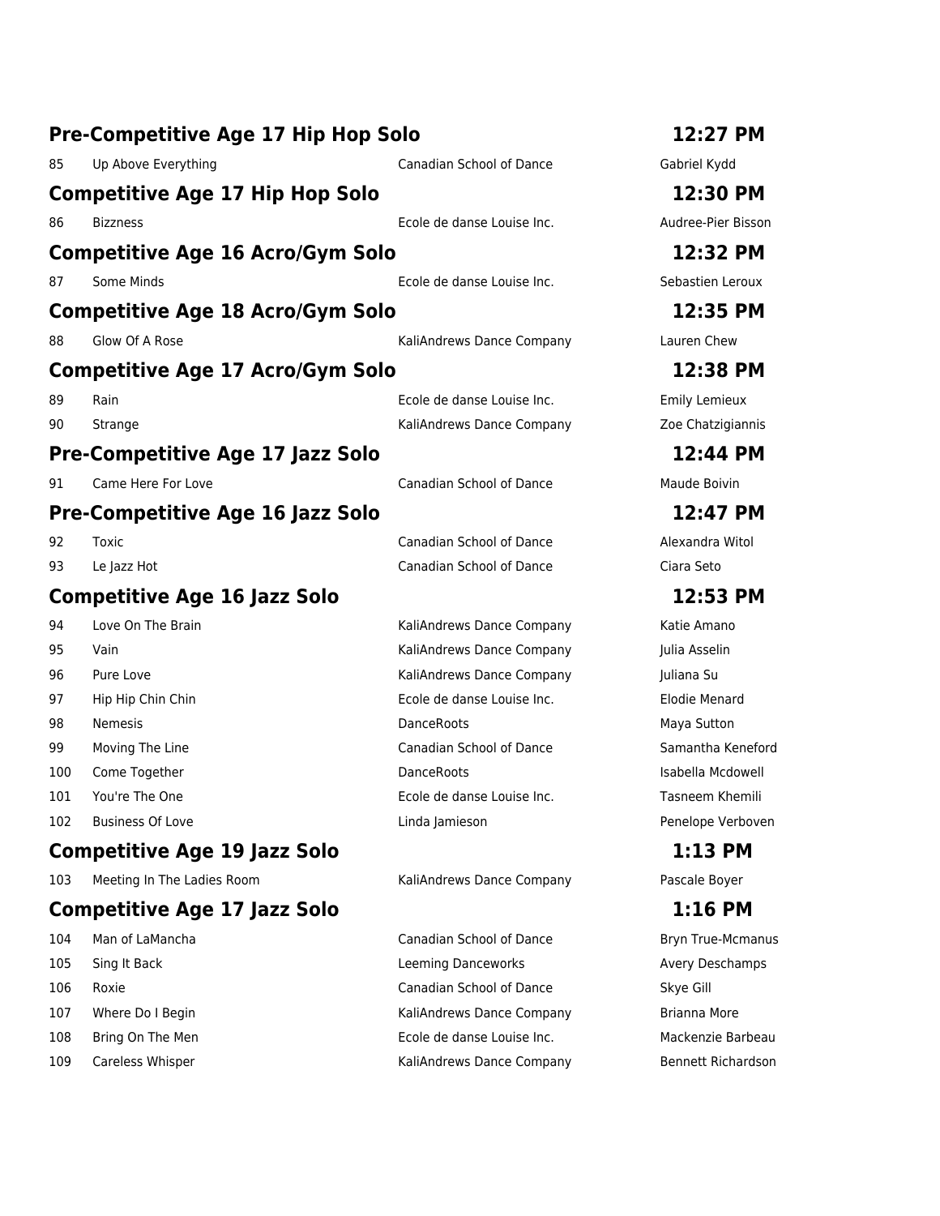## Pre-Competitive Age 17 Hip Hop Solo — 12:27 PM

| # | Title | Studio | Dancer |
|---|---|---|---|
| 85 | Up Above Everything | Canadian School of Dance | Gabriel Kydd |

## Competitive Age 17 Hip Hop Solo — 12:30 PM

| # | Title | Studio | Dancer |
|---|---|---|---|
| 86 | Bizzness | Ecole de danse Louise Inc. | Audree-Pier Bisson |

## Competitive Age 16 Acro/Gym Solo — 12:32 PM

| # | Title | Studio | Dancer |
|---|---|---|---|
| 87 | Some Minds | Ecole de danse Louise Inc. | Sebastien Leroux |

## Competitive Age 18 Acro/Gym Solo — 12:35 PM

| # | Title | Studio | Dancer |
|---|---|---|---|
| 88 | Glow Of A Rose | KaliAndrews Dance Company | Lauren Chew |

## Competitive Age 17 Acro/Gym Solo — 12:38 PM

| # | Title | Studio | Dancer |
|---|---|---|---|
| 89 | Rain | Ecole de danse Louise Inc. | Emily Lemieux |
| 90 | Strange | KaliAndrews Dance Company | Zoe Chatzigiannis |

## Pre-Competitive Age 17 Jazz Solo — 12:44 PM

| # | Title | Studio | Dancer |
|---|---|---|---|
| 91 | Came Here For Love | Canadian School of Dance | Maude Boivin |

## Pre-Competitive Age 16 Jazz Solo — 12:47 PM

| # | Title | Studio | Dancer |
|---|---|---|---|
| 92 | Toxic | Canadian School of Dance | Alexandra Witol |
| 93 | Le Jazz Hot | Canadian School of Dance | Ciara Seto |

## Competitive Age 16 Jazz Solo — 12:53 PM

| # | Title | Studio | Dancer |
|---|---|---|---|
| 94 | Love On The Brain | KaliAndrews Dance Company | Katie Amano |
| 95 | Vain | KaliAndrews Dance Company | Julia Asselin |
| 96 | Pure Love | KaliAndrews Dance Company | Juliana Su |
| 97 | Hip Hip Chin Chin | Ecole de danse Louise Inc. | Elodie Menard |
| 98 | Nemesis | DanceRoots | Maya Sutton |
| 99 | Moving The Line | Canadian School of Dance | Samantha Keneford |
| 100 | Come Together | DanceRoots | Isabella Mcdowell |
| 101 | You're The One | Ecole de danse Louise Inc. | Tasneem Khemili |
| 102 | Business Of Love | Linda Jamieson | Penelope Verboven |

## Competitive Age 19 Jazz Solo — 1:13 PM

| # | Title | Studio | Dancer |
|---|---|---|---|
| 103 | Meeting In The Ladies Room | KaliAndrews Dance Company | Pascale Boyer |

## Competitive Age 17 Jazz Solo — 1:16 PM

| # | Title | Studio | Dancer |
|---|---|---|---|
| 104 | Man of LaMancha | Canadian School of Dance | Bryn True-Mcmanus |
| 105 | Sing It Back | Leeming Danceworks | Avery Deschamps |
| 106 | Roxie | Canadian School of Dance | Skye Gill |
| 107 | Where Do I Begin | KaliAndrews Dance Company | Brianna More |
| 108 | Bring On The Men | Ecole de danse Louise Inc. | Mackenzie Barbeau |
| 109 | Careless Whisper | KaliAndrews Dance Company | Bennett Richardson |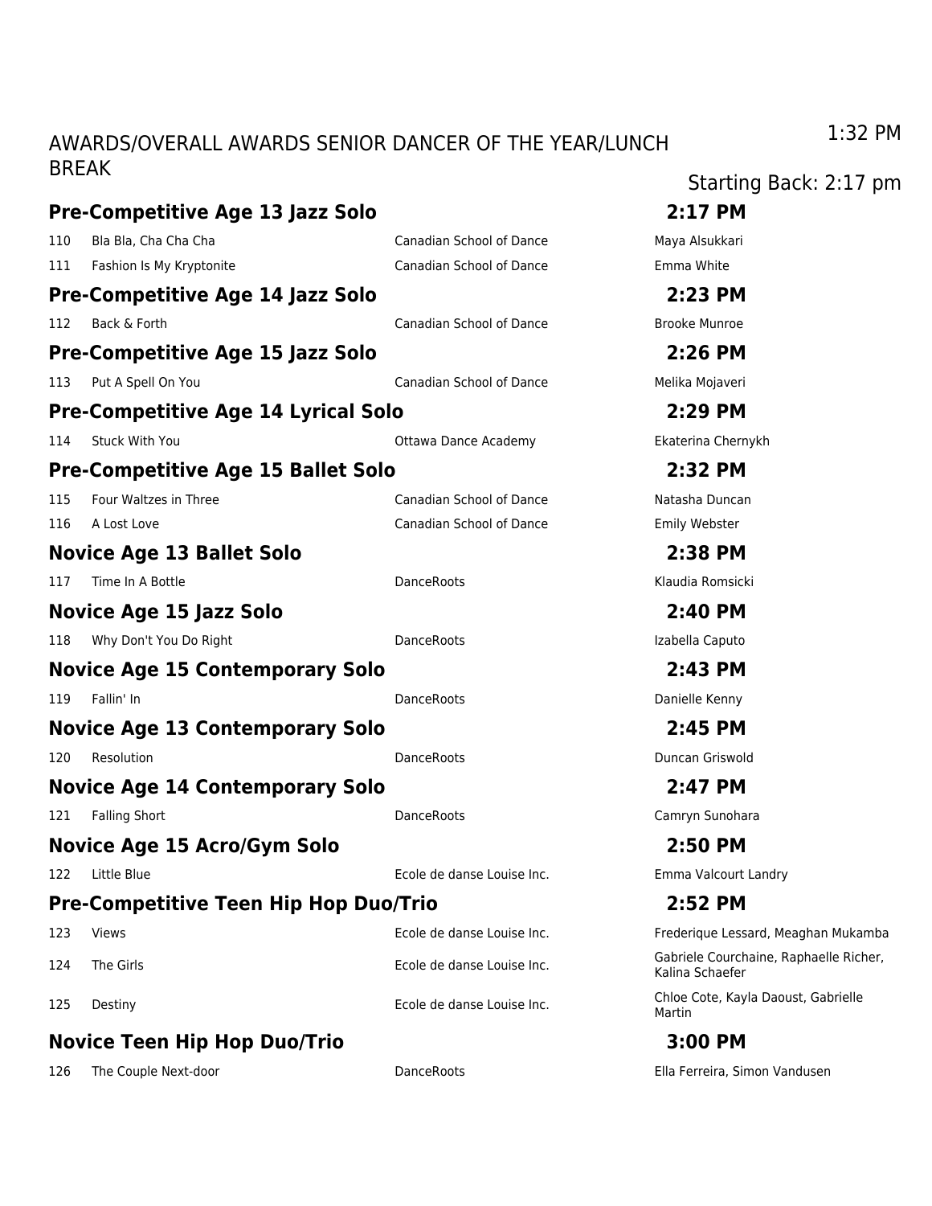AWARDS/OVERALL AWARDS SENIOR DANCER OF THE YEAR/LUNCH BREAK

1:32 PM

Starting Back: 2:17 pm

### Pre-Competitive Age 13 Jazz Solo — 2:17 PM

| # | Title | Studio | Dancer(s) |
|---|---|---|---|
| 110 | Bla Bla, Cha Cha Cha | Canadian School of Dance | Maya Alsukkari |
| 111 | Fashion Is My Kryptonite | Canadian School of Dance | Emma White |

### Pre-Competitive Age 14 Jazz Solo — 2:23 PM

| # | Title | Studio | Dancer(s) |
|---|---|---|---|
| 112 | Back & Forth | Canadian School of Dance | Brooke Munroe |

### Pre-Competitive Age 15 Jazz Solo — 2:26 PM

| # | Title | Studio | Dancer(s) |
|---|---|---|---|
| 113 | Put A Spell On You | Canadian School of Dance | Melika Mojaveri |

### Pre-Competitive Age 14 Lyrical Solo — 2:29 PM

| # | Title | Studio | Dancer(s) |
|---|---|---|---|
| 114 | Stuck With You | Ottawa Dance Academy | Ekaterina Chernykh |

### Pre-Competitive Age 15 Ballet Solo — 2:32 PM

| # | Title | Studio | Dancer(s) |
|---|---|---|---|
| 115 | Four Waltzes in Three | Canadian School of Dance | Natasha Duncan |
| 116 | A Lost Love | Canadian School of Dance | Emily Webster |

### Novice Age 13 Ballet Solo — 2:38 PM

| # | Title | Studio | Dancer(s) |
|---|---|---|---|
| 117 | Time In A Bottle | DanceRoots | Klaudia Romsicki |

### Novice Age 15 Jazz Solo — 2:40 PM

| # | Title | Studio | Dancer(s) |
|---|---|---|---|
| 118 | Why Don't You Do Right | DanceRoots | Izabella Caputo |

### Novice Age 15 Contemporary Solo — 2:43 PM

| # | Title | Studio | Dancer(s) |
|---|---|---|---|
| 119 | Fallin' In | DanceRoots | Danielle Kenny |

### Novice Age 13 Contemporary Solo — 2:45 PM

| # | Title | Studio | Dancer(s) |
|---|---|---|---|
| 120 | Resolution | DanceRoots | Duncan Griswold |

### Novice Age 14 Contemporary Solo — 2:47 PM

| # | Title | Studio | Dancer(s) |
|---|---|---|---|
| 121 | Falling Short | DanceRoots | Camryn Sunohara |

### Novice Age 15 Acro/Gym Solo — 2:50 PM

| # | Title | Studio | Dancer(s) |
|---|---|---|---|
| 122 | Little Blue | Ecole de danse Louise Inc. | Emma Valcourt Landry |

### Pre-Competitive Teen Hip Hop Duo/Trio — 2:52 PM

| # | Title | Studio | Dancer(s) |
|---|---|---|---|
| 123 | Views | Ecole de danse Louise Inc. | Frederique Lessard, Meaghan Mukamba |
| 124 | The Girls | Ecole de danse Louise Inc. | Gabriele Courchaine, Raphaelle Richer, Kalina Schaefer |
| 125 | Destiny | Ecole de danse Louise Inc. | Chloe Cote, Kayla Daoust, Gabrielle Martin |

### Novice Teen Hip Hop Duo/Trio — 3:00 PM

| # | Title | Studio | Dancer(s) |
|---|---|---|---|
| 126 | The Couple Next-door | DanceRoots | Ella Ferreira, Simon Vandusen |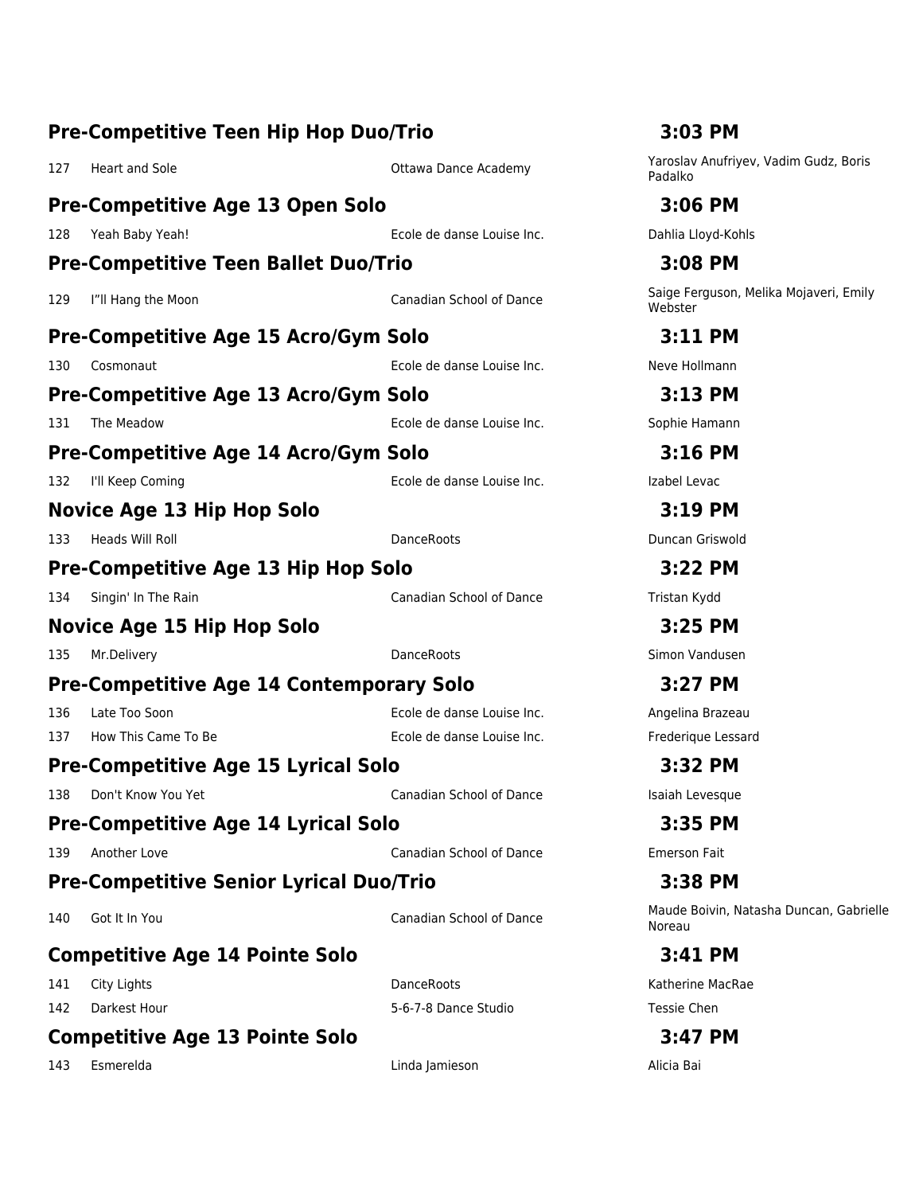## Pre-Competitive Teen Hip Hop Duo/Trio — 3:03 PM

| # | Title | Studio | Dancers |
|---|---|---|---|
| 127 | Heart and Sole | Ottawa Dance Academy | Yaroslav Anufriyev, Vadim Gudz, Boris Padalko |

## Pre-Competitive Age 13 Open Solo — 3:06 PM

| # | Title | Studio | Dancers |
|---|---|---|---|
| 128 | Yeah Baby Yeah! | Ecole de danse Louise Inc. | Dahlia Lloyd-Kohls |

## Pre-Competitive Teen Ballet Duo/Trio — 3:08 PM

| # | Title | Studio | Dancers |
|---|---|---|---|
| 129 | I"ll Hang the Moon | Canadian School of Dance | Saige Ferguson, Melika Mojaveri, Emily Webster |

## Pre-Competitive Age 15 Acro/Gym Solo — 3:11 PM

| # | Title | Studio | Dancers |
|---|---|---|---|
| 130 | Cosmonaut | Ecole de danse Louise Inc. | Neve Hollmann |

## Pre-Competitive Age 13 Acro/Gym Solo — 3:13 PM

| # | Title | Studio | Dancers |
|---|---|---|---|
| 131 | The Meadow | Ecole de danse Louise Inc. | Sophie Hamann |

## Pre-Competitive Age 14 Acro/Gym Solo — 3:16 PM

| # | Title | Studio | Dancers |
|---|---|---|---|
| 132 | I'll Keep Coming | Ecole de danse Louise Inc. | Izabel Levac |

## Novice Age 13 Hip Hop Solo — 3:19 PM

| # | Title | Studio | Dancers |
|---|---|---|---|
| 133 | Heads Will Roll | DanceRoots | Duncan Griswold |

## Pre-Competitive Age 13 Hip Hop Solo — 3:22 PM

| # | Title | Studio | Dancers |
|---|---|---|---|
| 134 | Singin' In The Rain | Canadian School of Dance | Tristan Kydd |

## Novice Age 15 Hip Hop Solo — 3:25 PM

| # | Title | Studio | Dancers |
|---|---|---|---|
| 135 | Mr.Delivery | DanceRoots | Simon Vandusen |

## Pre-Competitive Age 14 Contemporary Solo — 3:27 PM

| # | Title | Studio | Dancers |
|---|---|---|---|
| 136 | Late Too Soon | Ecole de danse Louise Inc. | Angelina Brazeau |
| 137 | How This Came To Be | Ecole de danse Louise Inc. | Frederique Lessard |

## Pre-Competitive Age 15 Lyrical Solo — 3:32 PM

| # | Title | Studio | Dancers |
|---|---|---|---|
| 138 | Don't Know You Yet | Canadian School of Dance | Isaiah Levesque |

## Pre-Competitive Age 14 Lyrical Solo — 3:35 PM

| # | Title | Studio | Dancers |
|---|---|---|---|
| 139 | Another Love | Canadian School of Dance | Emerson Fait |

## Pre-Competitive Senior Lyrical Duo/Trio — 3:38 PM

| # | Title | Studio | Dancers |
|---|---|---|---|
| 140 | Got It In You | Canadian School of Dance | Maude Boivin, Natasha Duncan, Gabrielle Noreau |

## Competitive Age 14 Pointe Solo — 3:41 PM

| # | Title | Studio | Dancers |
|---|---|---|---|
| 141 | City Lights | DanceRoots | Katherine MacRae |
| 142 | Darkest Hour | 5-6-7-8 Dance Studio | Tessie Chen |

## Competitive Age 13 Pointe Solo — 3:47 PM

| # | Title | Studio | Dancers |
|---|---|---|---|
| 143 | Esmerelda | Linda Jamieson | Alicia Bai |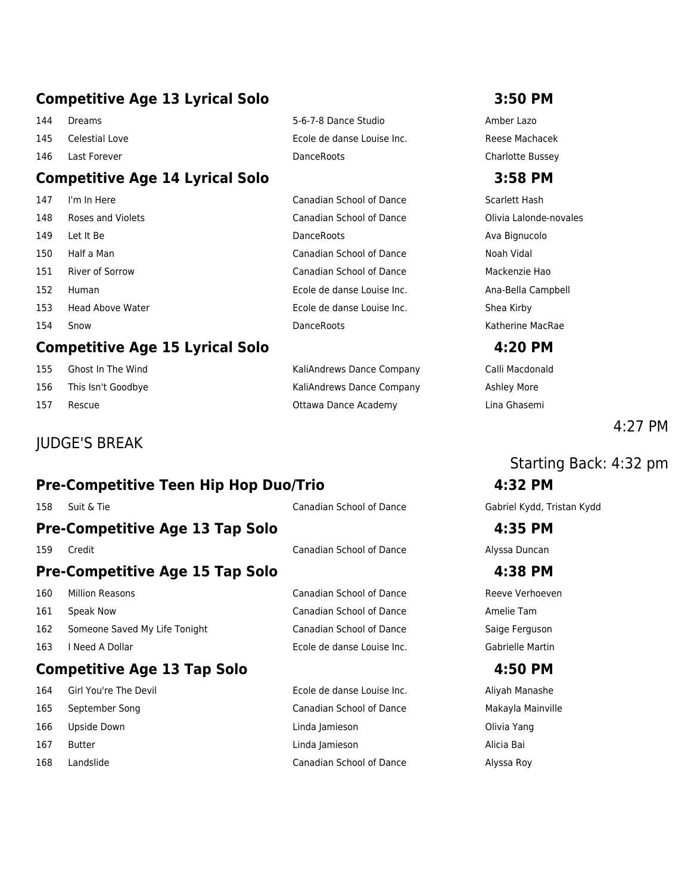## Competitive Age 13 Lyrical Solo — 3:50 PM

| # | Title | Studio | Dancer(s) |
|---|---|---|---|
| 144 | Dreams | 5-6-7-8 Dance Studio | Amber Lazo |
| 145 | Celestial Love | Ecole de danse Louise Inc. | Reese Machacek |
| 146 | Last Forever | DanceRoots | Charlotte Bussey |

## Competitive Age 14 Lyrical Solo — 3:58 PM

| # | Title | Studio | Dancer(s) |
|---|---|---|---|
| 147 | I'm In Here | Canadian School of Dance | Scarlett Hash |
| 148 | Roses and Violets | Canadian School of Dance | Olivia Lalonde-novales |
| 149 | Let It Be | DanceRoots | Ava Bignucolo |
| 150 | Half a Man | Canadian School of Dance | Noah Vidal |
| 151 | River of Sorrow | Canadian School of Dance | Mackenzie Hao |
| 152 | Human | Ecole de danse Louise Inc. | Ana-Bella Campbell |
| 153 | Head Above Water | Ecole de danse Louise Inc. | Shea Kirby |
| 154 | Snow | DanceRoots | Katherine MacRae |

## Competitive Age 15 Lyrical Solo — 4:20 PM

| # | Title | Studio | Dancer(s) |
|---|---|---|---|
| 155 | Ghost In The Wind | KaliAndrews Dance Company | Calli Macdonald |
| 156 | This Isn't Goodbye | KaliAndrews Dance Company | Ashley More |
| 157 | Rescue | Ottawa Dance Academy | Lina Ghasemi |

JUDGE'S BREAK — 4:27 PM

Starting Back: 4:32 pm

## Pre-Competitive Teen Hip Hop Duo/Trio — 4:32 PM

| # | Title | Studio | Dancer(s) |
|---|---|---|---|
| 158 | Suit & Tie | Canadian School of Dance | Gabriel Kydd, Tristan Kydd |

## Pre-Competitive Age 13 Tap Solo — 4:35 PM

| # | Title | Studio | Dancer(s) |
|---|---|---|---|
| 159 | Credit | Canadian School of Dance | Alyssa Duncan |

## Pre-Competitive Age 15 Tap Solo — 4:38 PM

| # | Title | Studio | Dancer(s) |
|---|---|---|---|
| 160 | Million Reasons | Canadian School of Dance | Reeve Verhoeven |
| 161 | Speak Now | Canadian School of Dance | Amelie Tam |
| 162 | Someone Saved My Life Tonight | Canadian School of Dance | Saige Ferguson |
| 163 | I Need A Dollar | Ecole de danse Louise Inc. | Gabrielle Martin |

## Competitive Age 13 Tap Solo — 4:50 PM

| # | Title | Studio | Dancer(s) |
|---|---|---|---|
| 164 | Girl You're The Devil | Ecole de danse Louise Inc. | Aliyah Manashe |
| 165 | September Song | Canadian School of Dance | Makayla Mainville |
| 166 | Upside Down | Linda Jamieson | Olivia Yang |
| 167 | Butter | Linda Jamieson | Alicia Bai |
| 168 | Landslide | Canadian School of Dance | Alyssa Roy |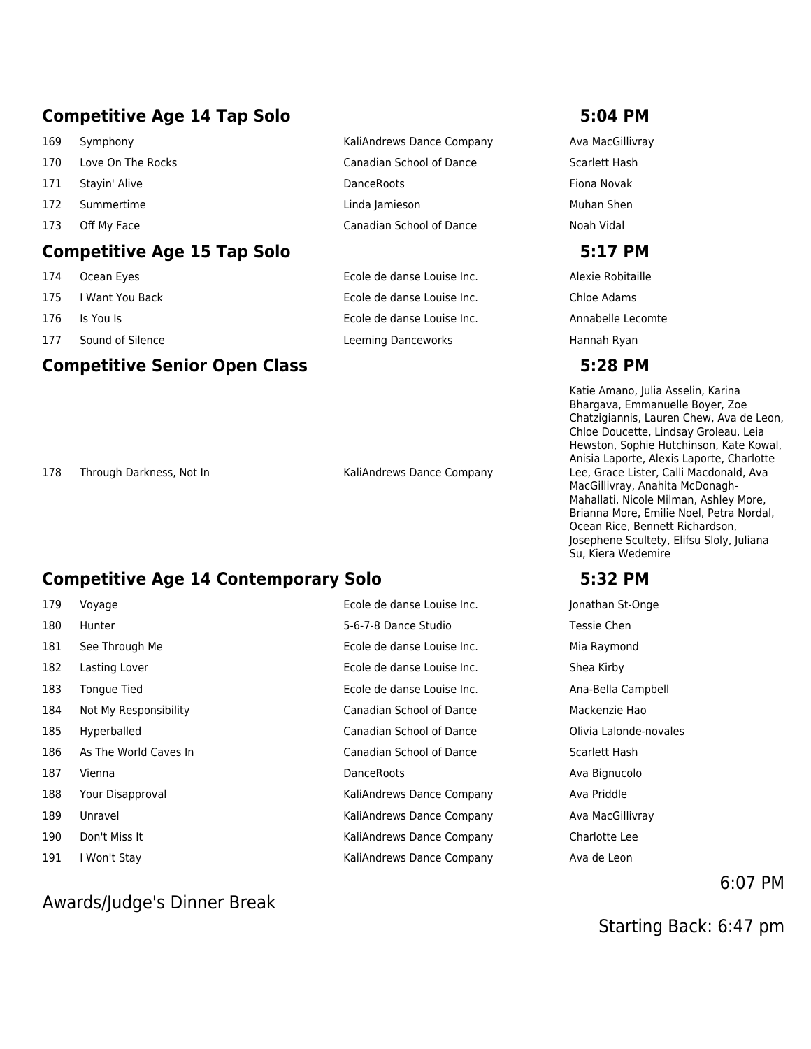## Competitive Age 14 Tap Solo — 5:04 PM

| | | | |
|---|---|---|---|
| 169 | Symphony | KaliAndrews Dance Company | Ava MacGillivray |
| 170 | Love On The Rocks | Canadian School of Dance | Scarlett Hash |
| 171 | Stayin' Alive | DanceRoots | Fiona Novak |
| 172 | Summertime | Linda Jamieson | Muhan Shen |
| 173 | Off My Face | Canadian School of Dance | Noah Vidal |

## Competitive Age 15 Tap Solo — 5:17 PM

| | | | |
|---|---|---|---|
| 174 | Ocean Eyes | Ecole de danse Louise Inc. | Alexie Robitaille |
| 175 | I Want You Back | Ecole de danse Louise Inc. | Chloe Adams |
| 176 | Is You Is | Ecole de danse Louise Inc. | Annabelle Lecomte |
| 177 | Sound of Silence | Leeming Danceworks | Hannah Ryan |

## Competitive Senior Open Class — 5:28 PM

| | | | |
|---|---|---|---|
| 178 | Through Darkness, Not In | KaliAndrews Dance Company | Katie Amano, Julia Asselin, Karina Bhargava, Emmanuelle Boyer, Zoe Chatzigiannis, Lauren Chew, Ava de Leon, Chloe Doucette, Lindsay Groleau, Leia Hewston, Sophie Hutchinson, Kate Kowal, Anisia Laporte, Alexis Laporte, Charlotte Lee, Grace Lister, Calli Macdonald, Ava MacGillivray, Anahita McDonagh-Mahallati, Nicole Milman, Ashley More, Brianna More, Emilie Noel, Petra Nordal, Ocean Rice, Bennett Richardson, Josephene Scultety, Elifsu Sloly, Juliana Su, Kiera Wedemire |

## Competitive Age 14 Contemporary Solo — 5:32 PM

| | | | |
|---|---|---|---|
| 179 | Voyage | Ecole de danse Louise Inc. | Jonathan St-Onge |
| 180 | Hunter | 5-6-7-8 Dance Studio | Tessie Chen |
| 181 | See Through Me | Ecole de danse Louise Inc. | Mia Raymond |
| 182 | Lasting Lover | Ecole de danse Louise Inc. | Shea Kirby |
| 183 | Tongue Tied | Ecole de danse Louise Inc. | Ana-Bella Campbell |
| 184 | Not My Responsibility | Canadian School of Dance | Mackenzie Hao |
| 185 | Hyperballed | Canadian School of Dance | Olivia Lalonde-novales |
| 186 | As The World Caves In | Canadian School of Dance | Scarlett Hash |
| 187 | Vienna | DanceRoots | Ava Bignucolo |
| 188 | Your Disapproval | KaliAndrews Dance Company | Ava Priddle |
| 189 | Unravel | KaliAndrews Dance Company | Ava MacGillivray |
| 190 | Don't Miss It | KaliAndrews Dance Company | Charlotte Lee |
| 191 | I Won't Stay | KaliAndrews Dance Company | Ava de Leon |

Awards/Judge's Dinner Break — 6:07 PM

Starting Back: 6:47 pm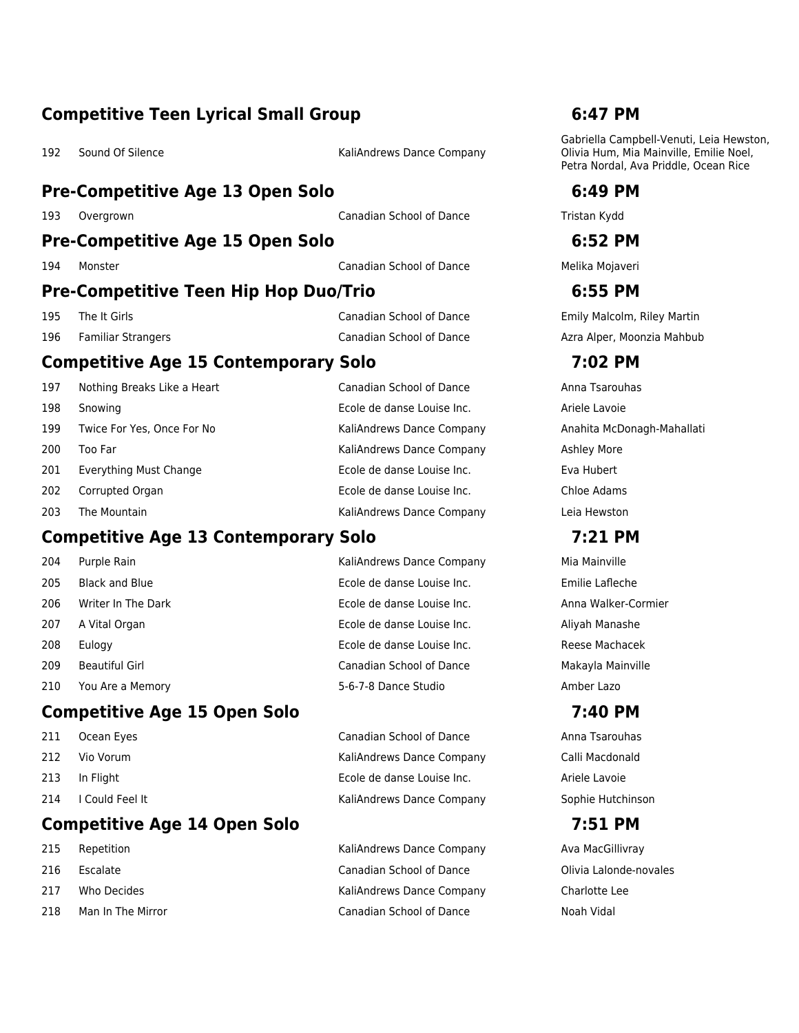## Competitive Teen Lyrical Small Group 6:47 PM

| | | | |
|---|---|---|---|
| 192 | Sound Of Silence | KaliAndrews Dance Company | Gabriella Campbell-Venuti, Leia Hewston, Olivia Hum, Mia Mainville, Emilie Noel, Petra Nordal, Ava Priddle, Ocean Rice |

## Pre-Competitive Age 13 Open Solo 6:49 PM

| | | | |
|---|---|---|---|
| 193 | Overgrown | Canadian School of Dance | Tristan Kydd |

## Pre-Competitive Age 15 Open Solo 6:52 PM

| | | | |
|---|---|---|---|
| 194 | Monster | Canadian School of Dance | Melika Mojaveri |

## Pre-Competitive Teen Hip Hop Duo/Trio 6:55 PM

| | | | |
|---|---|---|---|
| 195 | The It Girls | Canadian School of Dance | Emily Malcolm, Riley Martin |
| 196 | Familiar Strangers | Canadian School of Dance | Azra Alper, Moonzia Mahbub |

## Competitive Age 15 Contemporary Solo 7:02 PM

| | | | |
|---|---|---|---|
| 197 | Nothing Breaks Like a Heart | Canadian School of Dance | Anna Tsarouhas |
| 198 | Snowing | Ecole de danse Louise Inc. | Ariele Lavoie |
| 199 | Twice For Yes, Once For No | KaliAndrews Dance Company | Anahita McDonagh-Mahallati |
| 200 | Too Far | KaliAndrews Dance Company | Ashley More |
| 201 | Everything Must Change | Ecole de danse Louise Inc. | Eva Hubert |
| 202 | Corrupted Organ | Ecole de danse Louise Inc. | Chloe Adams |
| 203 | The Mountain | KaliAndrews Dance Company | Leia Hewston |

## Competitive Age 13 Contemporary Solo 7:21 PM

| | | | |
|---|---|---|---|
| 204 | Purple Rain | KaliAndrews Dance Company | Mia Mainville |
| 205 | Black and Blue | Ecole de danse Louise Inc. | Emilie Lafleche |
| 206 | Writer In The Dark | Ecole de danse Louise Inc. | Anna Walker-Cormier |
| 207 | A Vital Organ | Ecole de danse Louise Inc. | Aliyah Manashe |
| 208 | Eulogy | Ecole de danse Louise Inc. | Reese Machacek |
| 209 | Beautiful Girl | Canadian School of Dance | Makayla Mainville |
| 210 | You Are a Memory | 5-6-7-8 Dance Studio | Amber Lazo |

## Competitive Age 15 Open Solo 7:40 PM

| | | | |
|---|---|---|---|
| 211 | Ocean Eyes | Canadian School of Dance | Anna Tsarouhas |
| 212 | Vio Vorum | KaliAndrews Dance Company | Calli Macdonald |
| 213 | In Flight | Ecole de danse Louise Inc. | Ariele Lavoie |
| 214 | I Could Feel It | KaliAndrews Dance Company | Sophie Hutchinson |

## Competitive Age 14 Open Solo 7:51 PM

| | | | |
|---|---|---|---|
| 215 | Repetition | KaliAndrews Dance Company | Ava MacGillivray |
| 216 | Escalate | Canadian School of Dance | Olivia Lalonde-novales |
| 217 | Who Decides | KaliAndrews Dance Company | Charlotte Lee |
| 218 | Man In The Mirror | Canadian School of Dance | Noah Vidal |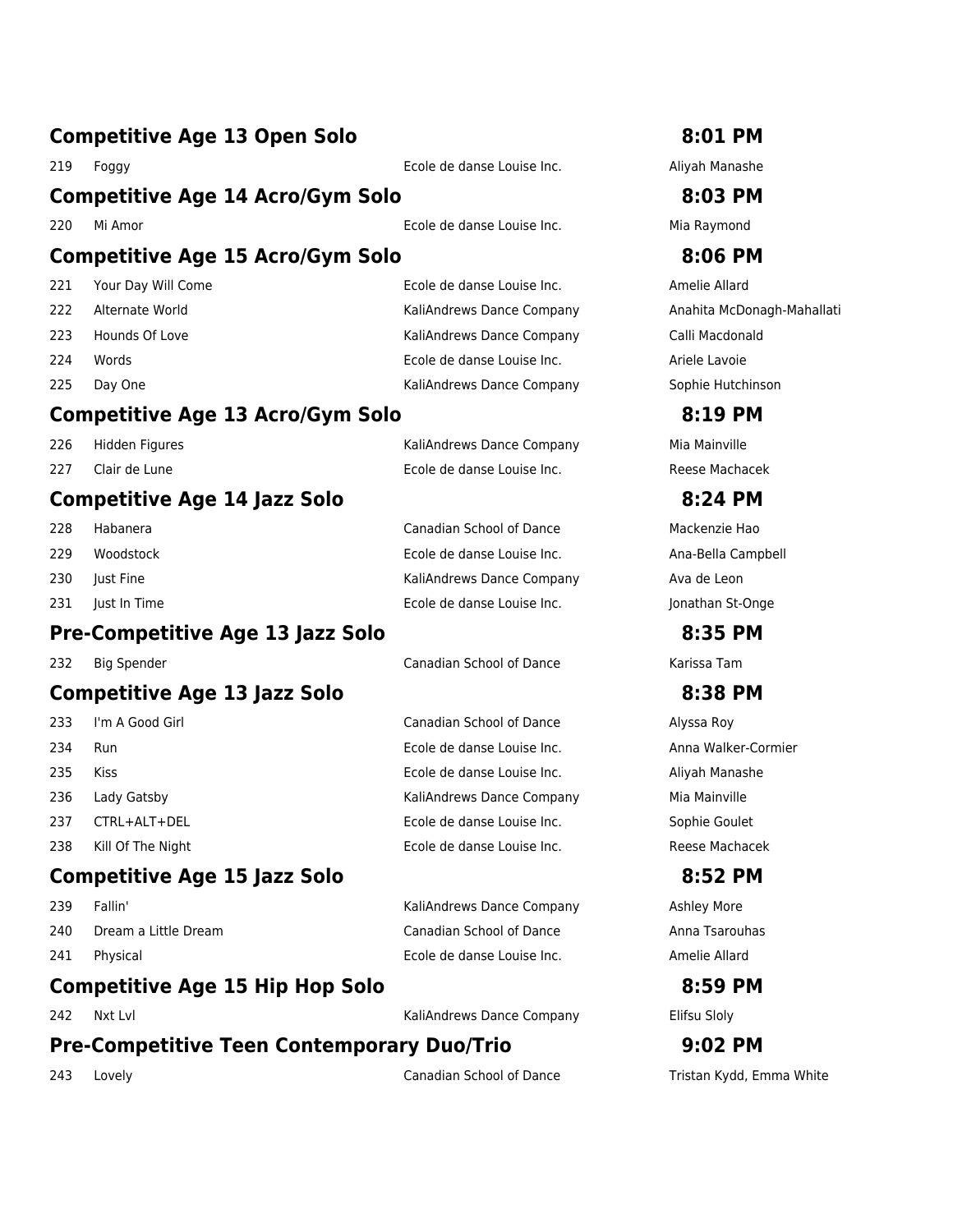## Competitive Age 13 Open Solo — 8:01 PM

| | | | |
|---|---|---|---|
| 219 | Foggy | Ecole de danse Louise Inc. | Aliyah Manashe |

## Competitive Age 14 Acro/Gym Solo — 8:03 PM

| | | | |
|---|---|---|---|
| 220 | Mi Amor | Ecole de danse Louise Inc. | Mia Raymond |

## Competitive Age 15 Acro/Gym Solo — 8:06 PM

| | | | |
|---|---|---|---|
| 221 | Your Day Will Come | Ecole de danse Louise Inc. | Amelie Allard |
| 222 | Alternate World | KaliAndrews Dance Company | Anahita McDonagh-Mahallati |
| 223 | Hounds Of Love | KaliAndrews Dance Company | Calli Macdonald |
| 224 | Words | Ecole de danse Louise Inc. | Ariele Lavoie |
| 225 | Day One | KaliAndrews Dance Company | Sophie Hutchinson |

## Competitive Age 13 Acro/Gym Solo — 8:19 PM

| | | | |
|---|---|---|---|
| 226 | Hidden Figures | KaliAndrews Dance Company | Mia Mainville |
| 227 | Clair de Lune | Ecole de danse Louise Inc. | Reese Machacek |

## Competitive Age 14 Jazz Solo — 8:24 PM

| | | | |
|---|---|---|---|
| 228 | Habanera | Canadian School of Dance | Mackenzie Hao |
| 229 | Woodstock | Ecole de danse Louise Inc. | Ana-Bella Campbell |
| 230 | Just Fine | KaliAndrews Dance Company | Ava de Leon |
| 231 | Just In Time | Ecole de danse Louise Inc. | Jonathan St-Onge |

## Pre-Competitive Age 13 Jazz Solo — 8:35 PM

| | | | |
|---|---|---|---|
| 232 | Big Spender | Canadian School of Dance | Karissa Tam |

## Competitive Age 13 Jazz Solo — 8:38 PM

| | | | |
|---|---|---|---|
| 233 | I'm A Good Girl | Canadian School of Dance | Alyssa Roy |
| 234 | Run | Ecole de danse Louise Inc. | Anna Walker-Cormier |
| 235 | Kiss | Ecole de danse Louise Inc. | Aliyah Manashe |
| 236 | Lady Gatsby | KaliAndrews Dance Company | Mia Mainville |
| 237 | CTRL+ALT+DEL | Ecole de danse Louise Inc. | Sophie Goulet |
| 238 | Kill Of The Night | Ecole de danse Louise Inc. | Reese Machacek |

## Competitive Age 15 Jazz Solo — 8:52 PM

| | | | |
|---|---|---|---|
| 239 | Fallin' | KaliAndrews Dance Company | Ashley More |
| 240 | Dream a Little Dream | Canadian School of Dance | Anna Tsarouhas |
| 241 | Physical | Ecole de danse Louise Inc. | Amelie Allard |

## Competitive Age 15 Hip Hop Solo — 8:59 PM

| | | | |
|---|---|---|---|
| 242 | Nxt Lvl | KaliAndrews Dance Company | Elifsu Sloly |

## Pre-Competitive Teen Contemporary Duo/Trio — 9:02 PM

| | | | |
|---|---|---|---|
| 243 | Lovely | Canadian School of Dance | Tristan Kydd, Emma White |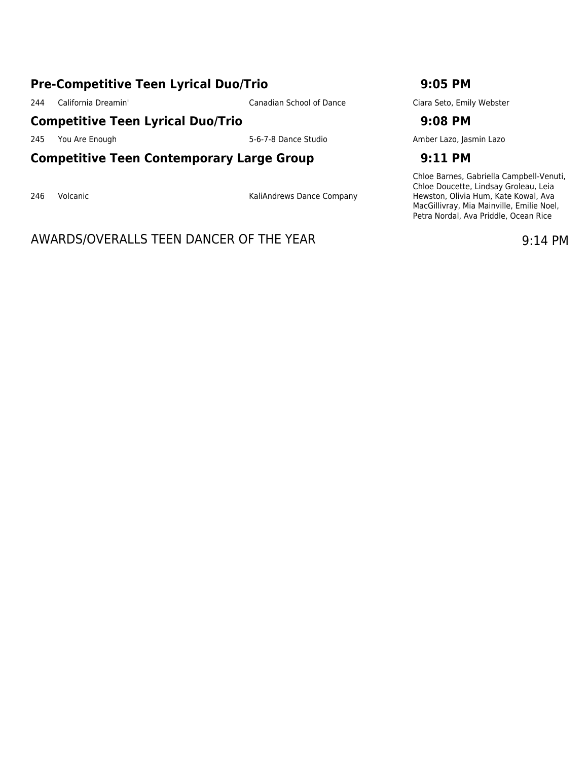## Pre-Competitive Teen Lyrical Duo/Trio — 9:05 PM

| | | | |
|---|---|---|---|
| 244 | California Dreamin' | Canadian School of Dance | Ciara Seto, Emily Webster |

## Competitive Teen Lyrical Duo/Trio — 9:08 PM

| | | | |
|---|---|---|---|
| 245 | You Are Enough | 5-6-7-8 Dance Studio | Amber Lazo, Jasmin Lazo |

## Competitive Teen Contemporary Large Group — 9:11 PM

| | | | |
|---|---|---|---|
| 246 | Volcanic | KaliAndrews Dance Company | Chloe Barnes, Gabriella Campbell-Venuti, Chloe Doucette, Lindsay Groleau, Leia Hewston, Olivia Hum, Kate Kowal, Ava MacGillivray, Mia Mainville, Emilie Noel, Petra Nordal, Ava Priddle, Ocean Rice |

AWARDS/OVERALLS TEEN DANCER OF THE YEAR — 9:14 PM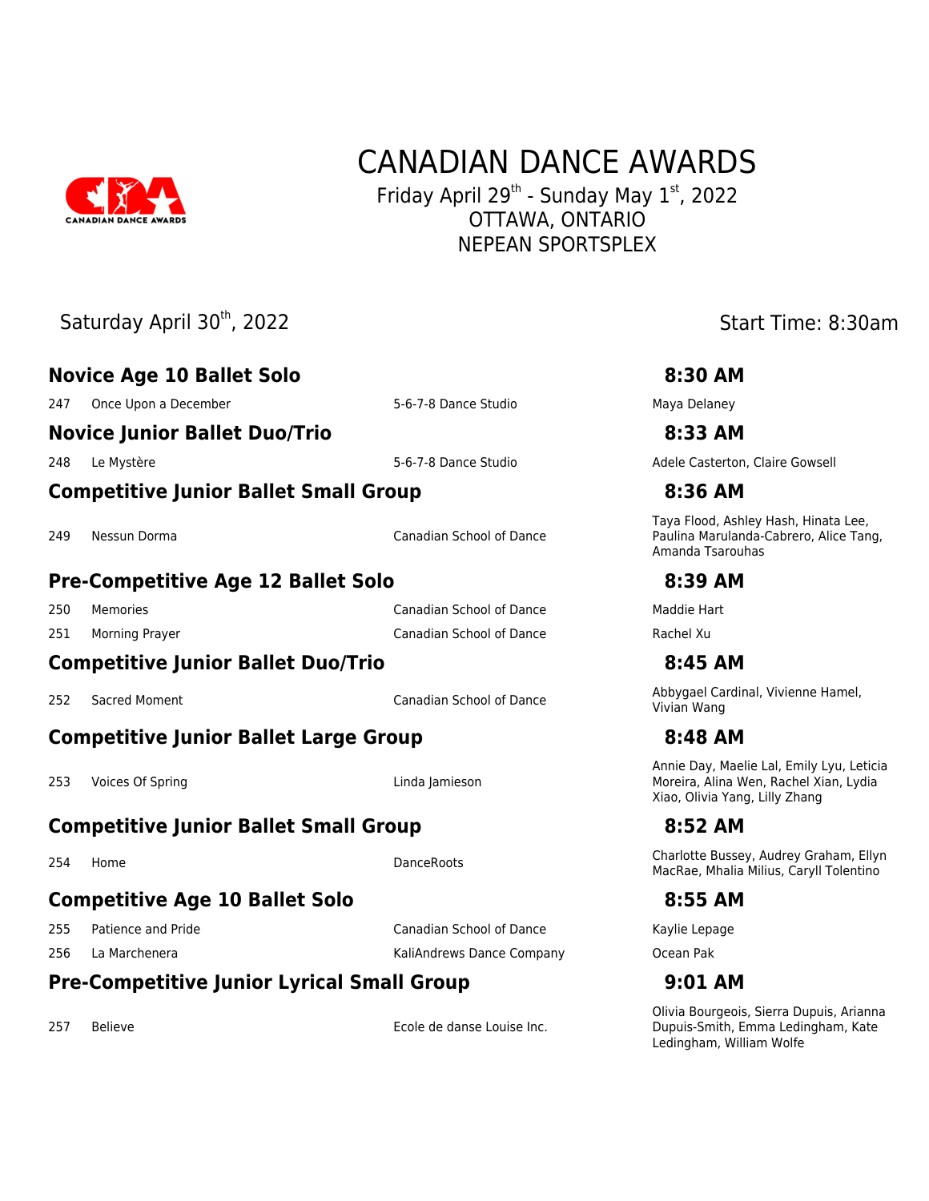# CANADIAN DANCE AWARDS

Friday April 29th - Sunday May 1st, 2022
OTTAWA, ONTARIO
NEPEAN SPORTSPLEX

Saturday April 30th, 2022 — Start Time: 8:30am

## Novice Age 10 Ballet Solo — 8:30 AM

| # | Title | Studio | Dancers |
|---|---|---|---|
| 247 | Once Upon a December | 5-6-7-8 Dance Studio | Maya Delaney |

## Novice Junior Ballet Duo/Trio — 8:33 AM

| # | Title | Studio | Dancers |
|---|---|---|---|
| 248 | Le Mystère | 5-6-7-8 Dance Studio | Adele Casterton, Claire Gowsell |

## Competitive Junior Ballet Small Group — 8:36 AM

| # | Title | Studio | Dancers |
|---|---|---|---|
| 249 | Nessun Dorma | Canadian School of Dance | Taya Flood, Ashley Hash, Hinata Lee, Paulina Marulanda-Cabrero, Alice Tang, Amanda Tsarouhas |

## Pre-Competitive Age 12 Ballet Solo — 8:39 AM

| # | Title | Studio | Dancers |
|---|---|---|---|
| 250 | Memories | Canadian School of Dance | Maddie Hart |
| 251 | Morning Prayer | Canadian School of Dance | Rachel Xu |

## Competitive Junior Ballet Duo/Trio — 8:45 AM

| # | Title | Studio | Dancers |
|---|---|---|---|
| 252 | Sacred Moment | Canadian School of Dance | Abbygael Cardinal, Vivienne Hamel, Vivian Wang |

## Competitive Junior Ballet Large Group — 8:48 AM

| # | Title | Studio | Dancers |
|---|---|---|---|
| 253 | Voices Of Spring | Linda Jamieson | Annie Day, Maelie Lal, Emily Lyu, Leticia Moreira, Alina Wen, Rachel Xian, Lydia Xiao, Olivia Yang, Lilly Zhang |

## Competitive Junior Ballet Small Group — 8:52 AM

| # | Title | Studio | Dancers |
|---|---|---|---|
| 254 | Home | DanceRoots | Charlotte Bussey, Audrey Graham, Ellyn MacRae, Mhalia Milius, Caryll Tolentino |

## Competitive Age 10 Ballet Solo — 8:55 AM

| # | Title | Studio | Dancers |
|---|---|---|---|
| 255 | Patience and Pride | Canadian School of Dance | Kaylie Lepage |
| 256 | La Marchenera | KaliAndrews Dance Company | Ocean Pak |

## Pre-Competitive Junior Lyrical Small Group — 9:01 AM

| # | Title | Studio | Dancers |
|---|---|---|---|
| 257 | Believe | Ecole de danse Louise Inc. | Olivia Bourgeois, Sierra Dupuis, Arianna Dupuis-Smith, Emma Ledingham, Kate Ledingham, William Wolfe |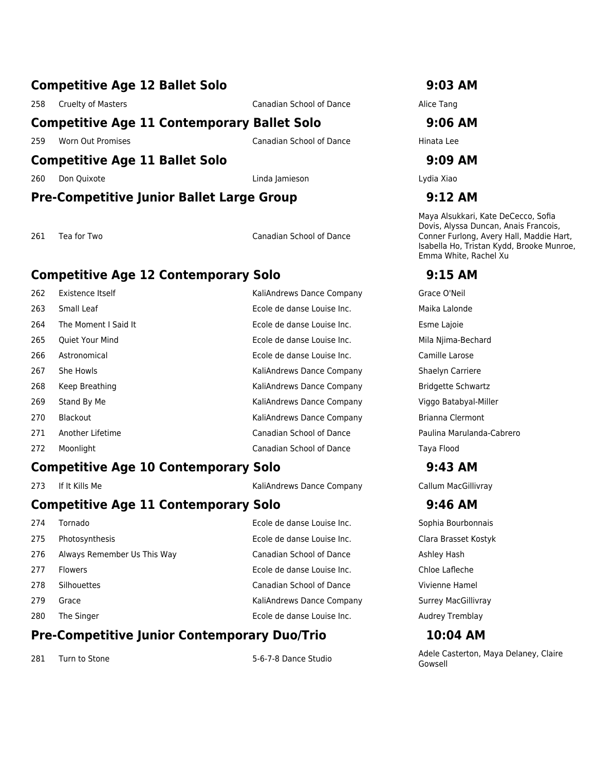## Competitive Age 12 Ballet Solo — 9:03 AM

| # | Title | Studio | Dancer(s) |
|---|---|---|---|
| 258 | Cruelty of Masters | Canadian School of Dance | Alice Tang |

## Competitive Age 11 Contemporary Ballet Solo — 9:06 AM

| # | Title | Studio | Dancer(s) |
|---|---|---|---|
| 259 | Worn Out Promises | Canadian School of Dance | Hinata Lee |

## Competitive Age 11 Ballet Solo — 9:09 AM

| # | Title | Studio | Dancer(s) |
|---|---|---|---|
| 260 | Don Quixote | Linda Jamieson | Lydia Xiao |

## Pre-Competitive Junior Ballet Large Group — 9:12 AM

| # | Title | Studio | Dancer(s) |
|---|---|---|---|
| 261 | Tea for Two | Canadian School of Dance | Maya Alsukkari, Kate DeCecco, Sofia Dovis, Alyssa Duncan, Anais Francois, Conner Furlong, Avery Hall, Maddie Hart, Isabella Ho, Tristan Kydd, Brooke Munroe, Emma White, Rachel Xu |

## Competitive Age 12 Contemporary Solo — 9:15 AM

| # | Title | Studio | Dancer(s) |
|---|---|---|---|
| 262 | Existence Itself | KaliAndrews Dance Company | Grace O'Neil |
| 263 | Small Leaf | Ecole de danse Louise Inc. | Maika Lalonde |
| 264 | The Moment I Said It | Ecole de danse Louise Inc. | Esme Lajoie |
| 265 | Quiet Your Mind | Ecole de danse Louise Inc. | Mila Njima-Bechard |
| 266 | Astronomical | Ecole de danse Louise Inc. | Camille Larose |
| 267 | She Howls | KaliAndrews Dance Company | Shaelyn Carriere |
| 268 | Keep Breathing | KaliAndrews Dance Company | Bridgette Schwartz |
| 269 | Stand By Me | KaliAndrews Dance Company | Viggo Batabyal-Miller |
| 270 | Blackout | KaliAndrews Dance Company | Brianna Clermont |
| 271 | Another Lifetime | Canadian School of Dance | Paulina Marulanda-Cabrero |
| 272 | Moonlight | Canadian School of Dance | Taya Flood |

## Competitive Age 10 Contemporary Solo — 9:43 AM

| # | Title | Studio | Dancer(s) |
|---|---|---|---|
| 273 | If It Kills Me | KaliAndrews Dance Company | Callum MacGillivray |

## Competitive Age 11 Contemporary Solo — 9:46 AM

| # | Title | Studio | Dancer(s) |
|---|---|---|---|
| 274 | Tornado | Ecole de danse Louise Inc. | Sophia Bourbonnais |
| 275 | Photosynthesis | Ecole de danse Louise Inc. | Clara Brasset Kostyk |
| 276 | Always Remember Us This Way | Canadian School of Dance | Ashley Hash |
| 277 | Flowers | Ecole de danse Louise Inc. | Chloe Lafleche |
| 278 | Silhouettes | Canadian School of Dance | Vivienne Hamel |
| 279 | Grace | KaliAndrews Dance Company | Surrey MacGillivray |
| 280 | The Singer | Ecole de danse Louise Inc. | Audrey Tremblay |

## Pre-Competitive Junior Contemporary Duo/Trio — 10:04 AM

| # | Title | Studio | Dancer(s) |
|---|---|---|---|
| 281 | Turn to Stone | 5-6-7-8 Dance Studio | Adele Casterton, Maya Delaney, Claire Gowsell |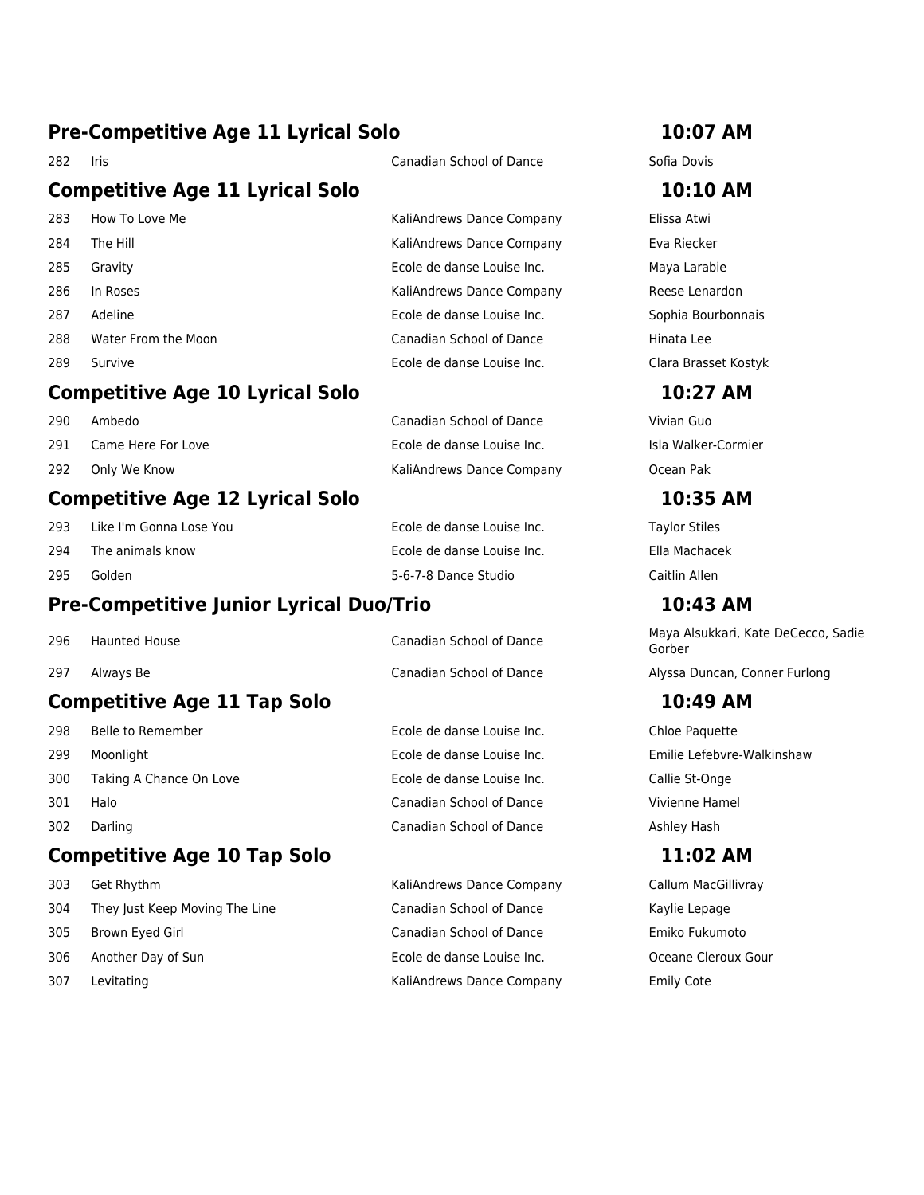## Pre-Competitive Age 11 Lyrical Solo — 10:07 AM

| | | | |
|---|---|---|---|
| 282 | Iris | Canadian School of Dance | Sofia Dovis |

## Competitive Age 11 Lyrical Solo — 10:10 AM

| | | | |
|---|---|---|---|
| 283 | How To Love Me | KaliAndrews Dance Company | Elissa Atwi |
| 284 | The Hill | KaliAndrews Dance Company | Eva Riecker |
| 285 | Gravity | Ecole de danse Louise Inc. | Maya Larabie |
| 286 | In Roses | KaliAndrews Dance Company | Reese Lenardon |
| 287 | Adeline | Ecole de danse Louise Inc. | Sophia Bourbonnais |
| 288 | Water From the Moon | Canadian School of Dance | Hinata Lee |
| 289 | Survive | Ecole de danse Louise Inc. | Clara Brasset Kostyk |

## Competitive Age 10 Lyrical Solo — 10:27 AM

| | | | |
|---|---|---|---|
| 290 | Ambedo | Canadian School of Dance | Vivian Guo |
| 291 | Came Here For Love | Ecole de danse Louise Inc. | Isla Walker-Cormier |
| 292 | Only We Know | KaliAndrews Dance Company | Ocean Pak |

## Competitive Age 12 Lyrical Solo — 10:35 AM

| | | | |
|---|---|---|---|
| 293 | Like I'm Gonna Lose You | Ecole de danse Louise Inc. | Taylor Stiles |
| 294 | The animals know | Ecole de danse Louise Inc. | Ella Machacek |
| 295 | Golden | 5-6-7-8 Dance Studio | Caitlin Allen |

## Pre-Competitive Junior Lyrical Duo/Trio — 10:43 AM

| | | | |
|---|---|---|---|
| 296 | Haunted House | Canadian School of Dance | Maya Alsukkari, Kate DeCecco, Sadie Gorber |
| 297 | Always Be | Canadian School of Dance | Alyssa Duncan, Conner Furlong |

## Competitive Age 11 Tap Solo — 10:49 AM

| | | | |
|---|---|---|---|
| 298 | Belle to Remember | Ecole de danse Louise Inc. | Chloe Paquette |
| 299 | Moonlight | Ecole de danse Louise Inc. | Emilie Lefebvre-Walkinshaw |
| 300 | Taking A Chance On Love | Ecole de danse Louise Inc. | Callie St-Onge |
| 301 | Halo | Canadian School of Dance | Vivienne Hamel |
| 302 | Darling | Canadian School of Dance | Ashley Hash |

## Competitive Age 10 Tap Solo — 11:02 AM

| | | | |
|---|---|---|---|
| 303 | Get Rhythm | KaliAndrews Dance Company | Callum MacGillivray |
| 304 | They Just Keep Moving The Line | Canadian School of Dance | Kaylie Lepage |
| 305 | Brown Eyed Girl | Canadian School of Dance | Emiko Fukumoto |
| 306 | Another Day of Sun | Ecole de danse Louise Inc. | Oceane Cleroux Gour |
| 307 | Levitating | KaliAndrews Dance Company | Emily Cote |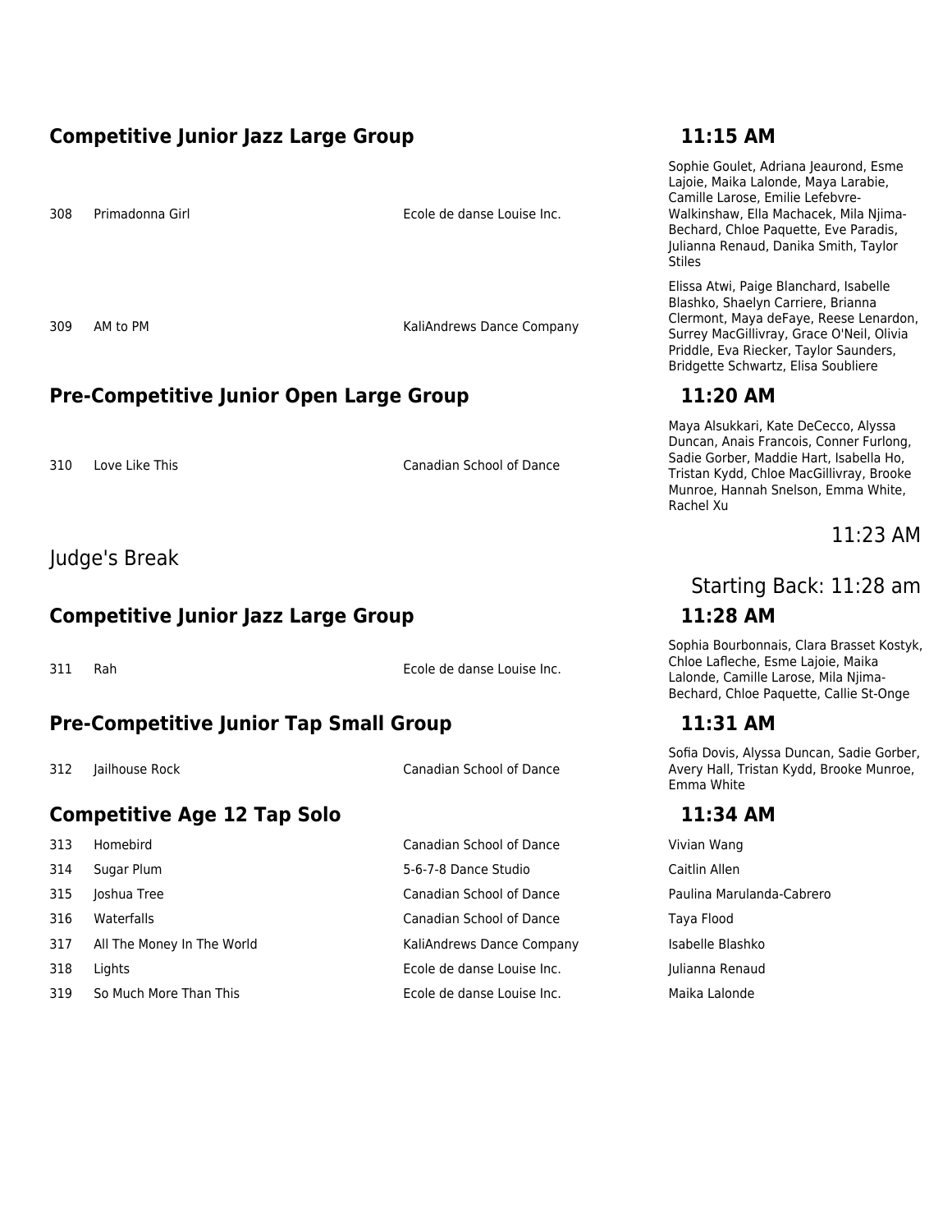## Competitive Junior Jazz Large Group — 11:15 AM

| # | Title | Studio | Dancers |
|---|---|---|---|
| 308 | Primadonna Girl | Ecole de danse Louise Inc. | Sophie Goulet, Adriana Jeaurond, Esme Lajoie, Maika Lalonde, Maya Larabie, Camille Larose, Emilie Lefebvre-Walkinshaw, Ella Machacek, Mila Njima-Bechard, Chloe Paquette, Eve Paradis, Julianna Renaud, Danika Smith, Taylor Stiles |
| 309 | AM to PM | KaliAndrews Dance Company | Elissa Atwi, Paige Blanchard, Isabelle Blashko, Shaelyn Carriere, Brianna Clermont, Maya deFaye, Reese Lenardon, Surrey MacGillivray, Grace O'Neil, Olivia Priddle, Eva Riecker, Taylor Saunders, Bridgette Schwartz, Elisa Soubliere |

## Pre-Competitive Junior Open Large Group — 11:20 AM

| # | Title | Studio | Dancers |
|---|---|---|---|
| 310 | Love Like This | Canadian School of Dance | Maya Alsukkari, Kate DeCecco, Alyssa Duncan, Anais Francois, Conner Furlong, Sadie Gorber, Maddie Hart, Isabella Ho, Tristan Kydd, Chloe MacGillivray, Brooke Munroe, Hannah Snelson, Emma White, Rachel Xu |

Judge's Break — 11:23 AM

Starting Back: 11:28 am

## Competitive Junior Jazz Large Group — 11:28 AM

| # | Title | Studio | Dancers |
|---|---|---|---|
| 311 | Rah | Ecole de danse Louise Inc. | Sophia Bourbonnais, Clara Brasset Kostyk, Chloe Lafleche, Esme Lajoie, Maika Lalonde, Camille Larose, Mila Njima-Bechard, Chloe Paquette, Callie St-Onge |

## Pre-Competitive Junior Tap Small Group — 11:31 AM

| # | Title | Studio | Dancers |
|---|---|---|---|
| 312 | Jailhouse Rock | Canadian School of Dance | Sofia Dovis, Alyssa Duncan, Sadie Gorber, Avery Hall, Tristan Kydd, Brooke Munroe, Emma White |

## Competitive Age 12 Tap Solo — 11:34 AM

| # | Title | Studio | Dancer |
|---|---|---|---|
| 313 | Homebird | Canadian School of Dance | Vivian Wang |
| 314 | Sugar Plum | 5-6-7-8 Dance Studio | Caitlin Allen |
| 315 | Joshua Tree | Canadian School of Dance | Paulina Marulanda-Cabrero |
| 316 | Waterfalls | Canadian School of Dance | Taya Flood |
| 317 | All The Money In The World | KaliAndrews Dance Company | Isabelle Blashko |
| 318 | Lights | Ecole de danse Louise Inc. | Julianna Renaud |
| 319 | So Much More Than This | Ecole de danse Louise Inc. | Maika Lalonde |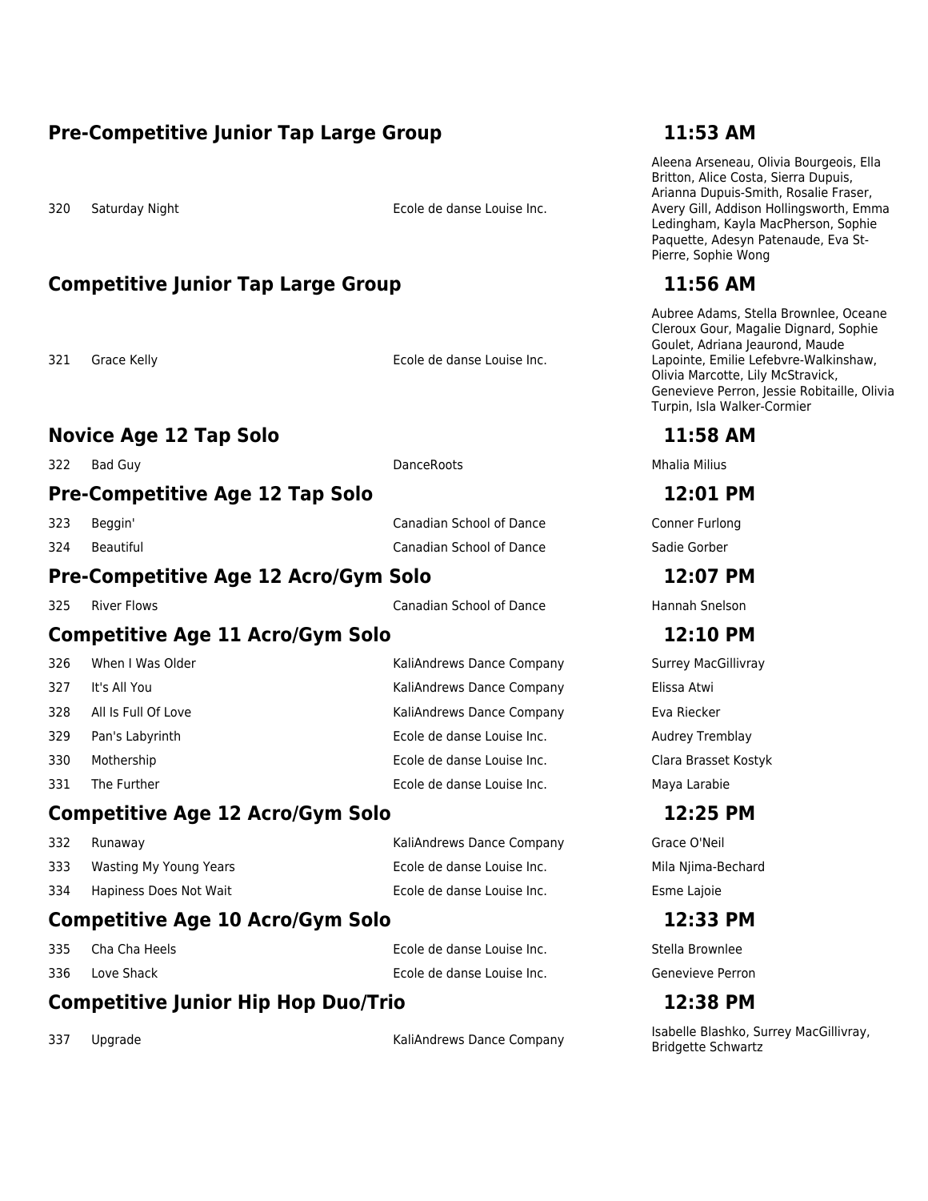## Pre-Competitive Junior Tap Large Group — 11:53 AM

| # | Title | Studio | Dancers |
|---|---|---|---|
| 320 | Saturday Night | Ecole de danse Louise Inc. | Aleena Arseneau, Olivia Bourgeois, Ella Britton, Alice Costa, Sierra Dupuis, Arianna Dupuis-Smith, Rosalie Fraser, Avery Gill, Addison Hollingsworth, Emma Ledingham, Kayla MacPherson, Sophie Paquette, Adesyn Patenaude, Eva St-Pierre, Sophie Wong |

## Competitive Junior Tap Large Group — 11:56 AM

| # | Title | Studio | Dancers |
|---|---|---|---|
| 321 | Grace Kelly | Ecole de danse Louise Inc. | Aubree Adams, Stella Brownlee, Oceane Cleroux Gour, Magalie Dignard, Sophie Goulet, Adriana Jeaurond, Maude Lapointe, Emilie Lefebvre-Walkinshaw, Olivia Marcotte, Lily McStravick, Genevieve Perron, Jessie Robitaille, Olivia Turpin, Isla Walker-Cormier |

## Novice Age 12 Tap Solo — 11:58 AM

| # | Title | Studio | Dancers |
|---|---|---|---|
| 322 | Bad Guy | DanceRoots | Mhalia Milius |

## Pre-Competitive Age 12 Tap Solo — 12:01 PM

| # | Title | Studio | Dancers |
|---|---|---|---|
| 323 | Beggin' | Canadian School of Dance | Conner Furlong |
| 324 | Beautiful | Canadian School of Dance | Sadie Gorber |

## Pre-Competitive Age 12 Acro/Gym Solo — 12:07 PM

| # | Title | Studio | Dancers |
|---|---|---|---|
| 325 | River Flows | Canadian School of Dance | Hannah Snelson |

## Competitive Age 11 Acro/Gym Solo — 12:10 PM

| # | Title | Studio | Dancers |
|---|---|---|---|
| 326 | When I Was Older | KaliAndrews Dance Company | Surrey MacGillivray |
| 327 | It's All You | KaliAndrews Dance Company | Elissa Atwi |
| 328 | All Is Full Of Love | KaliAndrews Dance Company | Eva Riecker |
| 329 | Pan's Labyrinth | Ecole de danse Louise Inc. | Audrey Tremblay |
| 330 | Mothership | Ecole de danse Louise Inc. | Clara Brasset Kostyk |
| 331 | The Further | Ecole de danse Louise Inc. | Maya Larabie |

## Competitive Age 12 Acro/Gym Solo — 12:25 PM

| # | Title | Studio | Dancers |
|---|---|---|---|
| 332 | Runaway | KaliAndrews Dance Company | Grace O'Neil |
| 333 | Wasting My Young Years | Ecole de danse Louise Inc. | Mila Njima-Bechard |
| 334 | Hapiness Does Not Wait | Ecole de danse Louise Inc. | Esme Lajoie |

## Competitive Age 10 Acro/Gym Solo — 12:33 PM

| # | Title | Studio | Dancers |
|---|---|---|---|
| 335 | Cha Cha Heels | Ecole de danse Louise Inc. | Stella Brownlee |
| 336 | Love Shack | Ecole de danse Louise Inc. | Genevieve Perron |

## Competitive Junior Hip Hop Duo/Trio — 12:38 PM

| # | Title | Studio | Dancers |
|---|---|---|---|
| 337 | Upgrade | KaliAndrews Dance Company | Isabelle Blashko, Surrey MacGillivray, Bridgette Schwartz |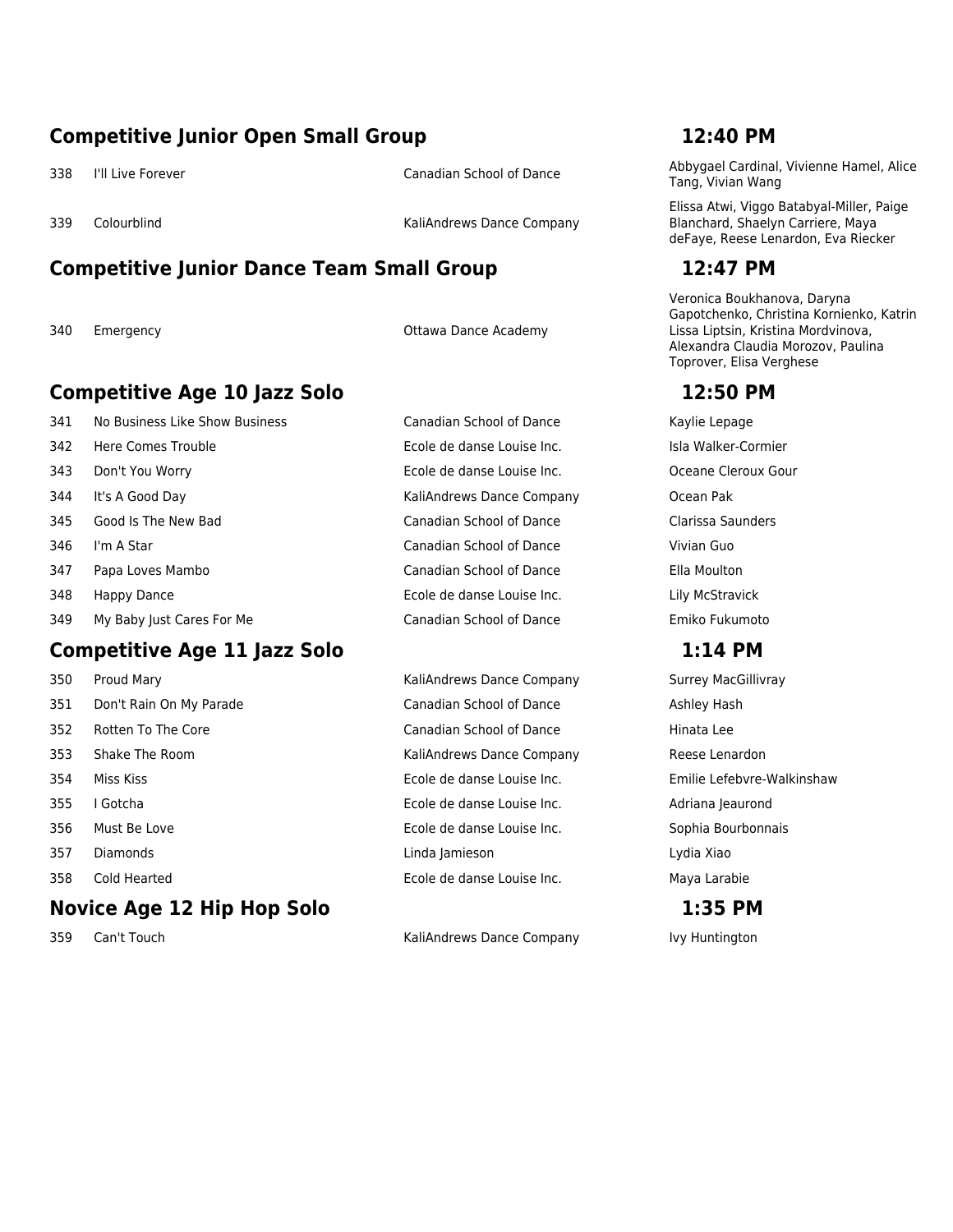## Competitive Junior Open Small Group — 12:40 PM

| # | Title | Studio | Dancers |
|---|---|---|---|
| 338 | I'll Live Forever | Canadian School of Dance | Abbygael Cardinal, Vivienne Hamel, Alice Tang, Vivian Wang |
| 339 | Colourblind | KaliAndrews Dance Company | Elissa Atwi, Viggo Batabyal-Miller, Paige Blanchard, Shaelyn Carriere, Maya deFaye, Reese Lenardon, Eva Riecker |

## Competitive Junior Dance Team Small Group — 12:47 PM

| # | Title | Studio | Dancers |
|---|---|---|---|
| 340 | Emergency | Ottawa Dance Academy | Veronica Boukhanova, Daryna Gapotchenko, Christina Kornienko, Katrin Lissa Liptsin, Kristina Mordvinova, Alexandra Claudia Morozov, Paulina Toprover, Elisa Verghese |

## Competitive Age 10 Jazz Solo — 12:50 PM

| # | Title | Studio | Dancer |
|---|---|---|---|
| 341 | No Business Like Show Business | Canadian School of Dance | Kaylie Lepage |
| 342 | Here Comes Trouble | Ecole de danse Louise Inc. | Isla Walker-Cormier |
| 343 | Don't You Worry | Ecole de danse Louise Inc. | Oceane Cleroux Gour |
| 344 | It's A Good Day | KaliAndrews Dance Company | Ocean Pak |
| 345 | Good Is The New Bad | Canadian School of Dance | Clarissa Saunders |
| 346 | I'm A Star | Canadian School of Dance | Vivian Guo |
| 347 | Papa Loves Mambo | Canadian School of Dance | Ella Moulton |
| 348 | Happy Dance | Ecole de danse Louise Inc. | Lily McStravick |
| 349 | My Baby Just Cares For Me | Canadian School of Dance | Emiko Fukumoto |

## Competitive Age 11 Jazz Solo — 1:14 PM

| # | Title | Studio | Dancer |
|---|---|---|---|
| 350 | Proud Mary | KaliAndrews Dance Company | Surrey MacGillivray |
| 351 | Don't Rain On My Parade | Canadian School of Dance | Ashley Hash |
| 352 | Rotten To The Core | Canadian School of Dance | Hinata Lee |
| 353 | Shake The Room | KaliAndrews Dance Company | Reese Lenardon |
| 354 | Miss Kiss | Ecole de danse Louise Inc. | Emilie Lefebvre-Walkinshaw |
| 355 | I Gotcha | Ecole de danse Louise Inc. | Adriana Jeaurond |
| 356 | Must Be Love | Ecole de danse Louise Inc. | Sophia Bourbonnais |
| 357 | Diamonds | Linda Jamieson | Lydia Xiao |
| 358 | Cold Hearted | Ecole de danse Louise Inc. | Maya Larabie |

## Novice Age 12 Hip Hop Solo — 1:35 PM

| # | Title | Studio | Dancer |
|---|---|---|---|
| 359 | Can't Touch | KaliAndrews Dance Company | Ivy Huntington |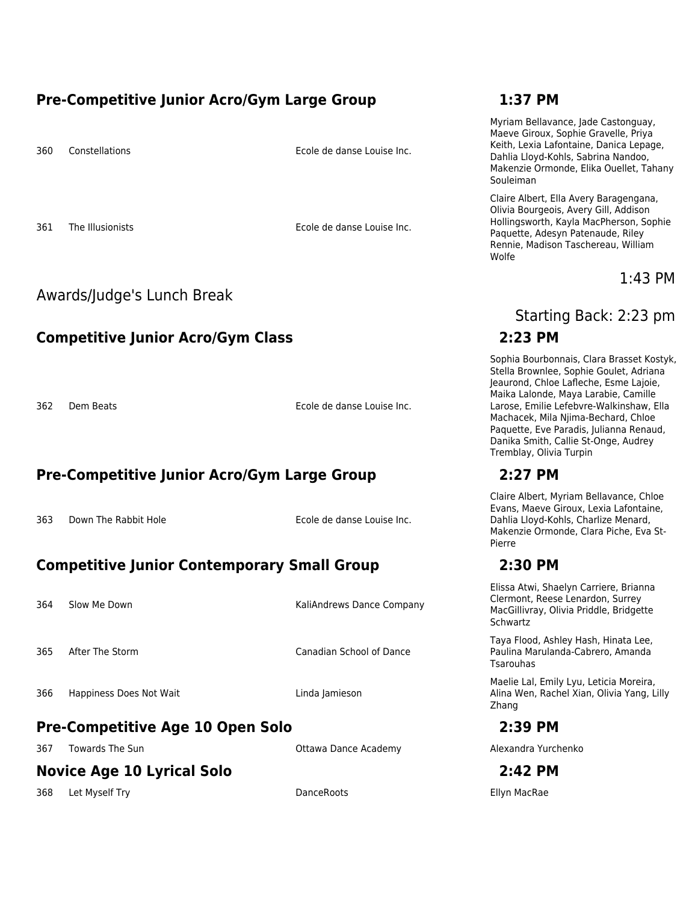## Pre-Competitive Junior Acro/Gym Large Group — 1:37 PM

| # | Title | Studio | Dancers |
|---|---|---|---|
| 360 | Constellations | Ecole de danse Louise Inc. | Myriam Bellavance, Jade Castonguay, Maeve Giroux, Sophie Gravelle, Priya Keith, Lexia Lafontaine, Danica Lepage, Dahlia Lloyd-Kohls, Sabrina Nandoo, Makenzie Ormonde, Elika Ouellet, Tahany Souleiman |
| 361 | The Illusionists | Ecole de danse Louise Inc. | Claire Albert, Ella Avery Baragengana, Olivia Bourgeois, Avery Gill, Addison Hollingsworth, Kayla MacPherson, Sophie Paquette, Adesyn Patenaude, Riley Rennie, Madison Taschereau, William Wolfe |

## Awards/Judge's Lunch Break — 1:43 PM

Starting Back: 2:23 pm

## Competitive Junior Acro/Gym Class — 2:23 PM

| # | Title | Studio | Dancers |
|---|---|---|---|
| 362 | Dem Beats | Ecole de danse Louise Inc. | Sophia Bourbonnais, Clara Brasset Kostyk, Stella Brownlee, Sophie Goulet, Adriana Jeaurond, Chloe Lafleche, Esme Lajoie, Maika Lalonde, Maya Larabie, Camille Larose, Emilie Lefebvre-Walkinshaw, Ella Machacek, Mila Njima-Bechard, Chloe Paquette, Eve Paradis, Julianna Renaud, Danika Smith, Callie St-Onge, Audrey Tremblay, Olivia Turpin |

## Pre-Competitive Junior Acro/Gym Large Group — 2:27 PM

| # | Title | Studio | Dancers |
|---|---|---|---|
| 363 | Down The Rabbit Hole | Ecole de danse Louise Inc. | Claire Albert, Myriam Bellavance, Chloe Evans, Maeve Giroux, Lexia Lafontaine, Dahlia Lloyd-Kohls, Charlize Menard, Makenzie Ormonde, Clara Piche, Eva St-Pierre |

## Competitive Junior Contemporary Small Group — 2:30 PM

| # | Title | Studio | Dancers |
|---|---|---|---|
| 364 | Slow Me Down | KaliAndrews Dance Company | Elissa Atwi, Shaelyn Carriere, Brianna Clermont, Reese Lenardon, Surrey MacGillivray, Olivia Priddle, Bridgette Schwartz |
| 365 | After The Storm | Canadian School of Dance | Taya Flood, Ashley Hash, Hinata Lee, Paulina Marulanda-Cabrero, Amanda Tsarouhas |
| 366 | Happiness Does Not Wait | Linda Jamieson | Maelie Lal, Emily Lyu, Leticia Moreira, Alina Wen, Rachel Xian, Olivia Yang, Lilly Zhang |

## Pre-Competitive Age 10 Open Solo — 2:39 PM

| # | Title | Studio | Dancers |
|---|---|---|---|
| 367 | Towards The Sun | Ottawa Dance Academy | Alexandra Yurchenko |

## Novice Age 10 Lyrical Solo — 2:42 PM

| # | Title | Studio | Dancers |
|---|---|---|---|
| 368 | Let Myself Try | DanceRoots | Ellyn MacRae |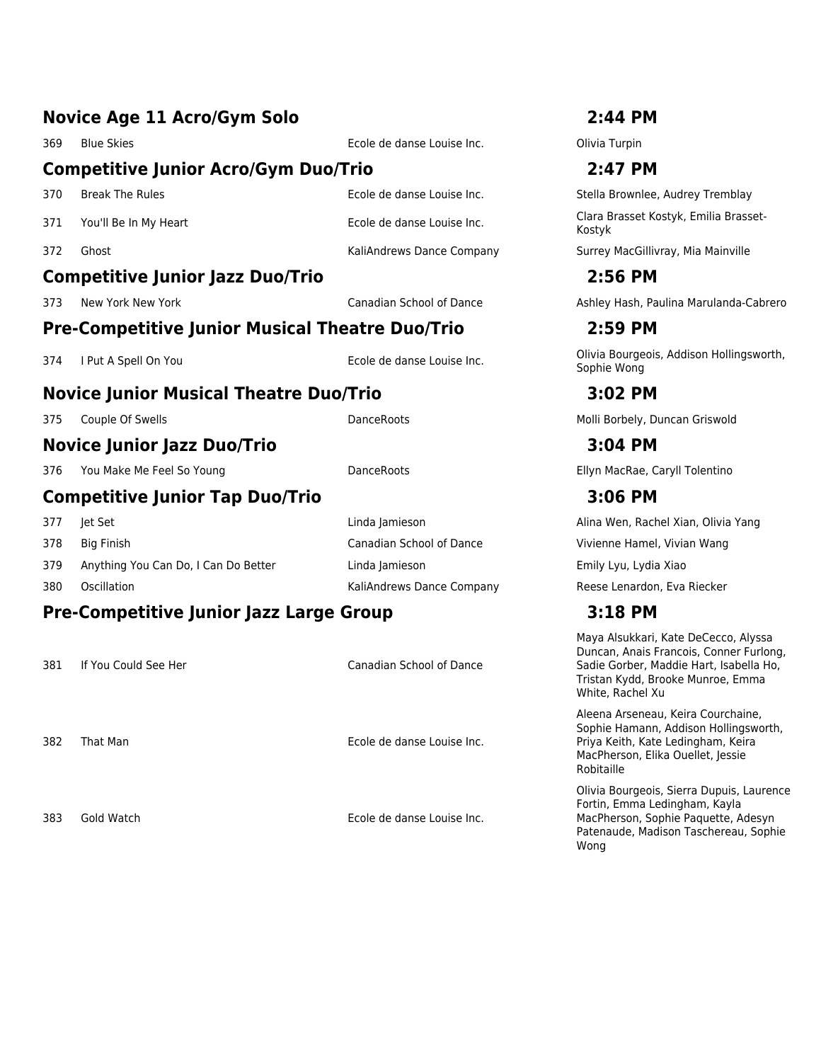## Novice Age 11 Acro/Gym Solo — 2:44 PM

| # | Title | Studio | Dancers |
|---|---|---|---|
| 369 | Blue Skies | Ecole de danse Louise Inc. | Olivia Turpin |

## Competitive Junior Acro/Gym Duo/Trio — 2:47 PM

| # | Title | Studio | Dancers |
|---|---|---|---|
| 370 | Break The Rules | Ecole de danse Louise Inc. | Stella Brownlee, Audrey Tremblay |
| 371 | You'll Be In My Heart | Ecole de danse Louise Inc. | Clara Brasset Kostyk, Emilia Brasset-Kostyk |
| 372 | Ghost | KaliAndrews Dance Company | Surrey MacGillivray, Mia Mainville |

## Competitive Junior Jazz Duo/Trio — 2:56 PM

| # | Title | Studio | Dancers |
|---|---|---|---|
| 373 | New York New York | Canadian School of Dance | Ashley Hash, Paulina Marulanda-Cabrero |

## Pre-Competitive Junior Musical Theatre Duo/Trio — 2:59 PM

| # | Title | Studio | Dancers |
|---|---|---|---|
| 374 | I Put A Spell On You | Ecole de danse Louise Inc. | Olivia Bourgeois, Addison Hollingsworth, Sophie Wong |

## Novice Junior Musical Theatre Duo/Trio — 3:02 PM

| # | Title | Studio | Dancers |
|---|---|---|---|
| 375 | Couple Of Swells | DanceRoots | Molli Borbely, Duncan Griswold |

## Novice Junior Jazz Duo/Trio — 3:04 PM

| # | Title | Studio | Dancers |
|---|---|---|---|
| 376 | You Make Me Feel So Young | DanceRoots | Ellyn MacRae, Caryll Tolentino |

## Competitive Junior Tap Duo/Trio — 3:06 PM

| # | Title | Studio | Dancers |
|---|---|---|---|
| 377 | Jet Set | Linda Jamieson | Alina Wen, Rachel Xian, Olivia Yang |
| 378 | Big Finish | Canadian School of Dance | Vivienne Hamel, Vivian Wang |
| 379 | Anything You Can Do, I Can Do Better | Linda Jamieson | Emily Lyu, Lydia Xiao |
| 380 | Oscillation | KaliAndrews Dance Company | Reese Lenardon, Eva Riecker |

## Pre-Competitive Junior Jazz Large Group — 3:18 PM

| # | Title | Studio | Dancers |
|---|---|---|---|
| 381 | If You Could See Her | Canadian School of Dance | Maya Alsukkari, Kate DeCecco, Alyssa Duncan, Anais Francois, Conner Furlong, Sadie Gorber, Maddie Hart, Isabella Ho, Tristan Kydd, Brooke Munroe, Emma White, Rachel Xu |
| 382 | That Man | Ecole de danse Louise Inc. | Aleena Arseneau, Keira Courchaine, Sophie Hamann, Addison Hollingsworth, Priya Keith, Kate Ledingham, Keira MacPherson, Elika Ouellet, Jessie Robitaille |
| 383 | Gold Watch | Ecole de danse Louise Inc. | Olivia Bourgeois, Sierra Dupuis, Laurence Fortin, Emma Ledingham, Kayla MacPherson, Sophie Paquette, Adesyn Patenaude, Madison Taschereau, Sophie Wong |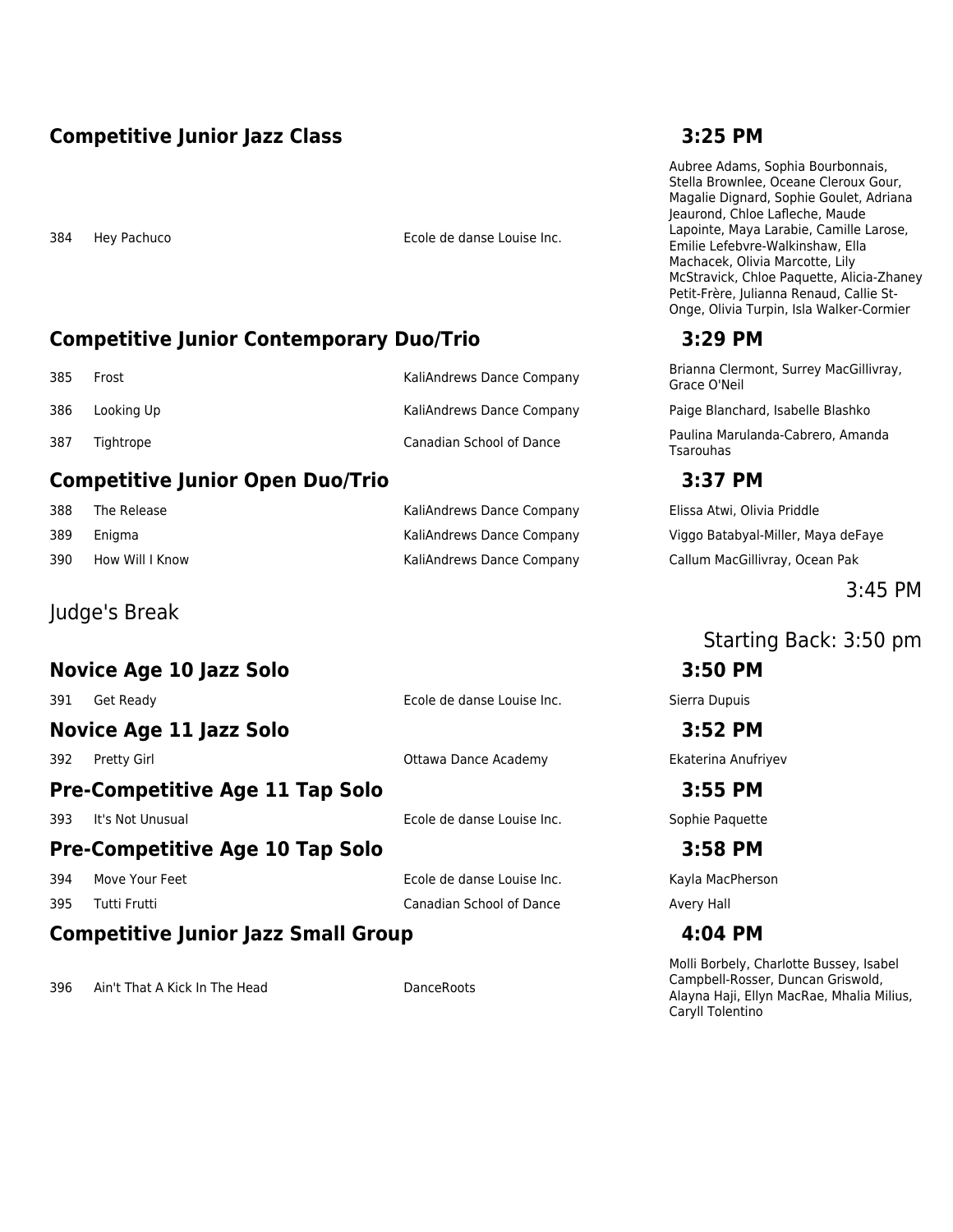## Competitive Junior Jazz Class — 3:25 PM

| # | Title | Studio | Dancers |
|---|---|---|---|
| 384 | Hey Pachuco | Ecole de danse Louise Inc. | Aubree Adams, Sophia Bourbonnais, Stella Brownlee, Oceane Cleroux Gour, Magalie Dignard, Sophie Goulet, Adriana Jeaurond, Chloe Lafleche, Maude Lapointe, Maya Larabie, Camille Larose, Emilie Lefebvre-Walkinshaw, Ella Machacek, Olivia Marcotte, Lily McStravick, Chloe Paquette, Alicia-Zhaney Petit-Frère, Julianna Renaud, Callie St-Onge, Olivia Turpin, Isla Walker-Cormier |

## Competitive Junior Contemporary Duo/Trio — 3:29 PM

| # | Title | Studio | Dancers |
|---|---|---|---|
| 385 | Frost | KaliAndrews Dance Company | Brianna Clermont, Surrey MacGillivray, Grace O'Neil |
| 386 | Looking Up | KaliAndrews Dance Company | Paige Blanchard, Isabelle Blashko |
| 387 | Tightrope | Canadian School of Dance | Paulina Marulanda-Cabrero, Amanda Tsarouhas |

## Competitive Junior Open Duo/Trio — 3:37 PM

| # | Title | Studio | Dancers |
|---|---|---|---|
| 388 | The Release | KaliAndrews Dance Company | Elissa Atwi, Olivia Priddle |
| 389 | Enigma | KaliAndrews Dance Company | Viggo Batabyal-Miller, Maya deFaye |
| 390 | How Will I Know | KaliAndrews Dance Company | Callum MacGillivray, Ocean Pak |

Judge's Break — 3:45 PM

Starting Back: 3:50 pm

## Novice Age 10 Jazz Solo — 3:50 PM

| # | Title | Studio | Dancers |
|---|---|---|---|
| 391 | Get Ready | Ecole de danse Louise Inc. | Sierra Dupuis |

## Novice Age 11 Jazz Solo — 3:52 PM

| # | Title | Studio | Dancers |
|---|---|---|---|
| 392 | Pretty Girl | Ottawa Dance Academy | Ekaterina Anufriyev |

## Pre-Competitive Age 11 Tap Solo — 3:55 PM

| # | Title | Studio | Dancers |
|---|---|---|---|
| 393 | It's Not Unusual | Ecole de danse Louise Inc. | Sophie Paquette |

## Pre-Competitive Age 10 Tap Solo — 3:58 PM

| # | Title | Studio | Dancers |
|---|---|---|---|
| 394 | Move Your Feet | Ecole de danse Louise Inc. | Kayla MacPherson |
| 395 | Tutti Frutti | Canadian School of Dance | Avery Hall |

## Competitive Junior Jazz Small Group — 4:04 PM

| # | Title | Studio | Dancers |
|---|---|---|---|
| 396 | Ain't That A Kick In The Head | DanceRoots | Molli Borbely, Charlotte Bussey, Isabel Campbell-Rosser, Duncan Griswold, Alayna Haji, Ellyn MacRae, Mhalia Milius, Caryll Tolentino |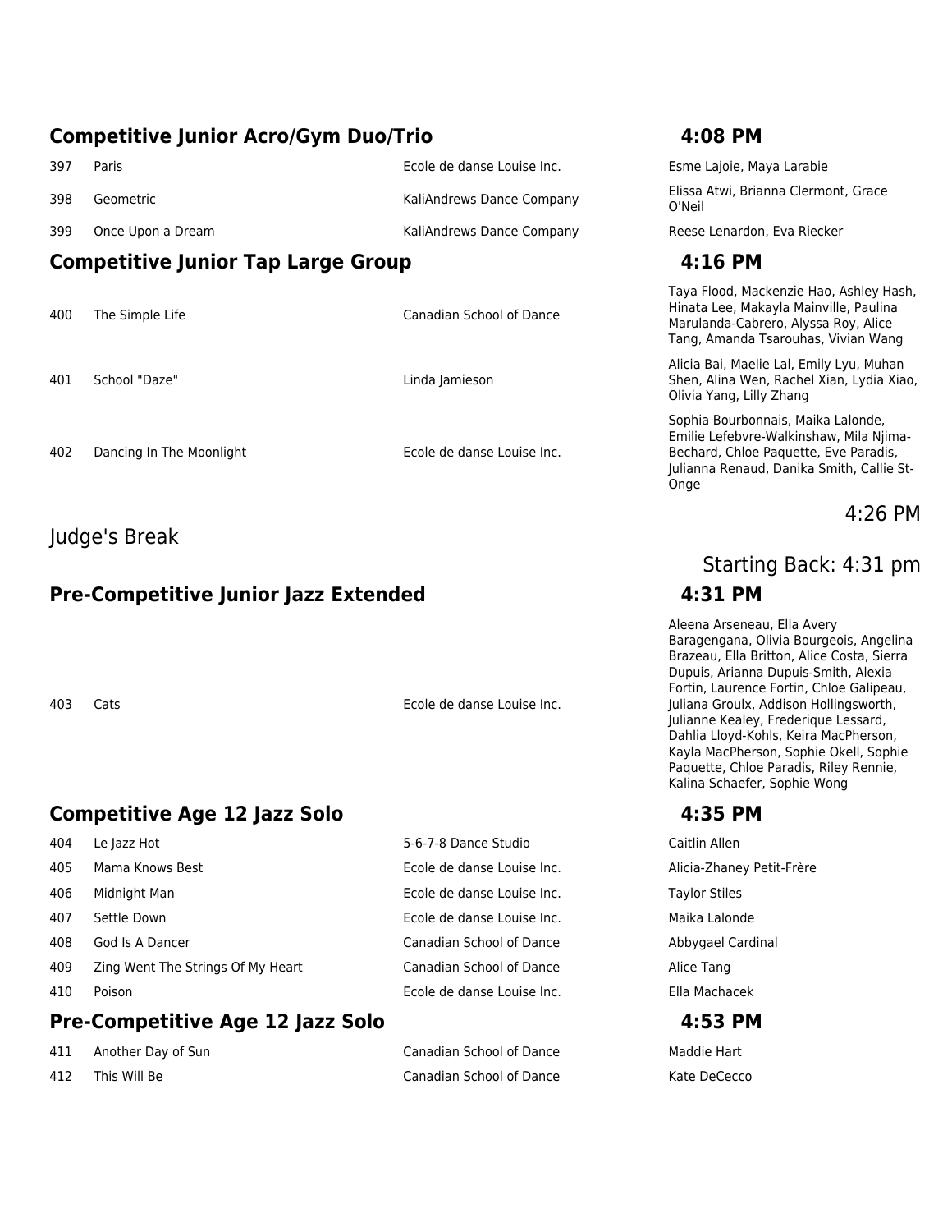## Competitive Junior Acro/Gym Duo/Trio — 4:08 PM

| # | Title | Studio | Dancers |
|---|---|---|---|
| 397 | Paris | Ecole de danse Louise Inc. | Esme Lajoie, Maya Larabie |
| 398 | Geometric | KaliAndrews Dance Company | Elissa Atwi, Brianna Clermont, Grace O'Neil |
| 399 | Once Upon a Dream | KaliAndrews Dance Company | Reese Lenardon, Eva Riecker |

## Competitive Junior Tap Large Group — 4:16 PM

| # | Title | Studio | Dancers |
|---|---|---|---|
| 400 | The Simple Life | Canadian School of Dance | Taya Flood, Mackenzie Hao, Ashley Hash, Hinata Lee, Makayla Mainville, Paulina Marulanda-Cabrero, Alyssa Roy, Alice Tang, Amanda Tsarouhas, Vivian Wang |
| 401 | School "Daze" | Linda Jamieson | Alicia Bai, Maelie Lal, Emily Lyu, Muhan Shen, Alina Wen, Rachel Xian, Lydia Xiao, Olivia Yang, Lilly Zhang |
| 402 | Dancing In The Moonlight | Ecole de danse Louise Inc. | Sophia Bourbonnais, Maika Lalonde, Emilie Lefebvre-Walkinshaw, Mila Njima-Bechard, Chloe Paquette, Eve Paradis, Julianna Renaud, Danika Smith, Callie St-Onge |

Judge's Break — 4:26 PM

Starting Back: 4:31 pm

## Pre-Competitive Junior Jazz Extended — 4:31 PM

| # | Title | Studio | Dancers |
|---|---|---|---|
| 403 | Cats | Ecole de danse Louise Inc. | Aleena Arseneau, Ella Avery Baragengana, Olivia Bourgeois, Angelina Brazeau, Ella Britton, Alice Costa, Sierra Dupuis, Arianna Dupuis-Smith, Alexia Fortin, Laurence Fortin, Chloe Galipeau, Juliana Groulx, Addison Hollingsworth, Julianne Kealey, Frederique Lessard, Dahlia Lloyd-Kohls, Keira MacPherson, Kayla MacPherson, Sophie Okell, Sophie Paquette, Chloe Paradis, Riley Rennie, Kalina Schaefer, Sophie Wong |

## Competitive Age 12 Jazz Solo — 4:35 PM

| # | Title | Studio | Dancer |
|---|---|---|---|
| 404 | Le Jazz Hot | 5-6-7-8 Dance Studio | Caitlin Allen |
| 405 | Mama Knows Best | Ecole de danse Louise Inc. | Alicia-Zhaney Petit-Frère |
| 406 | Midnight Man | Ecole de danse Louise Inc. | Taylor Stiles |
| 407 | Settle Down | Ecole de danse Louise Inc. | Maika Lalonde |
| 408 | God Is A Dancer | Canadian School of Dance | Abbygael Cardinal |
| 409 | Zing Went The Strings Of My Heart | Canadian School of Dance | Alice Tang |
| 410 | Poison | Ecole de danse Louise Inc. | Ella Machacek |

## Pre-Competitive Age 12 Jazz Solo — 4:53 PM

| # | Title | Studio | Dancer |
|---|---|---|---|
| 411 | Another Day of Sun | Canadian School of Dance | Maddie Hart |
| 412 | This Will Be | Canadian School of Dance | Kate DeCecco |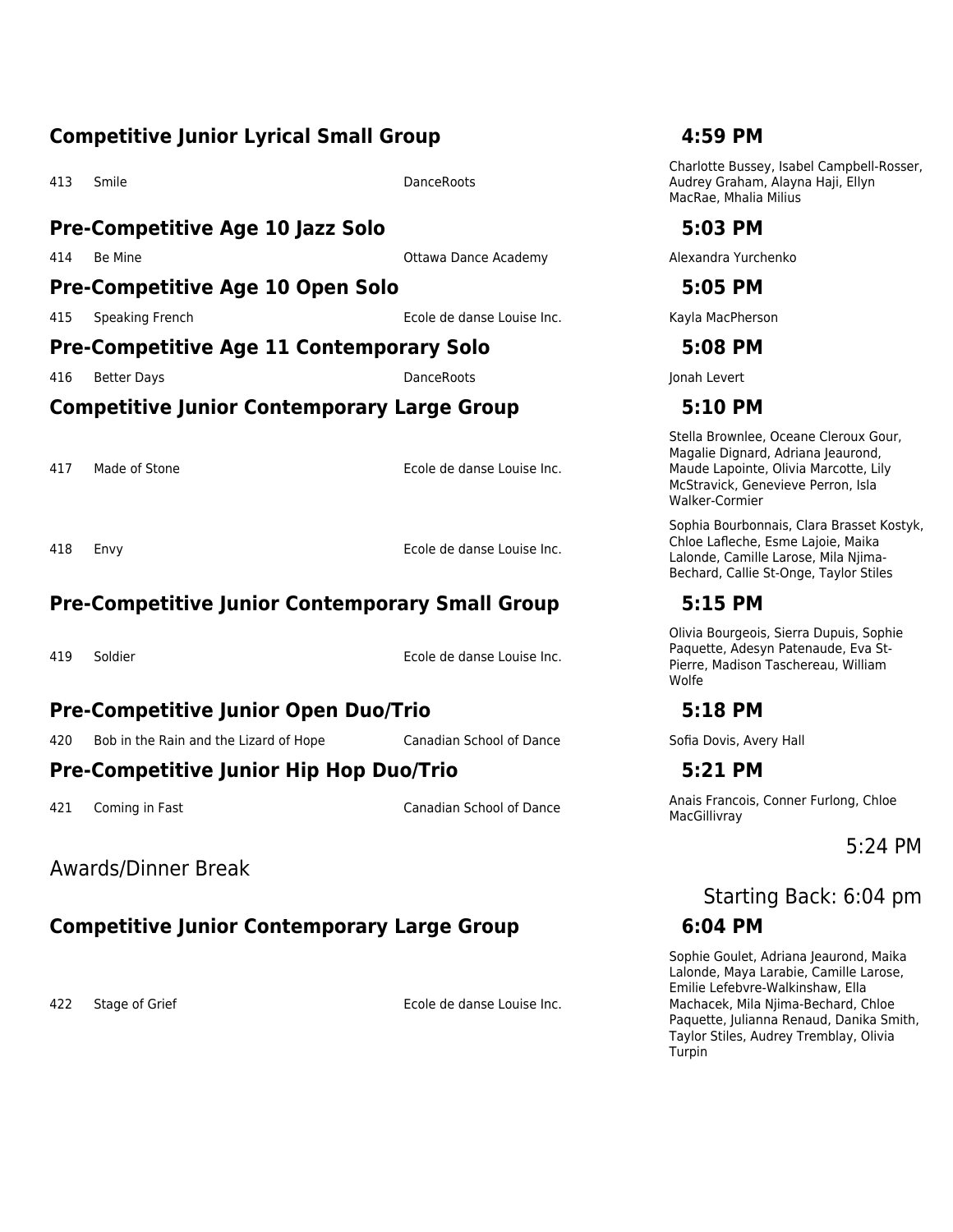## Competitive Junior Lyrical Small Group — 4:59 PM

| # | Title | Studio | Dancers |
|---|---|---|---|
| 413 | Smile | DanceRoots | Charlotte Bussey, Isabel Campbell-Rosser, Audrey Graham, Alayna Haji, Ellyn MacRae, Mhalia Milius |

## Pre-Competitive Age 10 Jazz Solo — 5:03 PM

| # | Title | Studio | Dancers |
|---|---|---|---|
| 414 | Be Mine | Ottawa Dance Academy | Alexandra Yurchenko |

## Pre-Competitive Age 10 Open Solo — 5:05 PM

| # | Title | Studio | Dancers |
|---|---|---|---|
| 415 | Speaking French | Ecole de danse Louise Inc. | Kayla MacPherson |

## Pre-Competitive Age 11 Contemporary Solo — 5:08 PM

| # | Title | Studio | Dancers |
|---|---|---|---|
| 416 | Better Days | DanceRoots | Jonah Levert |

## Competitive Junior Contemporary Large Group — 5:10 PM

| # | Title | Studio | Dancers |
|---|---|---|---|
| 417 | Made of Stone | Ecole de danse Louise Inc. | Stella Brownlee, Oceane Cleroux Gour, Magalie Dignard, Adriana Jeaurond, Maude Lapointe, Olivia Marcotte, Lily McStravick, Genevieve Perron, Isla Walker-Cormier |
| 418 | Envy | Ecole de danse Louise Inc. | Sophia Bourbonnais, Clara Brasset Kostyk, Chloe Lafleche, Esme Lajoie, Maika Lalonde, Camille Larose, Mila Njima-Bechard, Callie St-Onge, Taylor Stiles |

## Pre-Competitive Junior Contemporary Small Group — 5:15 PM

| # | Title | Studio | Dancers |
|---|---|---|---|
| 419 | Soldier | Ecole de danse Louise Inc. | Olivia Bourgeois, Sierra Dupuis, Sophie Paquette, Adesyn Patenaude, Eva St-Pierre, Madison Taschereau, William Wolfe |

## Pre-Competitive Junior Open Duo/Trio — 5:18 PM

| # | Title | Studio | Dancers |
|---|---|---|---|
| 420 | Bob in the Rain and the Lizard of Hope | Canadian School of Dance | Sofia Dovis, Avery Hall |

## Pre-Competitive Junior Hip Hop Duo/Trio — 5:21 PM

| # | Title | Studio | Dancers |
|---|---|---|---|
| 421 | Coming in Fast | Canadian School of Dance | Anais Francois, Conner Furlong, Chloe MacGillivray |

Awards/Dinner Break — 5:24 PM

Starting Back: 6:04 pm

## Competitive Junior Contemporary Large Group — 6:04 PM

| # | Title | Studio | Dancers |
|---|---|---|---|
| 422 | Stage of Grief | Ecole de danse Louise Inc. | Sophie Goulet, Adriana Jeaurond, Maika Lalonde, Maya Larabie, Camille Larose, Emilie Lefebvre-Walkinshaw, Ella Machacek, Mila Njima-Bechard, Chloe Paquette, Julianna Renaud, Danika Smith, Taylor Stiles, Audrey Tremblay, Olivia Turpin |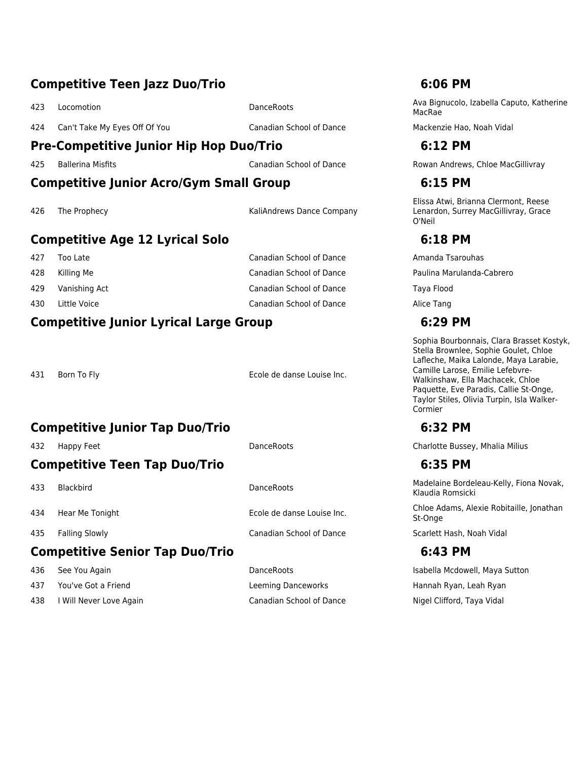## Competitive Teen Jazz Duo/Trio — 6:06 PM

| # | Title | Studio | Dancers |
|---|---|---|---|
| 423 | Locomotion | DanceRoots | Ava Bignucolo, Izabella Caputo, Katherine MacRae |
| 424 | Can't Take My Eyes Off Of You | Canadian School of Dance | Mackenzie Hao, Noah Vidal |

## Pre-Competitive Junior Hip Hop Duo/Trio — 6:12 PM

| # | Title | Studio | Dancers |
|---|---|---|---|
| 425 | Ballerina Misfits | Canadian School of Dance | Rowan Andrews, Chloe MacGillivray |

## Competitive Junior Acro/Gym Small Group — 6:15 PM

| # | Title | Studio | Dancers |
|---|---|---|---|
| 426 | The Prophecy | KaliAndrews Dance Company | Elissa Atwi, Brianna Clermont, Reese Lenardon, Surrey MacGillivray, Grace O'Neil |

## Competitive Age 12 Lyrical Solo — 6:18 PM

| # | Title | Studio | Dancers |
|---|---|---|---|
| 427 | Too Late | Canadian School of Dance | Amanda Tsarouhas |
| 428 | Killing Me | Canadian School of Dance | Paulina Marulanda-Cabrero |
| 429 | Vanishing Act | Canadian School of Dance | Taya Flood |
| 430 | Little Voice | Canadian School of Dance | Alice Tang |

## Competitive Junior Lyrical Large Group — 6:29 PM

| # | Title | Studio | Dancers |
|---|---|---|---|
| 431 | Born To Fly | Ecole de danse Louise Inc. | Sophia Bourbonnais, Clara Brasset Kostyk, Stella Brownlee, Sophie Goulet, Chloe Lafleche, Maika Lalonde, Maya Larabie, Camille Larose, Emilie Lefebvre-Walkinshaw, Ella Machacek, Chloe Paquette, Eve Paradis, Callie St-Onge, Taylor Stiles, Olivia Turpin, Isla Walker-Cormier |

## Competitive Junior Tap Duo/Trio — 6:32 PM

| # | Title | Studio | Dancers |
|---|---|---|---|
| 432 | Happy Feet | DanceRoots | Charlotte Bussey, Mhalia Milius |

## Competitive Teen Tap Duo/Trio — 6:35 PM

| # | Title | Studio | Dancers |
|---|---|---|---|
| 433 | Blackbird | DanceRoots | Madelaine Bordeleau-Kelly, Fiona Novak, Klaudia Romsicki |
| 434 | Hear Me Tonight | Ecole de danse Louise Inc. | Chloe Adams, Alexie Robitaille, Jonathan St-Onge |
| 435 | Falling Slowly | Canadian School of Dance | Scarlett Hash, Noah Vidal |

## Competitive Senior Tap Duo/Trio — 6:43 PM

| # | Title | Studio | Dancers |
|---|---|---|---|
| 436 | See You Again | DanceRoots | Isabella Mcdowell, Maya Sutton |
| 437 | You've Got a Friend | Leeming Danceworks | Hannah Ryan, Leah Ryan |
| 438 | I Will Never Love Again | Canadian School of Dance | Nigel Clifford, Taya Vidal |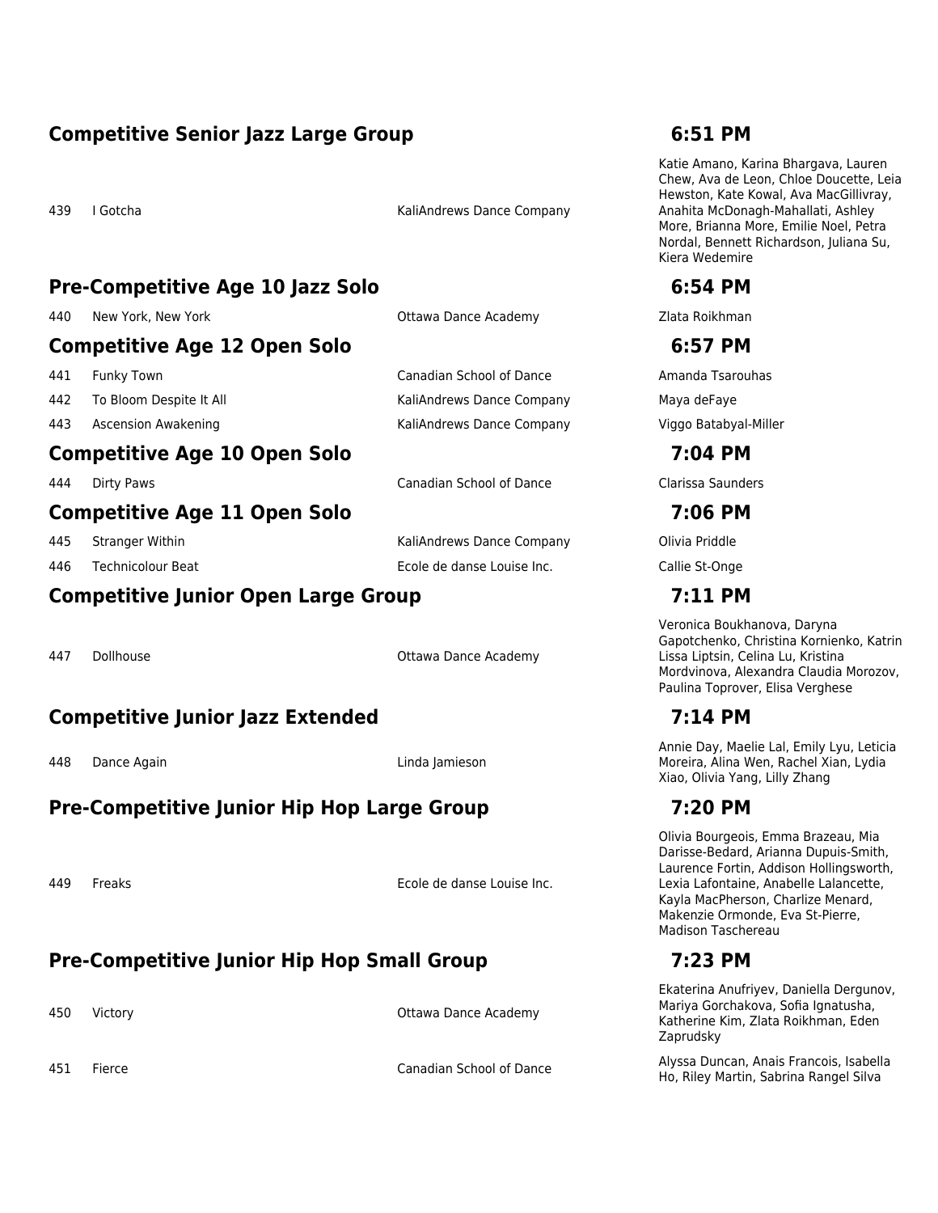## Competitive Senior Jazz Large Group — 6:51 PM

| | | | |
|---|---|---|---|
| 439 | I Gotcha | KaliAndrews Dance Company | Katie Amano, Karina Bhargava, Lauren Chew, Ava de Leon, Chloe Doucette, Leia Hewston, Kate Kowal, Ava MacGillivray, Anahita McDonagh-Mahallati, Ashley More, Brianna More, Emilie Noel, Petra Nordal, Bennett Richardson, Juliana Su, Kiera Wedemire |

## Pre-Competitive Age 10 Jazz Solo — 6:54 PM

| | | | |
|---|---|---|---|
| 440 | New York, New York | Ottawa Dance Academy | Zlata Roikhman |

## Competitive Age 12 Open Solo — 6:57 PM

| | | | |
|---|---|---|---|
| 441 | Funky Town | Canadian School of Dance | Amanda Tsarouhas |
| 442 | To Bloom Despite It All | KaliAndrews Dance Company | Maya deFaye |
| 443 | Ascension Awakening | KaliAndrews Dance Company | Viggo Batabyal-Miller |

## Competitive Age 10 Open Solo — 7:04 PM

| | | | |
|---|---|---|---|
| 444 | Dirty Paws | Canadian School of Dance | Clarissa Saunders |

## Competitive Age 11 Open Solo — 7:06 PM

| | | | |
|---|---|---|---|
| 445 | Stranger Within | KaliAndrews Dance Company | Olivia Priddle |
| 446 | Technicolour Beat | Ecole de danse Louise Inc. | Callie St-Onge |

## Competitive Junior Open Large Group — 7:11 PM

| | | | |
|---|---|---|---|
| 447 | Dollhouse | Ottawa Dance Academy | Veronica Boukhanova, Daryna Gapotchenko, Christina Kornienko, Katrin Lissa Liptsin, Celina Lu, Kristina Mordvinova, Alexandra Claudia Morozov, Paulina Toprover, Elisa Verghese |

## Competitive Junior Jazz Extended — 7:14 PM

| | | | |
|---|---|---|---|
| 448 | Dance Again | Linda Jamieson | Annie Day, Maelie Lal, Emily Lyu, Leticia Moreira, Alina Wen, Rachel Xian, Lydia Xiao, Olivia Yang, Lilly Zhang |

## Pre-Competitive Junior Hip Hop Large Group — 7:20 PM

| | | | |
|---|---|---|---|
| 449 | Freaks | Ecole de danse Louise Inc. | Olivia Bourgeois, Emma Brazeau, Mia Darisse-Bedard, Arianna Dupuis-Smith, Laurence Fortin, Addison Hollingsworth, Lexia Lafontaine, Anabelle Lalancette, Kayla MacPherson, Charlize Menard, Makenzie Ormonde, Eva St-Pierre, Madison Taschereau |

## Pre-Competitive Junior Hip Hop Small Group — 7:23 PM

| | | | |
|---|---|---|---|
| 450 | Victory | Ottawa Dance Academy | Ekaterina Anufriyev, Daniella Dergunov, Mariya Gorchakova, Sofia Ignatusha, Katherine Kim, Zlata Roikhman, Eden Zaprudsky |
| 451 | Fierce | Canadian School of Dance | Alyssa Duncan, Anais Francois, Isabella Ho, Riley Martin, Sabrina Rangel Silva |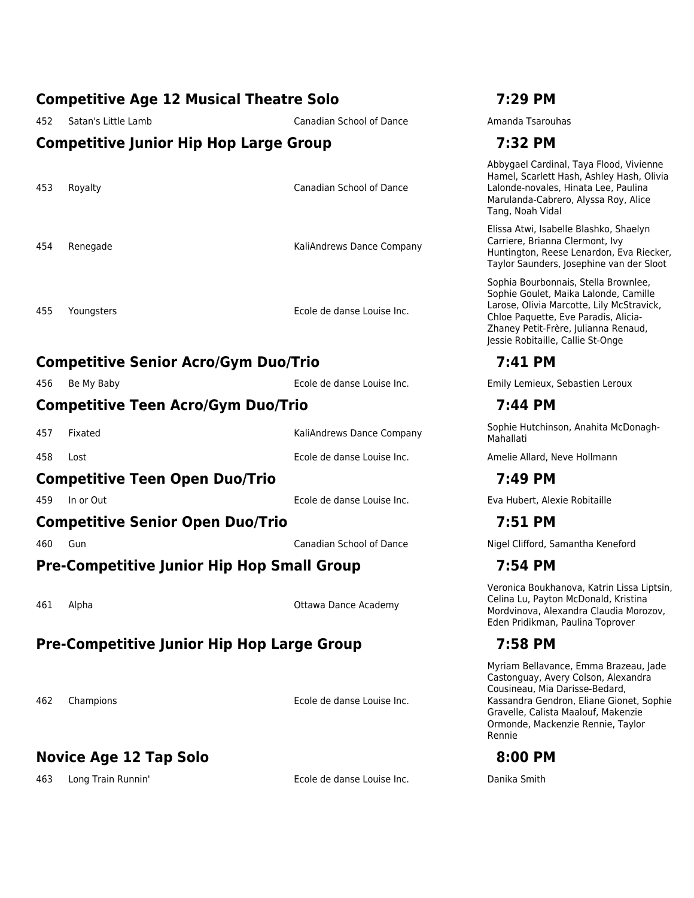## Competitive Age 12 Musical Theatre Solo — 7:29 PM

| # | Title | Studio | Dancers |
|---|---|---|---|
| 452 | Satan's Little Lamb | Canadian School of Dance | Amanda Tsarouhas |

## Competitive Junior Hip Hop Large Group — 7:32 PM

| # | Title | Studio | Dancers |
|---|---|---|---|
| 453 | Royalty | Canadian School of Dance | Abbygael Cardinal, Taya Flood, Vivienne Hamel, Scarlett Hash, Ashley Hash, Olivia Lalonde-novales, Hinata Lee, Paulina Marulanda-Cabrero, Alyssa Roy, Alice Tang, Noah Vidal |
| 454 | Renegade | KaliAndrews Dance Company | Elissa Atwi, Isabelle Blashko, Shaelyn Carriere, Brianna Clermont, Ivy Huntington, Reese Lenardon, Eva Riecker, Taylor Saunders, Josephine van der Sloot |
| 455 | Youngsters | Ecole de danse Louise Inc. | Sophia Bourbonnais, Stella Brownlee, Sophie Goulet, Maika Lalonde, Camille Larose, Olivia Marcotte, Lily McStravick, Chloe Paquette, Eve Paradis, Alicia-Zhaney Petit-Frère, Julianna Renaud, Jessie Robitaille, Callie St-Onge |

## Competitive Senior Acro/Gym Duo/Trio — 7:41 PM

| # | Title | Studio | Dancers |
|---|---|---|---|
| 456 | Be My Baby | Ecole de danse Louise Inc. | Emily Lemieux, Sebastien Leroux |

## Competitive Teen Acro/Gym Duo/Trio — 7:44 PM

| # | Title | Studio | Dancers |
|---|---|---|---|
| 457 | Fixated | KaliAndrews Dance Company | Sophie Hutchinson, Anahita McDonagh-Mahallati |
| 458 | Lost | Ecole de danse Louise Inc. | Amelie Allard, Neve Hollmann |

## Competitive Teen Open Duo/Trio — 7:49 PM

| # | Title | Studio | Dancers |
|---|---|---|---|
| 459 | In or Out | Ecole de danse Louise Inc. | Eva Hubert, Alexie Robitaille |

## Competitive Senior Open Duo/Trio — 7:51 PM

| # | Title | Studio | Dancers |
|---|---|---|---|
| 460 | Gun | Canadian School of Dance | Nigel Clifford, Samantha Keneford |

## Pre-Competitive Junior Hip Hop Small Group — 7:54 PM

| # | Title | Studio | Dancers |
|---|---|---|---|
| 461 | Alpha | Ottawa Dance Academy | Veronica Boukhanova, Katrin Lissa Liptsin, Celina Lu, Payton McDonald, Kristina Mordvinova, Alexandra Claudia Morozov, Eden Pridikman, Paulina Toprover |

## Pre-Competitive Junior Hip Hop Large Group — 7:58 PM

| # | Title | Studio | Dancers |
|---|---|---|---|
| 462 | Champions | Ecole de danse Louise Inc. | Myriam Bellavance, Emma Brazeau, Jade Castonguay, Avery Colson, Alexandra Cousineau, Mia Darisse-Bedard, Kassandra Gendron, Eliane Gionet, Sophie Gravelle, Calista Maalouf, Makenzie Ormonde, Mackenzie Rennie, Taylor Rennie |

## Novice Age 12 Tap Solo — 8:00 PM

| # | Title | Studio | Dancers |
|---|---|---|---|
| 463 | Long Train Runnin' | Ecole de danse Louise Inc. | Danika Smith |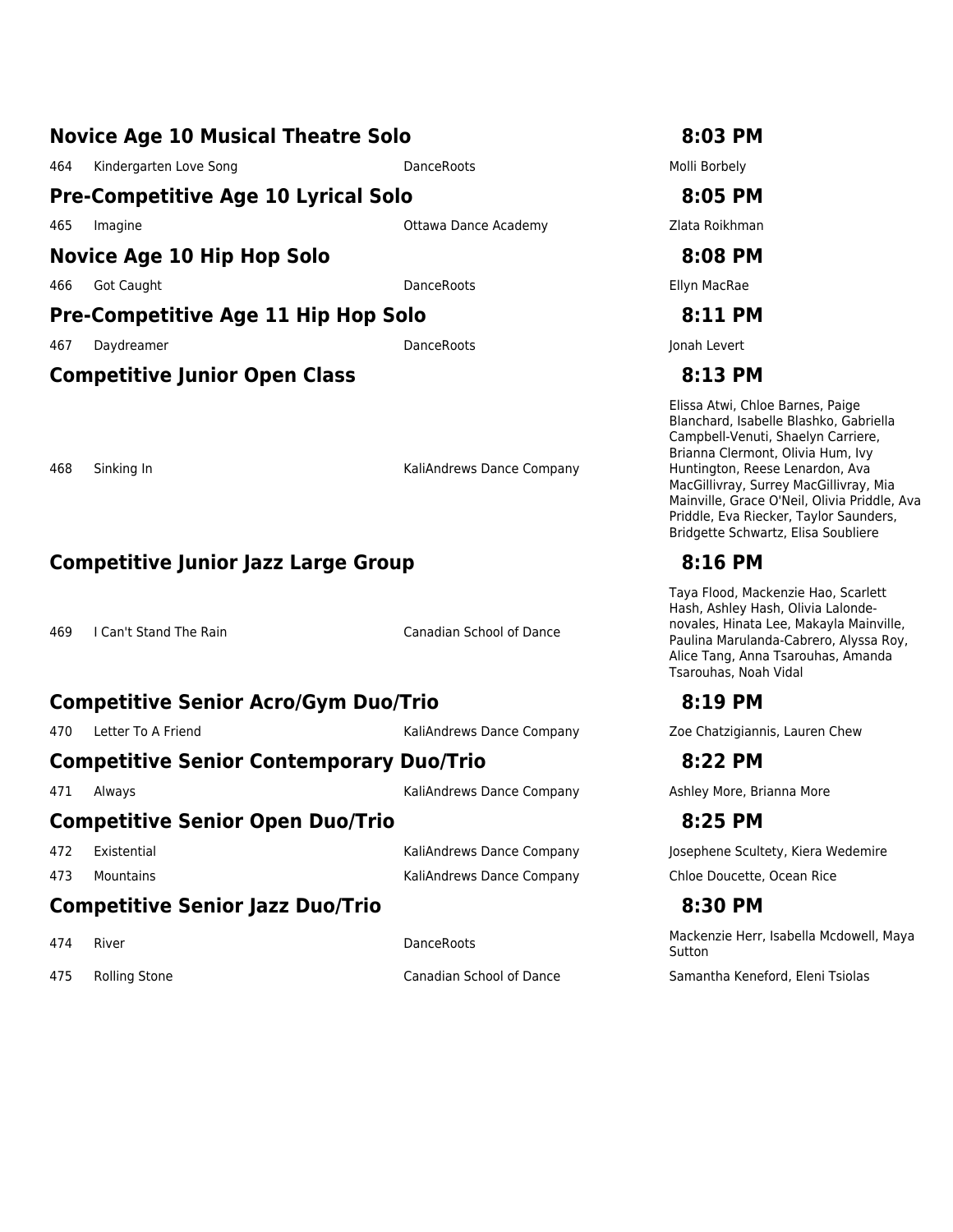## Novice Age 10 Musical Theatre Solo — 8:03 PM

| # | Title | Studio | Dancers |
|---|---|---|---|
| 464 | Kindergarten Love Song | DanceRoots | Molli Borbely |

## Pre-Competitive Age 10 Lyrical Solo — 8:05 PM

| # | Title | Studio | Dancers |
|---|---|---|---|
| 465 | Imagine | Ottawa Dance Academy | Zlata Roikhman |

## Novice Age 10 Hip Hop Solo — 8:08 PM

| # | Title | Studio | Dancers |
|---|---|---|---|
| 466 | Got Caught | DanceRoots | Ellyn MacRae |

## Pre-Competitive Age 11 Hip Hop Solo — 8:11 PM

| # | Title | Studio | Dancers |
|---|---|---|---|
| 467 | Daydreamer | DanceRoots | Jonah Levert |

## Competitive Junior Open Class — 8:13 PM

| # | Title | Studio | Dancers |
|---|---|---|---|
| 468 | Sinking In | KaliAndrews Dance Company | Elissa Atwi, Chloe Barnes, Paige Blanchard, Isabelle Blashko, Gabriella Campbell-Venuti, Shaelyn Carriere, Brianna Clermont, Olivia Hum, Ivy Huntington, Reese Lenardon, Ava MacGillivray, Surrey MacGillivray, Mia Mainville, Grace O'Neil, Olivia Priddle, Ava Priddle, Eva Riecker, Taylor Saunders, Bridgette Schwartz, Elisa Soubliere |

## Competitive Junior Jazz Large Group — 8:16 PM

| # | Title | Studio | Dancers |
|---|---|---|---|
| 469 | I Can't Stand The Rain | Canadian School of Dance | Taya Flood, Mackenzie Hao, Scarlett Hash, Ashley Hash, Olivia Lalonde-novales, Hinata Lee, Makayla Mainville, Paulina Marulanda-Cabrero, Alyssa Roy, Alice Tang, Anna Tsarouhas, Amanda Tsarouhas, Noah Vidal |

## Competitive Senior Acro/Gym Duo/Trio — 8:19 PM

| # | Title | Studio | Dancers |
|---|---|---|---|
| 470 | Letter To A Friend | KaliAndrews Dance Company | Zoe Chatzigiannis, Lauren Chew |

## Competitive Senior Contemporary Duo/Trio — 8:22 PM

| # | Title | Studio | Dancers |
|---|---|---|---|
| 471 | Always | KaliAndrews Dance Company | Ashley More, Brianna More |

## Competitive Senior Open Duo/Trio — 8:25 PM

| # | Title | Studio | Dancers |
|---|---|---|---|
| 472 | Existential | KaliAndrews Dance Company | Josephene Scultety, Kiera Wedemire |
| 473 | Mountains | KaliAndrews Dance Company | Chloe Doucette, Ocean Rice |

## Competitive Senior Jazz Duo/Trio — 8:30 PM

| # | Title | Studio | Dancers |
|---|---|---|---|
| 474 | River | DanceRoots | Mackenzie Herr, Isabella Mcdowell, Maya Sutton |
| 475 | Rolling Stone | Canadian School of Dance | Samantha Keneford, Eleni Tsiolas |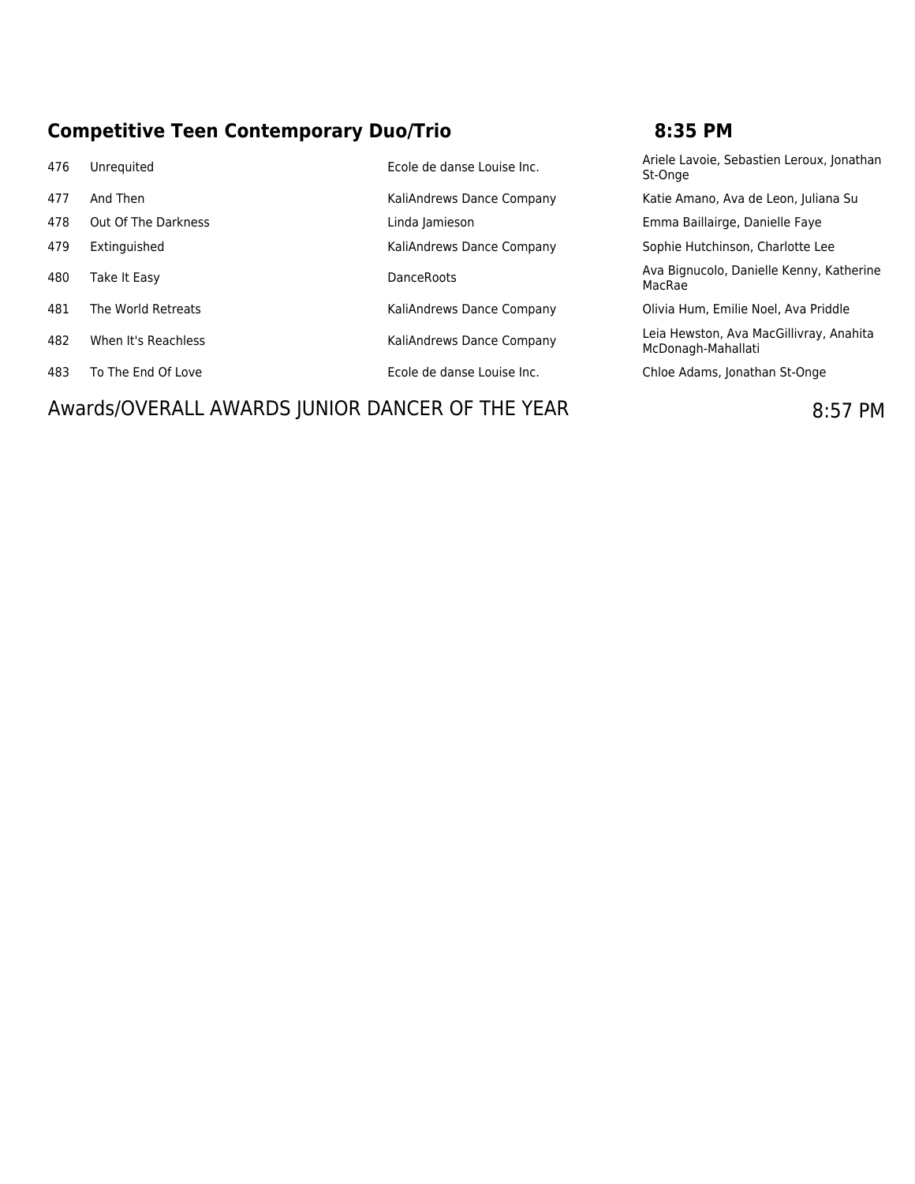## Competitive Teen Contemporary Duo/Trio — 8:35 PM

| | | | |
|---|---|---|---|
| 476 | Unrequited | Ecole de danse Louise Inc. | Ariele Lavoie, Sebastien Leroux, Jonathan St-Onge |
| 477 | And Then | KaliAndrews Dance Company | Katie Amano, Ava de Leon, Juliana Su |
| 478 | Out Of The Darkness | Linda Jamieson | Emma Baillairge, Danielle Faye |
| 479 | Extinguished | KaliAndrews Dance Company | Sophie Hutchinson, Charlotte Lee |
| 480 | Take It Easy | DanceRoots | Ava Bignucolo, Danielle Kenny, Katherine MacRae |
| 481 | The World Retreats | KaliAndrews Dance Company | Olivia Hum, Emilie Noel, Ava Priddle |
| 482 | When It's Reachless | KaliAndrews Dance Company | Leia Hewston, Ava MacGillivray, Anahita McDonagh-Mahallati |
| 483 | To The End Of Love | Ecole de danse Louise Inc. | Chloe Adams, Jonathan St-Onge |

## Awards/OVERALL AWARDS JUNIOR DANCER OF THE YEAR — 8:57 PM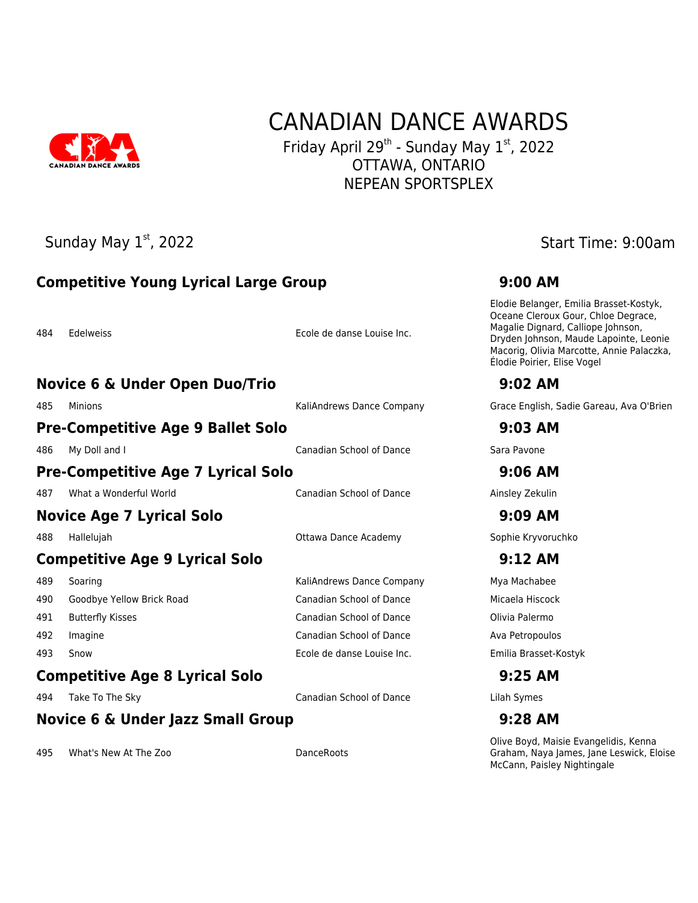# CANADIAN DANCE AWARDS

Friday April 29th - Sunday May 1st, 2022
OTTAWA, ONTARIO
NEPEAN SPORTSPLEX

Sunday May 1st, 2022

Start Time: 9:00am

## Competitive Young Lyrical Large Group — 9:00 AM

| | | | |
|---|---|---|---|
| 484 | Edelweiss | Ecole de danse Louise Inc. | Elodie Belanger, Emilia Brasset-Kostyk, Oceane Cleroux Gour, Chloe Degrace, Magalie Dignard, Calliope Johnson, Dryden Johnson, Maude Lapointe, Leonie Macorig, Olivia Marcotte, Annie Palaczka, Élodie Poirier, Elise Vogel |

## Novice 6 & Under Open Duo/Trio — 9:02 AM

| | | | |
|---|---|---|---|
| 485 | Minions | KaliAndrews Dance Company | Grace English, Sadie Gareau, Ava O'Brien |

## Pre-Competitive Age 9 Ballet Solo — 9:03 AM

| | | | |
|---|---|---|---|
| 486 | My Doll and I | Canadian School of Dance | Sara Pavone |

## Pre-Competitive Age 7 Lyrical Solo — 9:06 AM

| | | | |
|---|---|---|---|
| 487 | What a Wonderful World | Canadian School of Dance | Ainsley Zekulin |

## Novice Age 7 Lyrical Solo — 9:09 AM

| | | | |
|---|---|---|---|
| 488 | Hallelujah | Ottawa Dance Academy | Sophie Kryvoruchko |

## Competitive Age 9 Lyrical Solo — 9:12 AM

| | | | |
|---|---|---|---|
| 489 | Soaring | KaliAndrews Dance Company | Mya Machabee |
| 490 | Goodbye Yellow Brick Road | Canadian School of Dance | Micaela Hiscock |
| 491 | Butterfly Kisses | Canadian School of Dance | Olivia Palermo |
| 492 | Imagine | Canadian School of Dance | Ava Petropoulos |
| 493 | Snow | Ecole de danse Louise Inc. | Emilia Brasset-Kostyk |

## Competitive Age 8 Lyrical Solo — 9:25 AM

| | | | |
|---|---|---|---|
| 494 | Take To The Sky | Canadian School of Dance | Lilah Symes |

## Novice 6 & Under Jazz Small Group — 9:28 AM

| | | | |
|---|---|---|---|
| 495 | What's New At The Zoo | DanceRoots | Olive Boyd, Maisie Evangelidis, Kenna Graham, Naya James, Jane Leswick, Eloise McCann, Paisley Nightingale |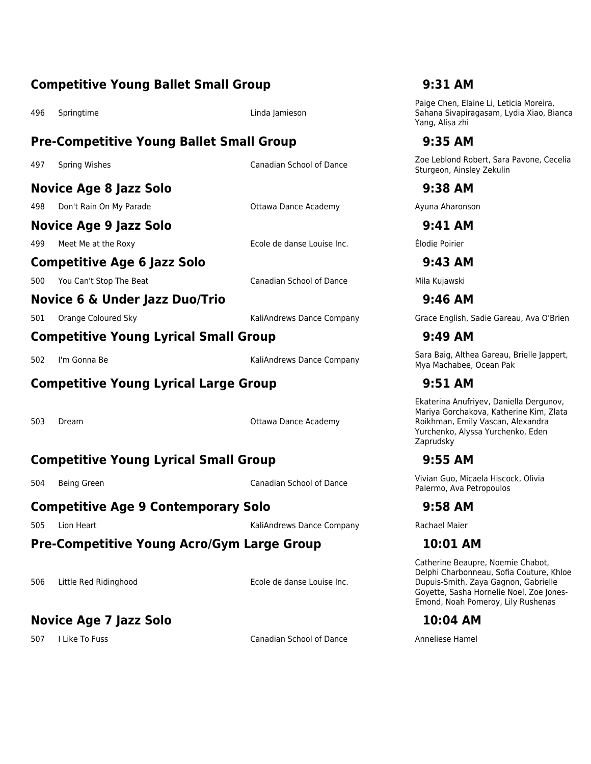## Competitive Young Ballet Small Group — 9:31 AM

| # | Title | Studio | Dancers |
|---|---|---|---|
| 496 | Springtime | Linda Jamieson | Paige Chen, Elaine Li, Leticia Moreira, Sahana Sivapiragasam, Lydia Xiao, Bianca Yang, Alisa zhi |

## Pre-Competitive Young Ballet Small Group — 9:35 AM

| # | Title | Studio | Dancers |
|---|---|---|---|
| 497 | Spring Wishes | Canadian School of Dance | Zoe Leblond Robert, Sara Pavone, Cecelia Sturgeon, Ainsley Zekulin |

## Novice Age 8 Jazz Solo — 9:38 AM

| # | Title | Studio | Dancers |
|---|---|---|---|
| 498 | Don't Rain On My Parade | Ottawa Dance Academy | Ayuna Aharonson |

## Novice Age 9 Jazz Solo — 9:41 AM

| # | Title | Studio | Dancers |
|---|---|---|---|
| 499 | Meet Me at the Roxy | Ecole de danse Louise Inc. | Élodie Poirier |

## Competitive Age 6 Jazz Solo — 9:43 AM

| # | Title | Studio | Dancers |
|---|---|---|---|
| 500 | You Can't Stop The Beat | Canadian School of Dance | Mila Kujawski |

## Novice 6 & Under Jazz Duo/Trio — 9:46 AM

| # | Title | Studio | Dancers |
|---|---|---|---|
| 501 | Orange Coloured Sky | KaliAndrews Dance Company | Grace English, Sadie Gareau, Ava O'Brien |

## Competitive Young Lyrical Small Group — 9:49 AM

| # | Title | Studio | Dancers |
|---|---|---|---|
| 502 | I'm Gonna Be | KaliAndrews Dance Company | Sara Baig, Althea Gareau, Brielle Jappert, Mya Machabee, Ocean Pak |

## Competitive Young Lyrical Large Group — 9:51 AM

| # | Title | Studio | Dancers |
|---|---|---|---|
| 503 | Dream | Ottawa Dance Academy | Ekaterina Anufriyev, Daniella Dergunov, Mariya Gorchakova, Katherine Kim, Zlata Roikhman, Emily Vascan, Alexandra Yurchenko, Alyssa Yurchenko, Eden Zaprudsky |

## Competitive Young Lyrical Small Group — 9:55 AM

| # | Title | Studio | Dancers |
|---|---|---|---|
| 504 | Being Green | Canadian School of Dance | Vivian Guo, Micaela Hiscock, Olivia Palermo, Ava Petropoulos |

## Competitive Age 9 Contemporary Solo — 9:58 AM

| # | Title | Studio | Dancers |
|---|---|---|---|
| 505 | Lion Heart | KaliAndrews Dance Company | Rachael Maier |

## Pre-Competitive Young Acro/Gym Large Group — 10:01 AM

| # | Title | Studio | Dancers |
|---|---|---|---|
| 506 | Little Red Ridinghood | Ecole de danse Louise Inc. | Catherine Beaupre, Noemie Chabot, Delphi Charbonneau, Sofia Couture, Khloe Dupuis-Smith, Zaya Gagnon, Gabrielle Goyette, Sasha Hornelie Noel, Zoe Jones-Emond, Noah Pomeroy, Lily Rushenas |

## Novice Age 7 Jazz Solo — 10:04 AM

| # | Title | Studio | Dancers |
|---|---|---|---|
| 507 | I Like To Fuss | Canadian School of Dance | Anneliese Hamel |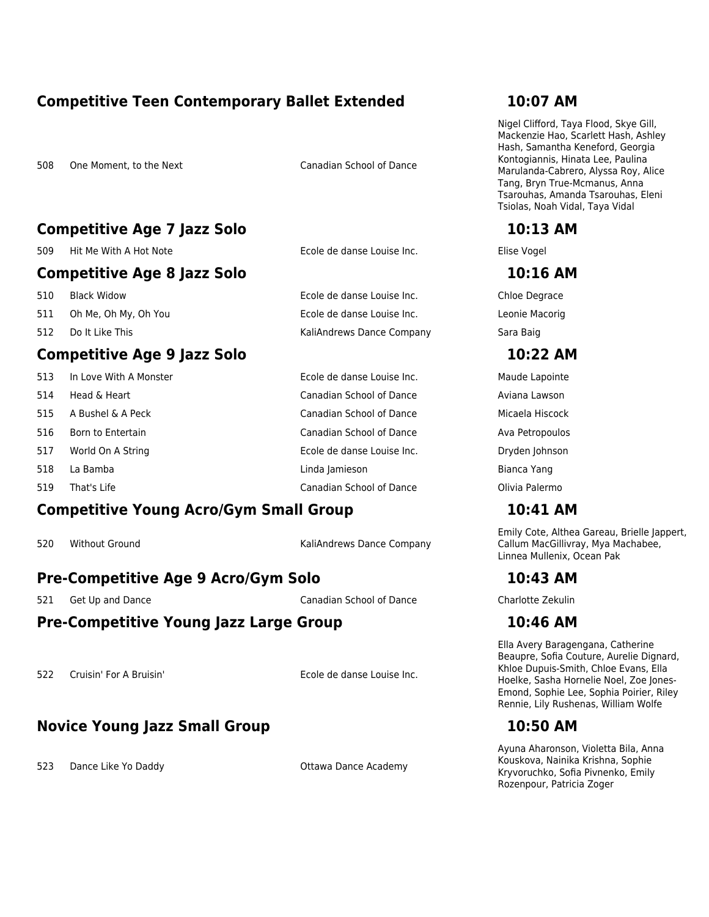## Competitive Teen Contemporary Ballet Extended — 10:07 AM

| # | Title | Studio | Dancers |
|---|---|---|---|
| 508 | One Moment, to the Next | Canadian School of Dance | Nigel Clifford, Taya Flood, Skye Gill, Mackenzie Hao, Scarlett Hash, Ashley Hash, Samantha Keneford, Georgia Kontogiannis, Hinata Lee, Paulina Marulanda-Cabrero, Alyssa Roy, Alice Tang, Bryn True-Mcmanus, Anna Tsarouhas, Amanda Tsarouhas, Eleni Tsiolas, Noah Vidal, Taya Vidal |

## Competitive Age 7 Jazz Solo — 10:13 AM

| # | Title | Studio | Dancers |
|---|---|---|---|
| 509 | Hit Me With A Hot Note | Ecole de danse Louise Inc. | Elise Vogel |

## Competitive Age 8 Jazz Solo — 10:16 AM

| # | Title | Studio | Dancers |
|---|---|---|---|
| 510 | Black Widow | Ecole de danse Louise Inc. | Chloe Degrace |
| 511 | Oh Me, Oh My, Oh You | Ecole de danse Louise Inc. | Leonie Macorig |
| 512 | Do It Like This | KaliAndrews Dance Company | Sara Baig |

## Competitive Age 9 Jazz Solo — 10:22 AM

| # | Title | Studio | Dancers |
|---|---|---|---|
| 513 | In Love With A Monster | Ecole de danse Louise Inc. | Maude Lapointe |
| 514 | Head & Heart | Canadian School of Dance | Aviana Lawson |
| 515 | A Bushel & A Peck | Canadian School of Dance | Micaela Hiscock |
| 516 | Born to Entertain | Canadian School of Dance | Ava Petropoulos |
| 517 | World On A String | Ecole de danse Louise Inc. | Dryden Johnson |
| 518 | La Bamba | Linda Jamieson | Bianca Yang |
| 519 | That's Life | Canadian School of Dance | Olivia Palermo |

## Competitive Young Acro/Gym Small Group — 10:41 AM

| # | Title | Studio | Dancers |
|---|---|---|---|
| 520 | Without Ground | KaliAndrews Dance Company | Emily Cote, Althea Gareau, Brielle Jappert, Callum MacGillivray, Mya Machabee, Linnea Mullenix, Ocean Pak |

## Pre-Competitive Age 9 Acro/Gym Solo — 10:43 AM

| # | Title | Studio | Dancers |
|---|---|---|---|
| 521 | Get Up and Dance | Canadian School of Dance | Charlotte Zekulin |

## Pre-Competitive Young Jazz Large Group — 10:46 AM

| # | Title | Studio | Dancers |
|---|---|---|---|
| 522 | Cruisin' For A Bruisin' | Ecole de danse Louise Inc. | Ella Avery Baragengana, Catherine Beaupre, Sofia Couture, Aurelie Dignard, Khloe Dupuis-Smith, Chloe Evans, Ella Hoelke, Sasha Hornelie Noel, Zoe Jones-Emond, Sophie Lee, Sophia Poirier, Riley Rennie, Lily Rushenas, William Wolfe |

## Novice Young Jazz Small Group — 10:50 AM

| # | Title | Studio | Dancers |
|---|---|---|---|
| 523 | Dance Like Yo Daddy | Ottawa Dance Academy | Ayuna Aharonson, Violetta Bila, Anna Kouskova, Nainika Krishna, Sophie Kryvoruchko, Sofia Pivnenko, Emily Rozenpour, Patricia Zoger |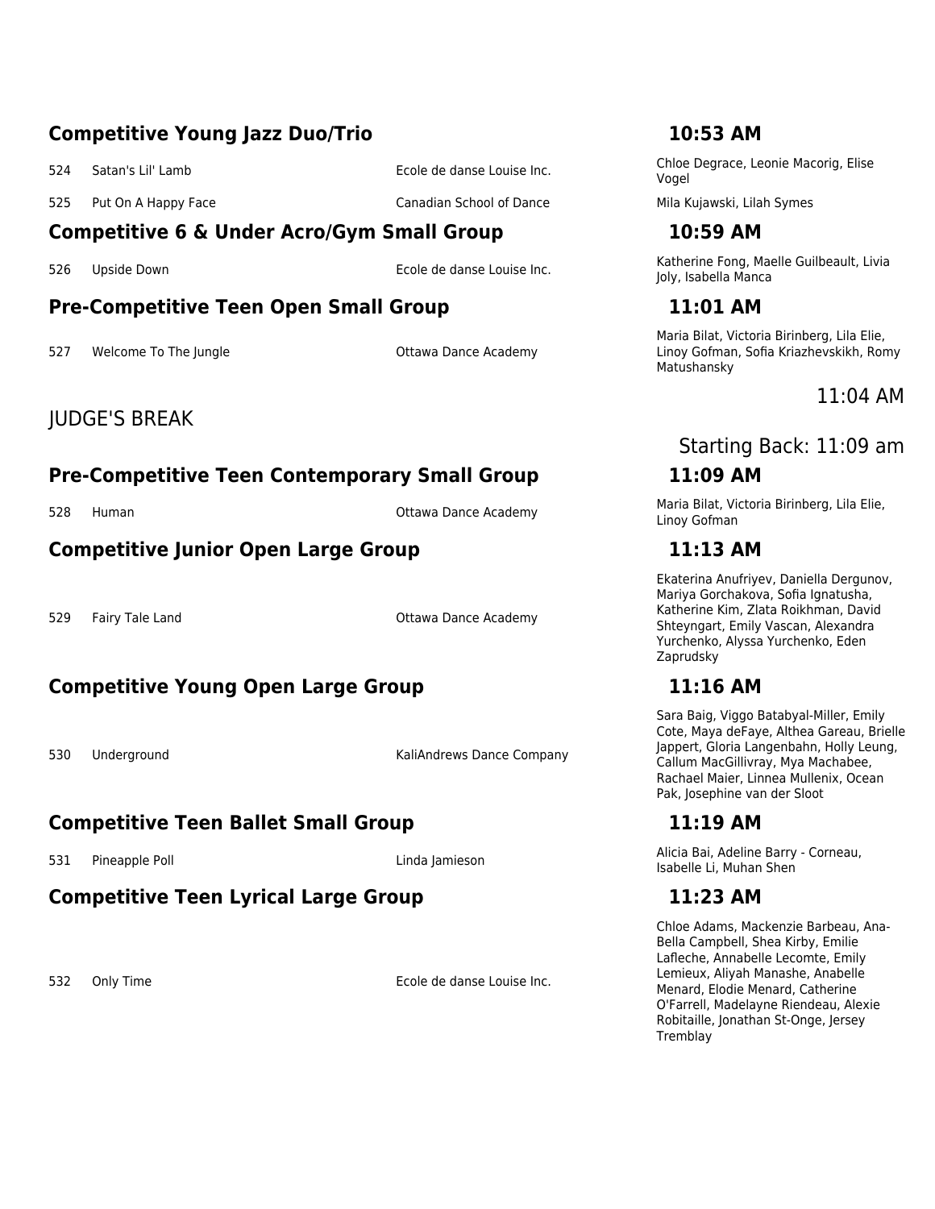## Competitive Young Jazz Duo/Trio — 10:53 AM

| # | Title | Studio | Dancers |
|---|---|---|---|
| 524 | Satan's Lil' Lamb | Ecole de danse Louise Inc. | Chloe Degrace, Leonie Macorig, Elise Vogel |
| 525 | Put On A Happy Face | Canadian School of Dance | Mila Kujawski, Lilah Symes |

## Competitive 6 & Under Acro/Gym Small Group — 10:59 AM

| # | Title | Studio | Dancers |
|---|---|---|---|
| 526 | Upside Down | Ecole de danse Louise Inc. | Katherine Fong, Maelle Guilbeault, Livia Joly, Isabella Manca |

## Pre-Competitive Teen Open Small Group — 11:01 AM

| # | Title | Studio | Dancers |
|---|---|---|---|
| 527 | Welcome To The Jungle | Ottawa Dance Academy | Maria Bilat, Victoria Birinberg, Lila Elie, Linoy Gofman, Sofia Kriazhevskikh, Romy Matushansky |

## JUDGE'S BREAK — 11:04 AM

Starting Back: 11:09 am

## Pre-Competitive Teen Contemporary Small Group — 11:09 AM

| # | Title | Studio | Dancers |
|---|---|---|---|
| 528 | Human | Ottawa Dance Academy | Maria Bilat, Victoria Birinberg, Lila Elie, Linoy Gofman |

## Competitive Junior Open Large Group — 11:13 AM

| # | Title | Studio | Dancers |
|---|---|---|---|
| 529 | Fairy Tale Land | Ottawa Dance Academy | Ekaterina Anufriyev, Daniella Dergunov, Mariya Gorchakova, Sofia Ignatusha, Katherine Kim, Zlata Roikhman, David Shteyngart, Emily Vascan, Alexandra Yurchenko, Alyssa Yurchenko, Eden Zaprudsky |

## Competitive Young Open Large Group — 11:16 AM

| # | Title | Studio | Dancers |
|---|---|---|---|
| 530 | Underground | KaliAndrews Dance Company | Sara Baig, Viggo Batabyal-Miller, Emily Cote, Maya deFaye, Althea Gareau, Brielle Jappert, Gloria Langenbahn, Holly Leung, Callum MacGillivray, Mya Machabee, Rachael Maier, Linnea Mullenix, Ocean Pak, Josephine van der Sloot |

## Competitive Teen Ballet Small Group — 11:19 AM

| # | Title | Studio | Dancers |
|---|---|---|---|
| 531 | Pineapple Poll | Linda Jamieson | Alicia Bai, Adeline Barry - Corneau, Isabelle Li, Muhan Shen |

## Competitive Teen Lyrical Large Group — 11:23 AM

| # | Title | Studio | Dancers |
|---|---|---|---|
| 532 | Only Time | Ecole de danse Louise Inc. | Chloe Adams, Mackenzie Barbeau, Ana-Bella Campbell, Shea Kirby, Emilie Lafleche, Annabelle Lecomte, Emily Lemieux, Aliyah Manashe, Anabelle Menard, Elodie Menard, Catherine O'Farrell, Madelayne Riendeau, Alexie Robitaille, Jonathan St-Onge, Jersey Tremblay |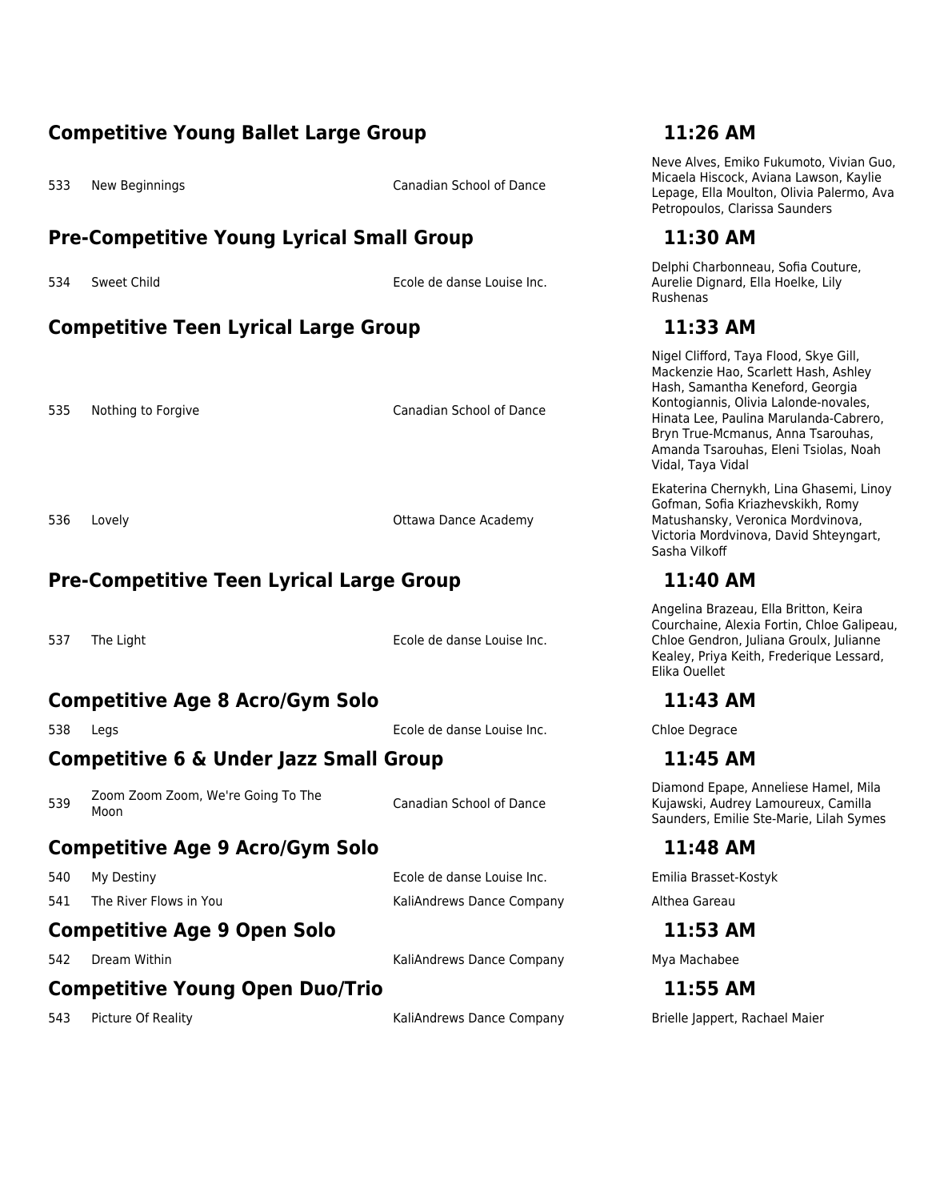## Competitive Young Ballet Large Group — 11:26 AM

| # | Title | Studio | Dancers |
|---|---|---|---|
| 533 | New Beginnings | Canadian School of Dance | Neve Alves, Emiko Fukumoto, Vivian Guo, Micaela Hiscock, Aviana Lawson, Kaylie Lepage, Ella Moulton, Olivia Palermo, Ava Petropoulos, Clarissa Saunders |

## Pre-Competitive Young Lyrical Small Group — 11:30 AM

| # | Title | Studio | Dancers |
|---|---|---|---|
| 534 | Sweet Child | Ecole de danse Louise Inc. | Delphi Charbonneau, Sofia Couture, Aurelie Dignard, Ella Hoelke, Lily Rushenas |

## Competitive Teen Lyrical Large Group — 11:33 AM

| # | Title | Studio | Dancers |
|---|---|---|---|
| 535 | Nothing to Forgive | Canadian School of Dance | Nigel Clifford, Taya Flood, Skye Gill, Mackenzie Hao, Scarlett Hash, Ashley Hash, Samantha Keneford, Georgia Kontogiannis, Olivia Lalonde-novales, Hinata Lee, Paulina Marulanda-Cabrero, Bryn True-Mcmanus, Anna Tsarouhas, Amanda Tsarouhas, Eleni Tsiolas, Noah Vidal, Taya Vidal |
| 536 | Lovely | Ottawa Dance Academy | Ekaterina Chernykh, Lina Ghasemi, Linoy Gofman, Sofia Kriazhevskikh, Romy Matushansky, Veronica Mordvinova, Victoria Mordvinova, David Shteyngart, Sasha Vilkoff |

## Pre-Competitive Teen Lyrical Large Group — 11:40 AM

| # | Title | Studio | Dancers |
|---|---|---|---|
| 537 | The Light | Ecole de danse Louise Inc. | Angelina Brazeau, Ella Britton, Keira Courchaine, Alexia Fortin, Chloe Galipeau, Chloe Gendron, Juliana Groulx, Julianne Kealey, Priya Keith, Frederique Lessard, Elika Ouellet |

## Competitive Age 8 Acro/Gym Solo — 11:43 AM

| # | Title | Studio | Dancers |
|---|---|---|---|
| 538 | Legs | Ecole de danse Louise Inc. | Chloe Degrace |

## Competitive 6 & Under Jazz Small Group — 11:45 AM

| # | Title | Studio | Dancers |
|---|---|---|---|
| 539 | Zoom Zoom Zoom, We're Going To The Moon | Canadian School of Dance | Diamond Epape, Anneliese Hamel, Mila Kujawski, Audrey Lamoureux, Camilla Saunders, Emilie Ste-Marie, Lilah Symes |

## Competitive Age 9 Acro/Gym Solo — 11:48 AM

| # | Title | Studio | Dancers |
|---|---|---|---|
| 540 | My Destiny | Ecole de danse Louise Inc. | Emilia Brasset-Kostyk |
| 541 | The River Flows in You | KaliAndrews Dance Company | Althea Gareau |

## Competitive Age 9 Open Solo — 11:53 AM

| # | Title | Studio | Dancers |
|---|---|---|---|
| 542 | Dream Within | KaliAndrews Dance Company | Mya Machabee |

## Competitive Young Open Duo/Trio — 11:55 AM

| # | Title | Studio | Dancers |
|---|---|---|---|
| 543 | Picture Of Reality | KaliAndrews Dance Company | Brielle Jappert, Rachael Maier |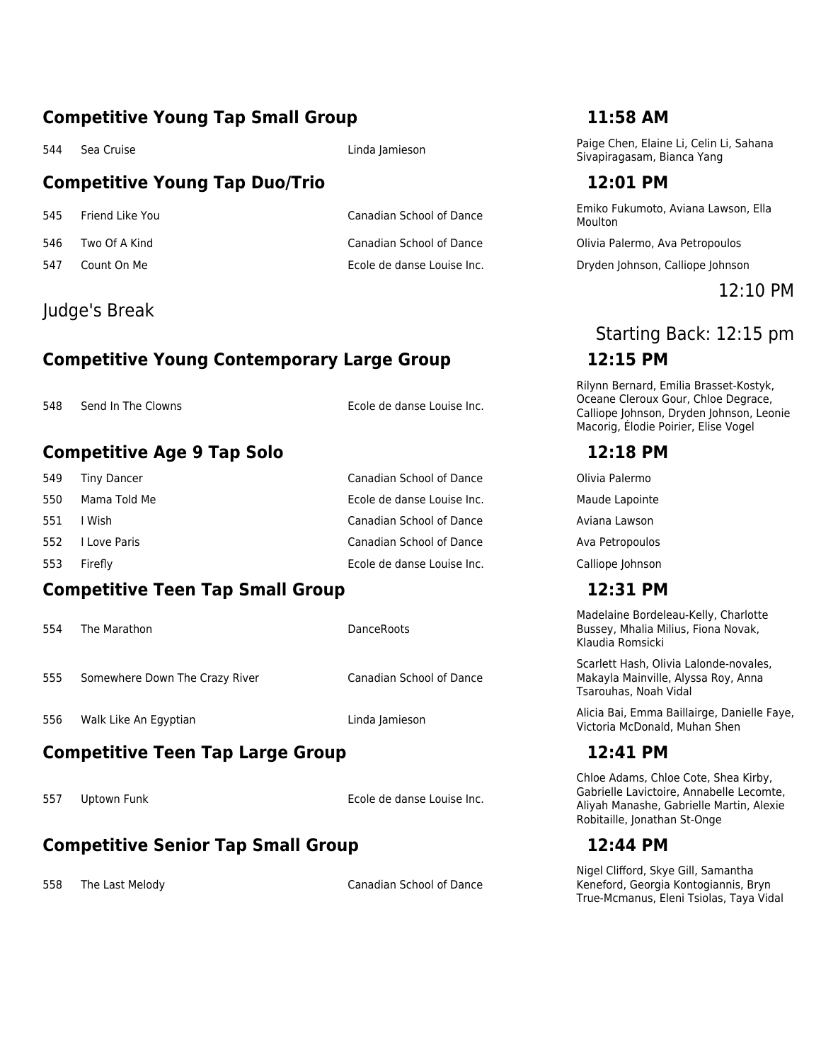## Competitive Young Tap Small Group — 11:58 AM

| # | Title | Studio | Dancers |
|---|---|---|---|
| 544 | Sea Cruise | Linda Jamieson | Paige Chen, Elaine Li, Celin Li, Sahana Sivapiragasam, Bianca Yang |

## Competitive Young Tap Duo/Trio — 12:01 PM

| # | Title | Studio | Dancers |
|---|---|---|---|
| 545 | Friend Like You | Canadian School of Dance | Emiko Fukumoto, Aviana Lawson, Ella Moulton |
| 546 | Two Of A Kind | Canadian School of Dance | Olivia Palermo, Ava Petropoulos |
| 547 | Count On Me | Ecole de danse Louise Inc. | Dryden Johnson, Calliope Johnson |

Judge's Break — 12:10 PM

Starting Back: 12:15 pm

## Competitive Young Contemporary Large Group — 12:15 PM

| # | Title | Studio | Dancers |
|---|---|---|---|
| 548 | Send In The Clowns | Ecole de danse Louise Inc. | Rilynn Bernard, Emilia Brasset-Kostyk, Oceane Cleroux Gour, Chloe Degrace, Calliope Johnson, Dryden Johnson, Leonie Macorig, Élodie Poirier, Elise Vogel |

## Competitive Age 9 Tap Solo — 12:18 PM

| # | Title | Studio | Dancers |
|---|---|---|---|
| 549 | Tiny Dancer | Canadian School of Dance | Olivia Palermo |
| 550 | Mama Told Me | Ecole de danse Louise Inc. | Maude Lapointe |
| 551 | I Wish | Canadian School of Dance | Aviana Lawson |
| 552 | I Love Paris | Canadian School of Dance | Ava Petropoulos |
| 553 | Firefly | Ecole de danse Louise Inc. | Calliope Johnson |

## Competitive Teen Tap Small Group — 12:31 PM

| # | Title | Studio | Dancers |
|---|---|---|---|
| 554 | The Marathon | DanceRoots | Madelaine Bordeleau-Kelly, Charlotte Bussey, Mhalia Milius, Fiona Novak, Klaudia Romsicki |
| 555 | Somewhere Down The Crazy River | Canadian School of Dance | Scarlett Hash, Olivia Lalonde-novales, Makayla Mainville, Alyssa Roy, Anna Tsarouhas, Noah Vidal |
| 556 | Walk Like An Egyptian | Linda Jamieson | Alicia Bai, Emma Baillairge, Danielle Faye, Victoria McDonald, Muhan Shen |

## Competitive Teen Tap Large Group — 12:41 PM

| # | Title | Studio | Dancers |
|---|---|---|---|
| 557 | Uptown Funk | Ecole de danse Louise Inc. | Chloe Adams, Chloe Cote, Shea Kirby, Gabrielle Lavictoire, Annabelle Lecomte, Aliyah Manashe, Gabrielle Martin, Alexie Robitaille, Jonathan St-Onge |

## Competitive Senior Tap Small Group — 12:44 PM

| # | Title | Studio | Dancers |
|---|---|---|---|
| 558 | The Last Melody | Canadian School of Dance | Nigel Clifford, Skye Gill, Samantha Keneford, Georgia Kontogiannis, Bryn True-Mcmanus, Eleni Tsiolas, Taya Vidal |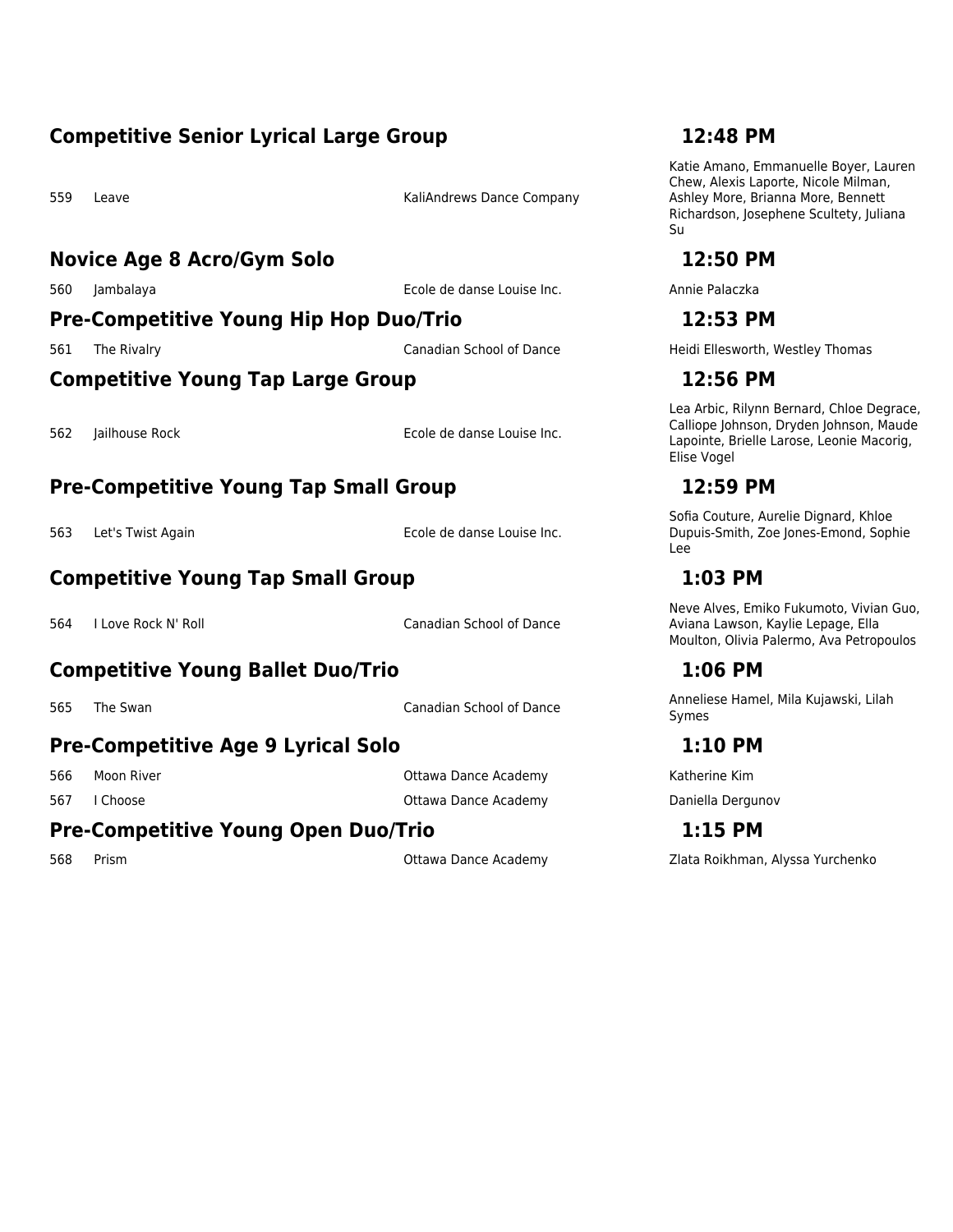## Competitive Senior Lyrical Large Group — 12:48 PM

| # | Title | Studio | Dancers |
|---|---|---|---|
| 559 | Leave | KaliAndrews Dance Company | Katie Amano, Emmanuelle Boyer, Lauren Chew, Alexis Laporte, Nicole Milman, Ashley More, Brianna More, Bennett Richardson, Josephene Scultety, Juliana Su |

## Novice Age 8 Acro/Gym Solo — 12:50 PM

| # | Title | Studio | Dancers |
|---|---|---|---|
| 560 | Jambalaya | Ecole de danse Louise Inc. | Annie Palaczka |

## Pre-Competitive Young Hip Hop Duo/Trio — 12:53 PM

| # | Title | Studio | Dancers |
|---|---|---|---|
| 561 | The Rivalry | Canadian School of Dance | Heidi Ellesworth, Westley Thomas |

## Competitive Young Tap Large Group — 12:56 PM

| # | Title | Studio | Dancers |
|---|---|---|---|
| 562 | Jailhouse Rock | Ecole de danse Louise Inc. | Lea Arbic, Rilynn Bernard, Chloe Degrace, Calliope Johnson, Dryden Johnson, Maude Lapointe, Brielle Larose, Leonie Macorig, Elise Vogel |

## Pre-Competitive Young Tap Small Group — 12:59 PM

| # | Title | Studio | Dancers |
|---|---|---|---|
| 563 | Let's Twist Again | Ecole de danse Louise Inc. | Sofia Couture, Aurelie Dignard, Khloe Dupuis-Smith, Zoe Jones-Emond, Sophie Lee |

## Competitive Young Tap Small Group — 1:03 PM

| # | Title | Studio | Dancers |
|---|---|---|---|
| 564 | I Love Rock N' Roll | Canadian School of Dance | Neve Alves, Emiko Fukumoto, Vivian Guo, Aviana Lawson, Kaylie Lepage, Ella Moulton, Olivia Palermo, Ava Petropoulos |

## Competitive Young Ballet Duo/Trio — 1:06 PM

| # | Title | Studio | Dancers |
|---|---|---|---|
| 565 | The Swan | Canadian School of Dance | Anneliese Hamel, Mila Kujawski, Lilah Symes |

## Pre-Competitive Age 9 Lyrical Solo — 1:10 PM

| # | Title | Studio | Dancers |
|---|---|---|---|
| 566 | Moon River | Ottawa Dance Academy | Katherine Kim |
| 567 | I Choose | Ottawa Dance Academy | Daniella Dergunov |

## Pre-Competitive Young Open Duo/Trio — 1:15 PM

| # | Title | Studio | Dancers |
|---|---|---|---|
| 568 | Prism | Ottawa Dance Academy | Zlata Roikhman, Alyssa Yurchenko |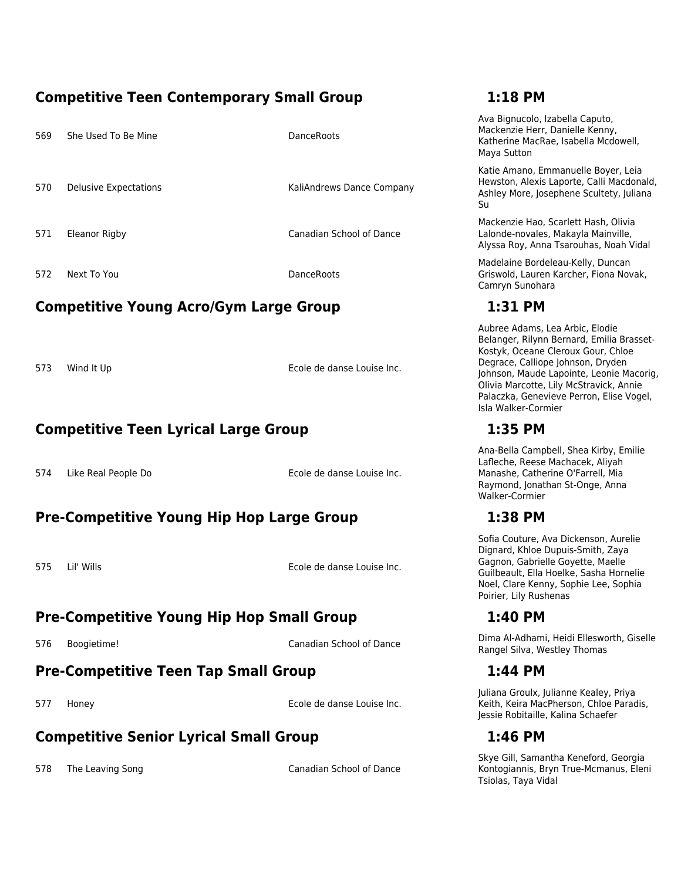## Competitive Teen Contemporary Small Group — 1:18 PM

| # | Title | Studio | Dancers |
|---|---|---|---|
| 569 | She Used To Be Mine | DanceRoots | Ava Bignucolo, Izabella Caputo, Mackenzie Herr, Danielle Kenny, Katherine MacRae, Isabella Mcdowell, Maya Sutton |
| 570 | Delusive Expectations | KaliAndrews Dance Company | Katie Amano, Emmanuelle Boyer, Leia Hewston, Alexis Laporte, Calli Macdonald, Ashley More, Josephene Scultety, Juliana Su |
| 571 | Eleanor Rigby | Canadian School of Dance | Mackenzie Hao, Scarlett Hash, Olivia Lalonde-novales, Makayla Mainville, Alyssa Roy, Anna Tsarouhas, Noah Vidal |
| 572 | Next To You | DanceRoots | Madelaine Bordeleau-Kelly, Duncan Griswold, Lauren Karcher, Fiona Novak, Camryn Sunohara |

## Competitive Young Acro/Gym Large Group — 1:31 PM

| # | Title | Studio | Dancers |
|---|---|---|---|
| 573 | Wind It Up | Ecole de danse Louise Inc. | Aubree Adams, Lea Arbic, Elodie Belanger, Rilynn Bernard, Emilia Brasset-Kostyk, Oceane Cleroux Gour, Chloe Degrace, Calliope Johnson, Dryden Johnson, Maude Lapointe, Leonie Macorig, Olivia Marcotte, Lily McStravick, Annie Palaczka, Genevieve Perron, Elise Vogel, Isla Walker-Cormier |

## Competitive Teen Lyrical Large Group — 1:35 PM

| # | Title | Studio | Dancers |
|---|---|---|---|
| 574 | Like Real People Do | Ecole de danse Louise Inc. | Ana-Bella Campbell, Shea Kirby, Emilie Lafleche, Reese Machacek, Aliyah Manashe, Catherine O'Farrell, Mia Raymond, Jonathan St-Onge, Anna Walker-Cormier |

## Pre-Competitive Young Hip Hop Large Group — 1:38 PM

| # | Title | Studio | Dancers |
|---|---|---|---|
| 575 | Lil' Wills | Ecole de danse Louise Inc. | Sofia Couture, Ava Dickenson, Aurelie Dignard, Khloe Dupuis-Smith, Zaya Gagnon, Gabrielle Goyette, Maelle Guilbeault, Ella Hoelke, Sasha Hornelie Noel, Clare Kenny, Sophie Lee, Sophia Poirier, Lily Rushenas |

## Pre-Competitive Young Hip Hop Small Group — 1:40 PM

| # | Title | Studio | Dancers |
|---|---|---|---|
| 576 | Boogietime! | Canadian School of Dance | Dima Al-Adhami, Heidi Ellesworth, Giselle Rangel Silva, Westley Thomas |

## Pre-Competitive Teen Tap Small Group — 1:44 PM

| # | Title | Studio | Dancers |
|---|---|---|---|
| 577 | Honey | Ecole de danse Louise Inc. | Juliana Groulx, Julianne Kealey, Priya Keith, Keira MacPherson, Chloe Paradis, Jessie Robitaille, Kalina Schaefer |

## Competitive Senior Lyrical Small Group — 1:46 PM

| # | Title | Studio | Dancers |
|---|---|---|---|
| 578 | The Leaving Song | Canadian School of Dance | Skye Gill, Samantha Keneford, Georgia Kontogiannis, Bryn True-Mcmanus, Eleni Tsiolas, Taya Vidal |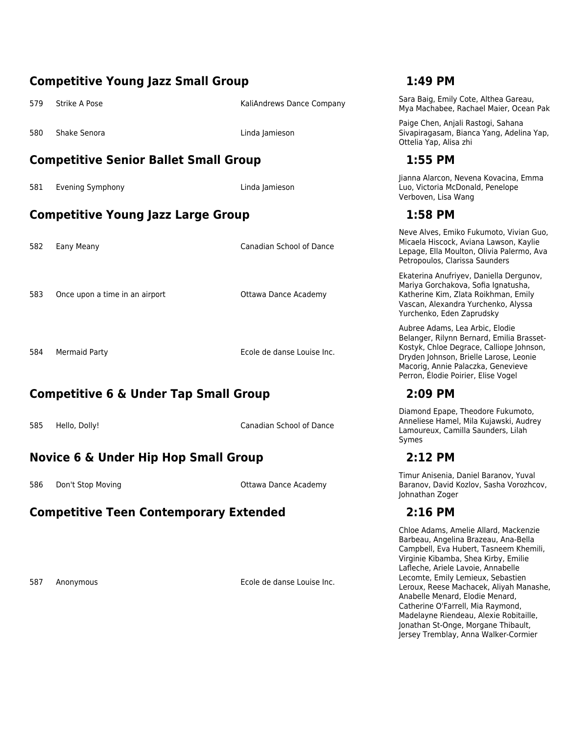## Competitive Young Jazz Small Group — 1:49 PM

| # | Title | Studio | Dancers |
|---|---|---|---|
| 579 | Strike A Pose | KaliAndrews Dance Company | Sara Baig, Emily Cote, Althea Gareau, Mya Machabee, Rachael Maier, Ocean Pak |
| 580 | Shake Senora | Linda Jamieson | Paige Chen, Anjali Rastogi, Sahana Sivapiragasam, Bianca Yang, Adelina Yap, Ottelia Yap, Alisa zhi |

## Competitive Senior Ballet Small Group — 1:55 PM

| # | Title | Studio | Dancers |
|---|---|---|---|
| 581 | Evening Symphony | Linda Jamieson | Jianna Alarcon, Nevena Kovacina, Emma Luo, Victoria McDonald, Penelope Verboven, Lisa Wang |

## Competitive Young Jazz Large Group — 1:58 PM

| # | Title | Studio | Dancers |
|---|---|---|---|
| 582 | Eany Meany | Canadian School of Dance | Neve Alves, Emiko Fukumoto, Vivian Guo, Micaela Hiscock, Aviana Lawson, Kaylie Lepage, Ella Moulton, Olivia Palermo, Ava Petropoulos, Clarissa Saunders |
| 583 | Once upon a time in an airport | Ottawa Dance Academy | Ekaterina Anufriyev, Daniella Dergunov, Mariya Gorchakova, Sofia Ignatusha, Katherine Kim, Zlata Roikhman, Emily Vascan, Alexandra Yurchenko, Alyssa Yurchenko, Eden Zaprudsky |
| 584 | Mermaid Party | Ecole de danse Louise Inc. | Aubree Adams, Lea Arbic, Elodie Belanger, Rilynn Bernard, Emilia Brasset-Kostyk, Chloe Degrace, Calliope Johnson, Dryden Johnson, Brielle Larose, Leonie Macorig, Annie Palaczka, Genevieve Perron, Élodie Poirier, Elise Vogel |

## Competitive 6 & Under Tap Small Group — 2:09 PM

| # | Title | Studio | Dancers |
|---|---|---|---|
| 585 | Hello, Dolly! | Canadian School of Dance | Diamond Epape, Theodore Fukumoto, Anneliese Hamel, Mila Kujawski, Audrey Lamoureux, Camilla Saunders, Lilah Symes |

## Novice 6 & Under Hip Hop Small Group — 2:12 PM

| # | Title | Studio | Dancers |
|---|---|---|---|
| 586 | Don't Stop Moving | Ottawa Dance Academy | Timur Anisenia, Daniel Baranov, Yuval Baranov, David Kozlov, Sasha Vorozhcov, Johnathan Zoger |

## Competitive Teen Contemporary Extended — 2:16 PM

| # | Title | Studio | Dancers |
|---|---|---|---|
| 587 | Anonymous | Ecole de danse Louise Inc. | Chloe Adams, Amelie Allard, Mackenzie Barbeau, Angelina Brazeau, Ana-Bella Campbell, Eva Hubert, Tasneem Khemili, Virginie Kibamba, Shea Kirby, Emilie Lafleche, Ariele Lavoie, Annabelle Lecomte, Emily Lemieux, Sebastien Leroux, Reese Machacek, Aliyah Manashe, Anabelle Menard, Elodie Menard, Catherine O'Farrell, Mia Raymond, Madelayne Riendeau, Alexie Robitaille, Jonathan St-Onge, Morgane Thibault, Jersey Tremblay, Anna Walker-Cormier |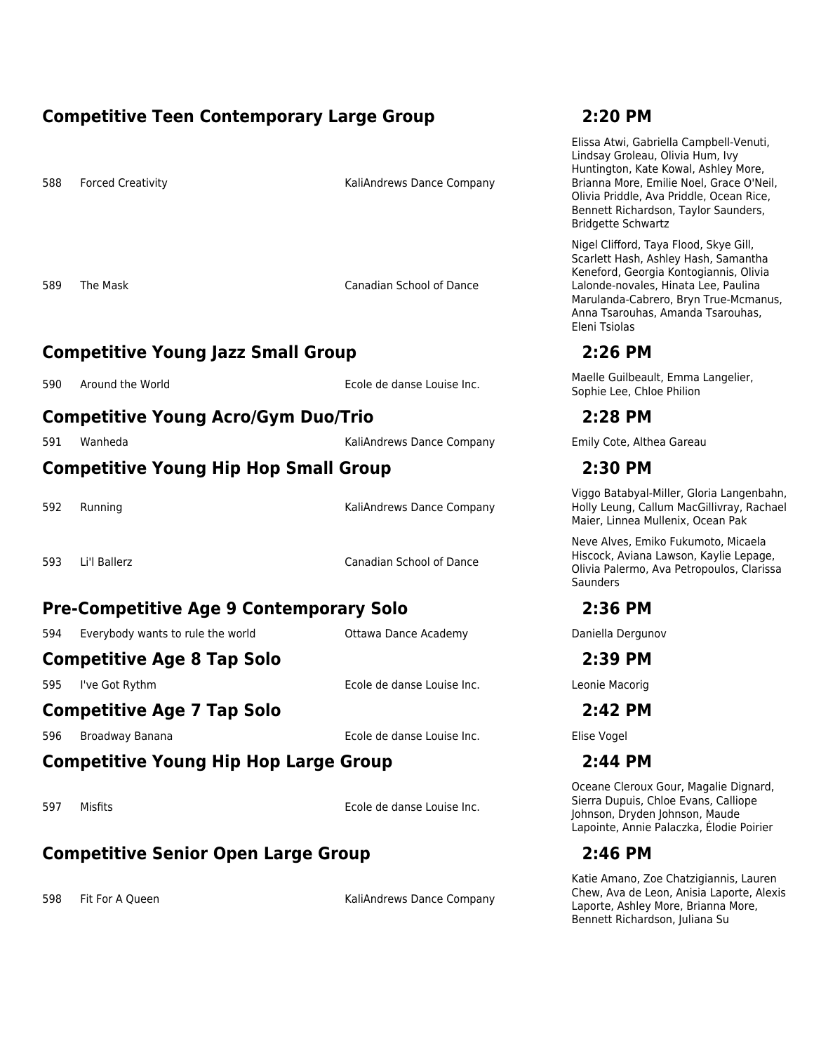## Competitive Teen Contemporary Large Group — 2:20 PM

| # | Title | Studio | Dancers |
|---|---|---|---|
| 588 | Forced Creativity | KaliAndrews Dance Company | Elissa Atwi, Gabriella Campbell-Venuti, Lindsay Groleau, Olivia Hum, Ivy Huntington, Kate Kowal, Ashley More, Brianna More, Emilie Noel, Grace O'Neil, Olivia Priddle, Ava Priddle, Ocean Rice, Bennett Richardson, Taylor Saunders, Bridgette Schwartz |
| 589 | The Mask | Canadian School of Dance | Nigel Clifford, Taya Flood, Skye Gill, Scarlett Hash, Ashley Hash, Samantha Keneford, Georgia Kontogiannis, Olivia Lalonde-novales, Hinata Lee, Paulina Marulanda-Cabrero, Bryn True-Mcmanus, Anna Tsarouhas, Amanda Tsarouhas, Eleni Tsiolas |

## Competitive Young Jazz Small Group — 2:26 PM

| # | Title | Studio | Dancers |
|---|---|---|---|
| 590 | Around the World | Ecole de danse Louise Inc. | Maelle Guilbeault, Emma Langelier, Sophie Lee, Chloe Philion |

## Competitive Young Acro/Gym Duo/Trio — 2:28 PM

| # | Title | Studio | Dancers |
|---|---|---|---|
| 591 | Wanheda | KaliAndrews Dance Company | Emily Cote, Althea Gareau |

## Competitive Young Hip Hop Small Group — 2:30 PM

| # | Title | Studio | Dancers |
|---|---|---|---|
| 592 | Running | KaliAndrews Dance Company | Viggo Batabyal-Miller, Gloria Langenbahn, Holly Leung, Callum MacGillivray, Rachael Maier, Linnea Mullenix, Ocean Pak |
| 593 | Li'l Ballerz | Canadian School of Dance | Neve Alves, Emiko Fukumoto, Micaela Hiscock, Aviana Lawson, Kaylie Lepage, Olivia Palermo, Ava Petropoulos, Clarissa Saunders |

## Pre-Competitive Age 9 Contemporary Solo — 2:36 PM

| # | Title | Studio | Dancers |
|---|---|---|---|
| 594 | Everybody wants to rule the world | Ottawa Dance Academy | Daniella Dergunov |

## Competitive Age 8 Tap Solo — 2:39 PM

| # | Title | Studio | Dancers |
|---|---|---|---|
| 595 | I've Got Rythm | Ecole de danse Louise Inc. | Leonie Macorig |

## Competitive Age 7 Tap Solo — 2:42 PM

| # | Title | Studio | Dancers |
|---|---|---|---|
| 596 | Broadway Banana | Ecole de danse Louise Inc. | Elise Vogel |

## Competitive Young Hip Hop Large Group — 2:44 PM

| # | Title | Studio | Dancers |
|---|---|---|---|
| 597 | Misfits | Ecole de danse Louise Inc. | Oceane Cleroux Gour, Magalie Dignard, Sierra Dupuis, Chloe Evans, Calliope Johnson, Dryden Johnson, Maude Lapointe, Annie Palaczka, Élodie Poirier |

## Competitive Senior Open Large Group — 2:46 PM

| # | Title | Studio | Dancers |
|---|---|---|---|
| 598 | Fit For A Queen | KaliAndrews Dance Company | Katie Amano, Zoe Chatzigiannis, Lauren Chew, Ava de Leon, Anisia Laporte, Alexis Laporte, Ashley More, Brianna More, Bennett Richardson, Juliana Su |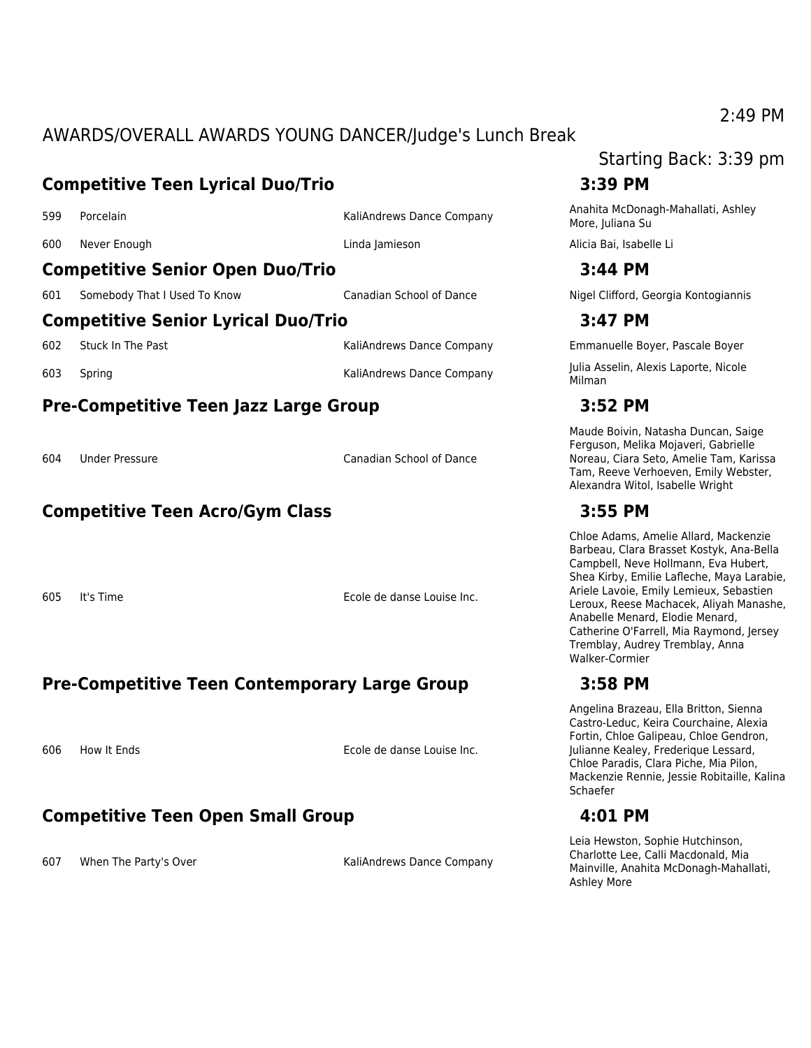2:49 PM

AWARDS/OVERALL AWARDS YOUNG DANCER/Judge's Lunch Break

Starting Back: 3:39 pm

## Competitive Teen Lyrical Duo/Trio — 3:39 PM

| # | Title | Studio | Dancers |
|---|---|---|---|
| 599 | Porcelain | KaliAndrews Dance Company | Anahita McDonagh-Mahallati, Ashley More, Juliana Su |
| 600 | Never Enough | Linda Jamieson | Alicia Bai, Isabelle Li |

## Competitive Senior Open Duo/Trio — 3:44 PM

| # | Title | Studio | Dancers |
|---|---|---|---|
| 601 | Somebody That I Used To Know | Canadian School of Dance | Nigel Clifford, Georgia Kontogiannis |

## Competitive Senior Lyrical Duo/Trio — 3:47 PM

| # | Title | Studio | Dancers |
|---|---|---|---|
| 602 | Stuck In The Past | KaliAndrews Dance Company | Emmanuelle Boyer, Pascale Boyer |
| 603 | Spring | KaliAndrews Dance Company | Julia Asselin, Alexis Laporte, Nicole Milman |

## Pre-Competitive Teen Jazz Large Group — 3:52 PM

| # | Title | Studio | Dancers |
|---|---|---|---|
| 604 | Under Pressure | Canadian School of Dance | Maude Boivin, Natasha Duncan, Saige Ferguson, Melika Mojaveri, Gabrielle Noreau, Ciara Seto, Amelie Tam, Karissa Tam, Reeve Verhoeven, Emily Webster, Alexandra Witol, Isabelle Wright |

## Competitive Teen Acro/Gym Class — 3:55 PM

| # | Title | Studio | Dancers |
|---|---|---|---|
| 605 | It's Time | Ecole de danse Louise Inc. | Chloe Adams, Amelie Allard, Mackenzie Barbeau, Clara Brasset Kostyk, Ana-Bella Campbell, Neve Hollmann, Eva Hubert, Shea Kirby, Emilie Lafleche, Maya Larabie, Ariele Lavoie, Emily Lemieux, Sebastien Leroux, Reese Machacek, Aliyah Manashe, Anabelle Menard, Elodie Menard, Catherine O'Farrell, Mia Raymond, Jersey Tremblay, Audrey Tremblay, Anna Walker-Cormier |

## Pre-Competitive Teen Contemporary Large Group — 3:58 PM

| # | Title | Studio | Dancers |
|---|---|---|---|
| 606 | How It Ends | Ecole de danse Louise Inc. | Angelina Brazeau, Ella Britton, Sienna Castro-Leduc, Keira Courchaine, Alexia Fortin, Chloe Galipeau, Chloe Gendron, Julianne Kealey, Frederique Lessard, Chloe Paradis, Clara Piche, Mia Pilon, Mackenzie Rennie, Jessie Robitaille, Kalina Schaefer |

## Competitive Teen Open Small Group — 4:01 PM

| # | Title | Studio | Dancers |
|---|---|---|---|
| 607 | When The Party's Over | KaliAndrews Dance Company | Leia Hewston, Sophie Hutchinson, Charlotte Lee, Calli Macdonald, Mia Mainville, Anahita McDonagh-Mahallati, Ashley More |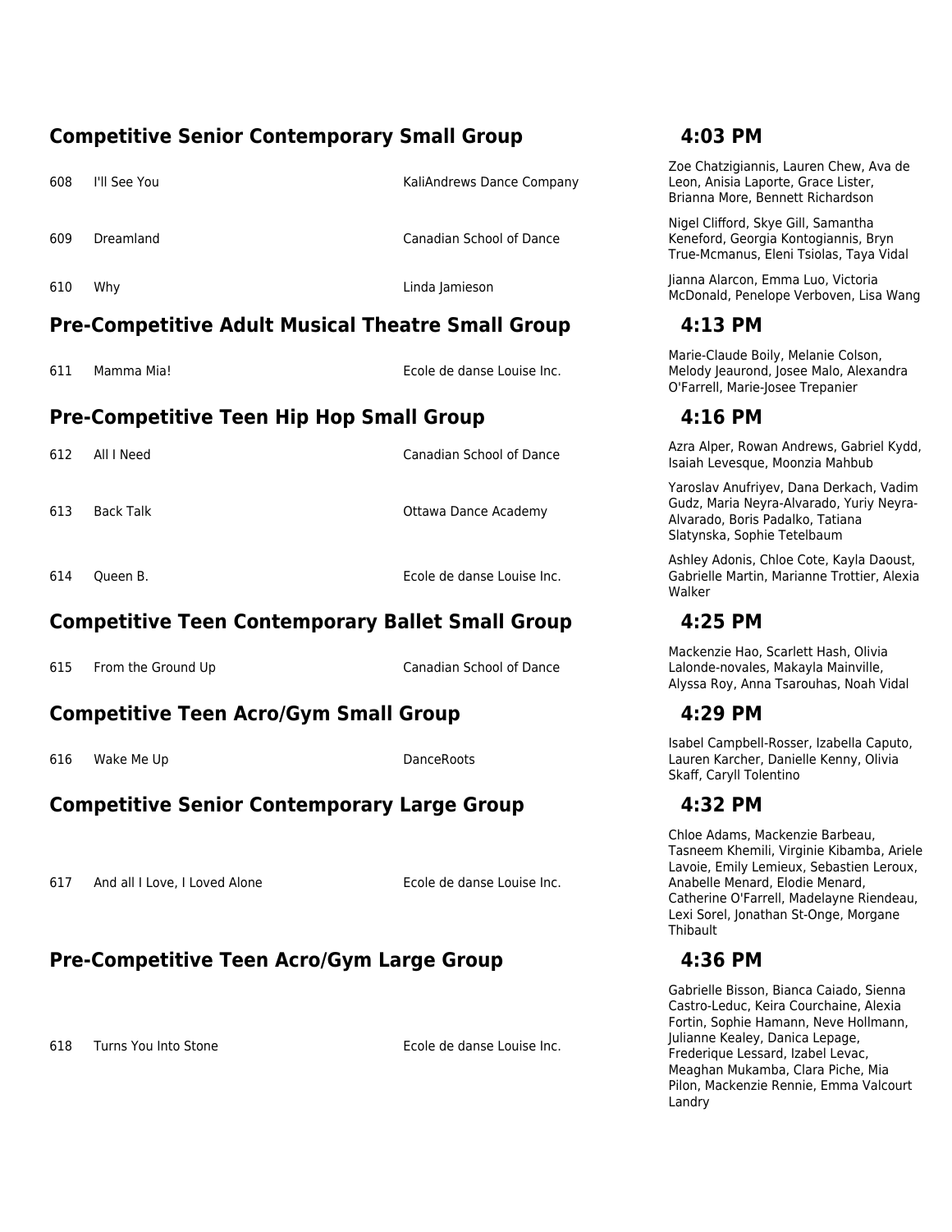## Competitive Senior Contemporary Small Group — 4:03 PM

| # | Title | Studio | Dancers |
|---|---|---|---|
| 608 | I'll See You | KaliAndrews Dance Company | Zoe Chatzigiannis, Lauren Chew, Ava de Leon, Anisia Laporte, Grace Lister, Brianna More, Bennett Richardson |
| 609 | Dreamland | Canadian School of Dance | Nigel Clifford, Skye Gill, Samantha Keneford, Georgia Kontogiannis, Bryn True-Mcmanus, Eleni Tsiolas, Taya Vidal |
| 610 | Why | Linda Jamieson | Jianna Alarcon, Emma Luo, Victoria McDonald, Penelope Verboven, Lisa Wang |

## Pre-Competitive Adult Musical Theatre Small Group — 4:13 PM

| # | Title | Studio | Dancers |
|---|---|---|---|
| 611 | Mamma Mia! | Ecole de danse Louise Inc. | Marie-Claude Boily, Melanie Colson, Melody Jeaurond, Josee Malo, Alexandra O'Farrell, Marie-Josee Trepanier |

## Pre-Competitive Teen Hip Hop Small Group — 4:16 PM

| # | Title | Studio | Dancers |
|---|---|---|---|
| 612 | All I Need | Canadian School of Dance | Azra Alper, Rowan Andrews, Gabriel Kydd, Isaiah Levesque, Moonzia Mahbub |
| 613 | Back Talk | Ottawa Dance Academy | Yaroslav Anufriyev, Dana Derkach, Vadim Gudz, Maria Neyra-Alvarado, Yuriy Neyra-Alvarado, Boris Padalko, Tatiana Slatynska, Sophie Tetelbaum |
| 614 | Queen B. | Ecole de danse Louise Inc. | Ashley Adonis, Chloe Cote, Kayla Daoust, Gabrielle Martin, Marianne Trottier, Alexia Walker |

## Competitive Teen Contemporary Ballet Small Group — 4:25 PM

| # | Title | Studio | Dancers |
|---|---|---|---|
| 615 | From the Ground Up | Canadian School of Dance | Mackenzie Hao, Scarlett Hash, Olivia Lalonde-novales, Makayla Mainville, Alyssa Roy, Anna Tsarouhas, Noah Vidal |

## Competitive Teen Acro/Gym Small Group — 4:29 PM

| # | Title | Studio | Dancers |
|---|---|---|---|
| 616 | Wake Me Up | DanceRoots | Isabel Campbell-Rosser, Izabella Caputo, Lauren Karcher, Danielle Kenny, Olivia Skaff, Caryll Tolentino |

## Competitive Senior Contemporary Large Group — 4:32 PM

| # | Title | Studio | Dancers |
|---|---|---|---|
| 617 | And all I Love, I Loved Alone | Ecole de danse Louise Inc. | Chloe Adams, Mackenzie Barbeau, Tasneem Khemili, Virginie Kibamba, Ariele Lavoie, Emily Lemieux, Sebastien Leroux, Anabelle Menard, Elodie Menard, Catherine O'Farrell, Madelayne Riendeau, Lexi Sorel, Jonathan St-Onge, Morgane Thibault |

## Pre-Competitive Teen Acro/Gym Large Group — 4:36 PM

| # | Title | Studio | Dancers |
|---|---|---|---|
| 618 | Turns You Into Stone | Ecole de danse Louise Inc. | Gabrielle Bisson, Bianca Caiado, Sienna Castro-Leduc, Keira Courchaine, Alexia Fortin, Sophie Hamann, Neve Hollmann, Julianne Kealey, Danica Lepage, Frederique Lessard, Izabel Levac, Meaghan Mukamba, Clara Piche, Mia Pilon, Mackenzie Rennie, Emma Valcourt Landry |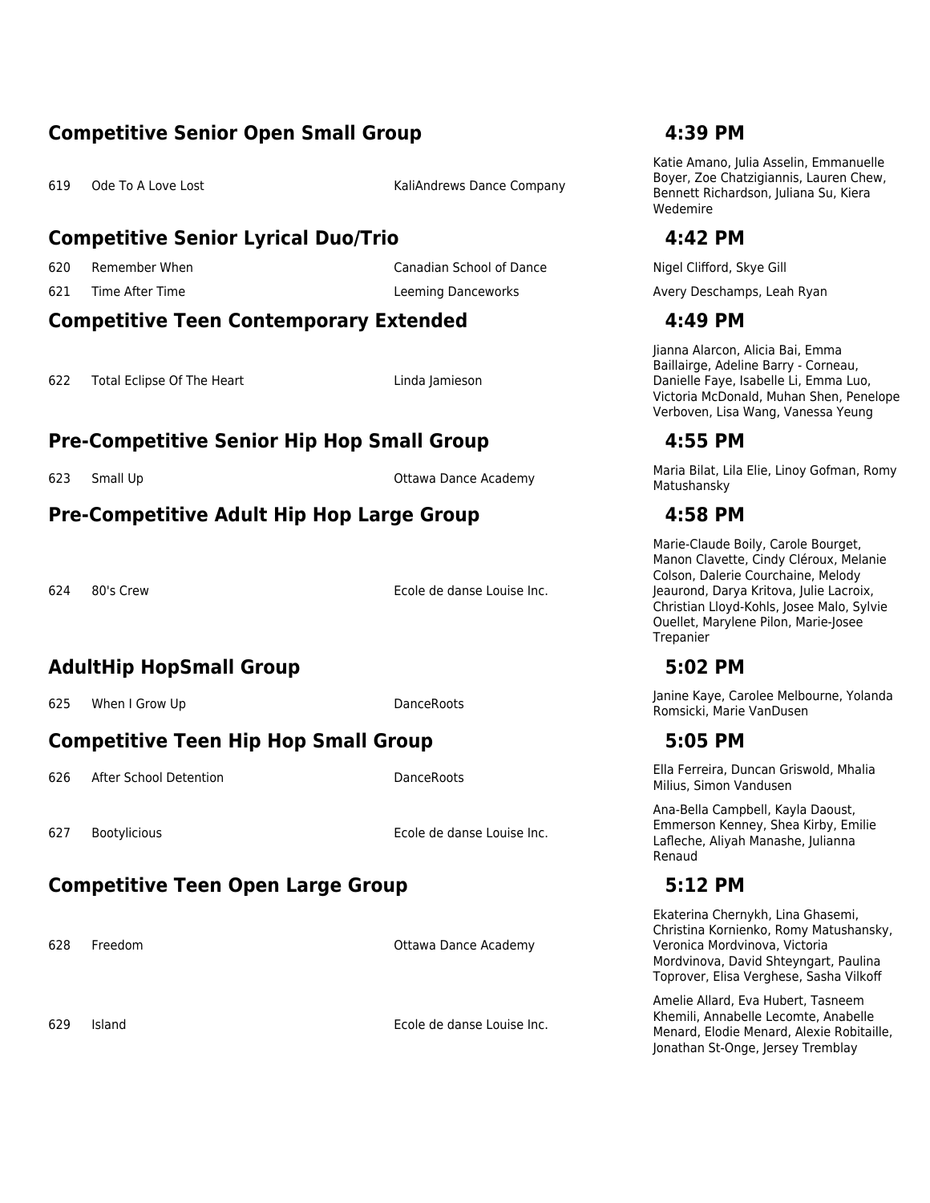## Competitive Senior Open Small Group — 4:39 PM

| # | Title | Studio | Dancers |
|---|---|---|---|
| 619 | Ode To A Love Lost | KaliAndrews Dance Company | Katie Amano, Julia Asselin, Emmanuelle Boyer, Zoe Chatzigiannis, Lauren Chew, Bennett Richardson, Juliana Su, Kiera Wedemire |

## Competitive Senior Lyrical Duo/Trio — 4:42 PM

| # | Title | Studio | Dancers |
|---|---|---|---|
| 620 | Remember When | Canadian School of Dance | Nigel Clifford, Skye Gill |
| 621 | Time After Time | Leeming Danceworks | Avery Deschamps, Leah Ryan |

## Competitive Teen Contemporary Extended — 4:49 PM

| # | Title | Studio | Dancers |
|---|---|---|---|
| 622 | Total Eclipse Of The Heart | Linda Jamieson | Jianna Alarcon, Alicia Bai, Emma Baillairge, Adeline Barry - Corneau, Danielle Faye, Isabelle Li, Emma Luo, Victoria McDonald, Muhan Shen, Penelope Verboven, Lisa Wang, Vanessa Yeung |

## Pre-Competitive Senior Hip Hop Small Group — 4:55 PM

| # | Title | Studio | Dancers |
|---|---|---|---|
| 623 | Small Up | Ottawa Dance Academy | Maria Bilat, Lila Elie, Linoy Gofman, Romy Matushansky |

## Pre-Competitive Adult Hip Hop Large Group — 4:58 PM

| # | Title | Studio | Dancers |
|---|---|---|---|
| 624 | 80's Crew | Ecole de danse Louise Inc. | Marie-Claude Boily, Carole Bourget, Manon Clavette, Cindy Cléroux, Melanie Colson, Dalerie Courchaine, Melody Jeaurond, Darya Kritova, Julie Lacroix, Christian Lloyd-Kohls, Josee Malo, Sylvie Ouellet, Marylene Pilon, Marie-Josee Trepanier |

## AdultHip HopSmall Group — 5:02 PM

| # | Title | Studio | Dancers |
|---|---|---|---|
| 625 | When I Grow Up | DanceRoots | Janine Kaye, Carolee Melbourne, Yolanda Romsicki, Marie VanDusen |

## Competitive Teen Hip Hop Small Group — 5:05 PM

| # | Title | Studio | Dancers |
|---|---|---|---|
| 626 | After School Detention | DanceRoots | Ella Ferreira, Duncan Griswold, Mhalia Milius, Simon Vandusen |
| 627 | Bootylicious | Ecole de danse Louise Inc. | Ana-Bella Campbell, Kayla Daoust, Emmerson Kenney, Shea Kirby, Emilie Lafleche, Aliyah Manashe, Julianna Renaud |

## Competitive Teen Open Large Group — 5:12 PM

| # | Title | Studio | Dancers |
|---|---|---|---|
| 628 | Freedom | Ottawa Dance Academy | Ekaterina Chernykh, Lina Ghasemi, Christina Kornienko, Romy Matushansky, Veronica Mordvinova, Victoria Mordvinova, David Shteyngart, Paulina Toprover, Elisa Verghese, Sasha Vilkoff |
| 629 | Island | Ecole de danse Louise Inc. | Amelie Allard, Eva Hubert, Tasneem Khemili, Annabelle Lecomte, Anabelle Menard, Elodie Menard, Alexie Robitaille, Jonathan St-Onge, Jersey Tremblay |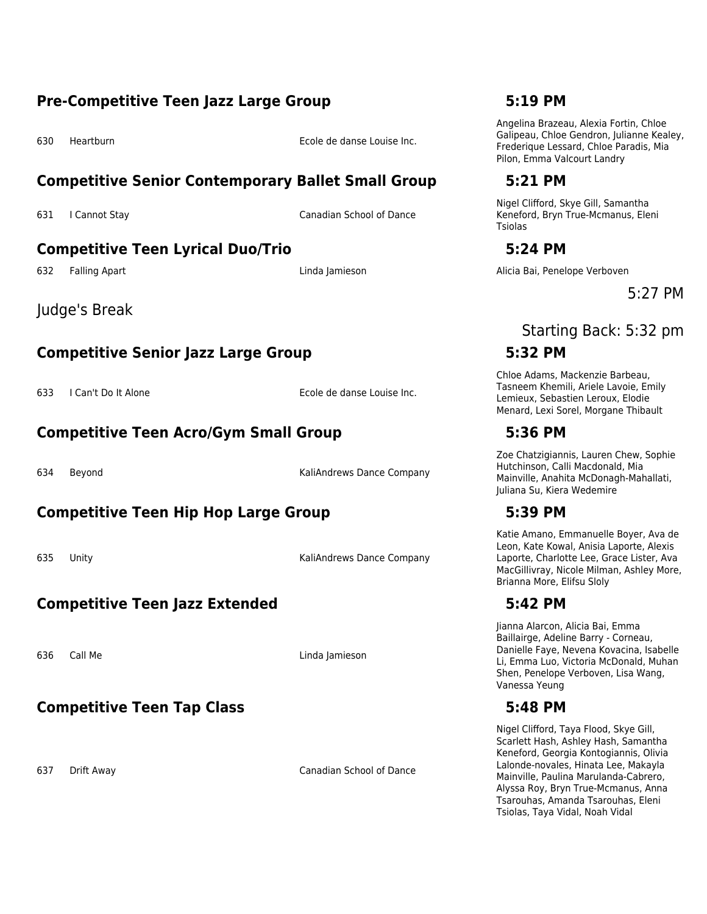## Pre-Competitive Teen Jazz Large Group — 5:19 PM

| # | Title | Studio | Dancers |
|---|---|---|---|
| 630 | Heartburn | Ecole de danse Louise Inc. | Angelina Brazeau, Alexia Fortin, Chloe Galipeau, Chloe Gendron, Julianne Kealey, Frederique Lessard, Chloe Paradis, Mia Pilon, Emma Valcourt Landry |

## Competitive Senior Contemporary Ballet Small Group — 5:21 PM

| # | Title | Studio | Dancers |
|---|---|---|---|
| 631 | I Cannot Stay | Canadian School of Dance | Nigel Clifford, Skye Gill, Samantha Keneford, Bryn True-Mcmanus, Eleni Tsiolas |

## Competitive Teen Lyrical Duo/Trio — 5:24 PM

| # | Title | Studio | Dancers |
|---|---|---|---|
| 632 | Falling Apart | Linda Jamieson | Alicia Bai, Penelope Verboven |

Judge's Break — 5:27 PM

Starting Back: 5:32 pm

## Competitive Senior Jazz Large Group — 5:32 PM

| # | Title | Studio | Dancers |
|---|---|---|---|
| 633 | I Can't Do It Alone | Ecole de danse Louise Inc. | Chloe Adams, Mackenzie Barbeau, Tasneem Khemili, Ariele Lavoie, Emily Lemieux, Sebastien Leroux, Elodie Menard, Lexi Sorel, Morgane Thibault |

## Competitive Teen Acro/Gym Small Group — 5:36 PM

| # | Title | Studio | Dancers |
|---|---|---|---|
| 634 | Beyond | KaliAndrews Dance Company | Zoe Chatzigiannis, Lauren Chew, Sophie Hutchinson, Calli Macdonald, Mia Mainville, Anahita McDonagh-Mahallati, Juliana Su, Kiera Wedemire |

## Competitive Teen Hip Hop Large Group — 5:39 PM

| # | Title | Studio | Dancers |
|---|---|---|---|
| 635 | Unity | KaliAndrews Dance Company | Katie Amano, Emmanuelle Boyer, Ava de Leon, Kate Kowal, Anisia Laporte, Alexis Laporte, Charlotte Lee, Grace Lister, Ava MacGillivray, Nicole Milman, Ashley More, Brianna More, Elifsu Sloly |

## Competitive Teen Jazz Extended — 5:42 PM

| # | Title | Studio | Dancers |
|---|---|---|---|
| 636 | Call Me | Linda Jamieson | Jianna Alarcon, Alicia Bai, Emma Baillairge, Adeline Barry - Corneau, Danielle Faye, Nevena Kovacina, Isabelle Li, Emma Luo, Victoria McDonald, Muhan Shen, Penelope Verboven, Lisa Wang, Vanessa Yeung |

## Competitive Teen Tap Class — 5:48 PM

| # | Title | Studio | Dancers |
|---|---|---|---|
| 637 | Drift Away | Canadian School of Dance | Nigel Clifford, Taya Flood, Skye Gill, Scarlett Hash, Ashley Hash, Samantha Keneford, Georgia Kontogiannis, Olivia Lalonde-novales, Hinata Lee, Makayla Mainville, Paulina Marulanda-Cabrero, Alyssa Roy, Bryn True-Mcmanus, Anna Tsarouhas, Amanda Tsarouhas, Eleni Tsiolas, Taya Vidal, Noah Vidal |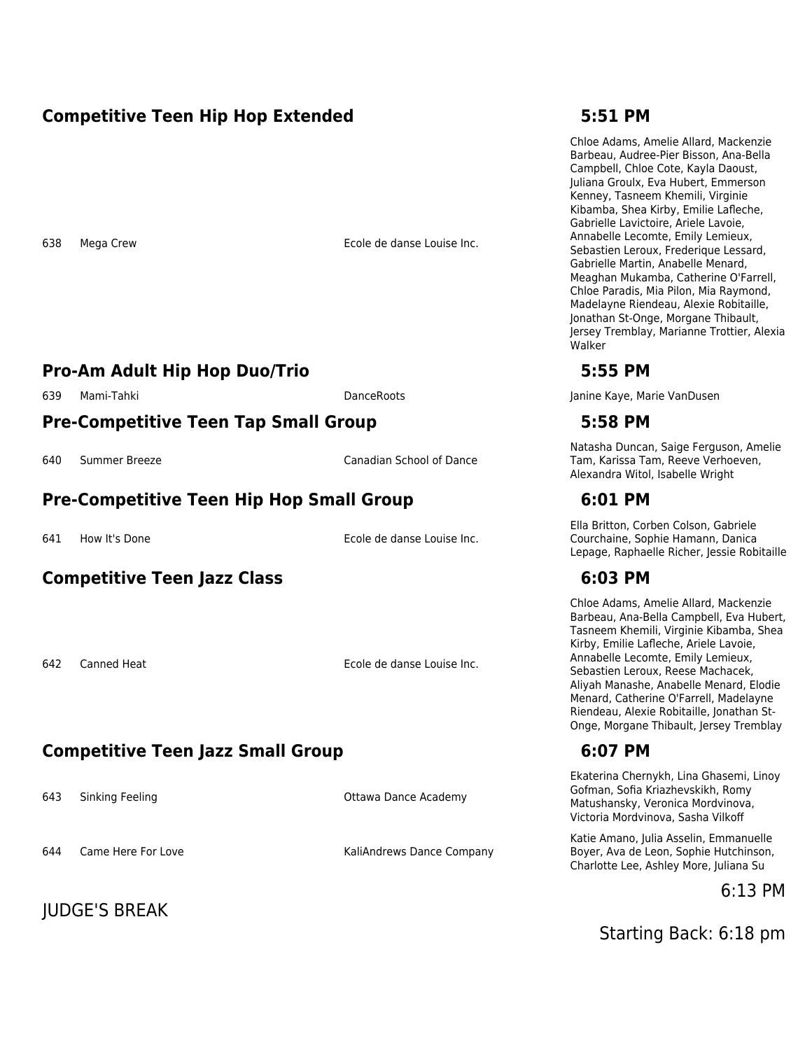## Competitive Teen Hip Hop Extended — 5:51 PM

| # | Routine | Studio | Dancers |
|---|---|---|---|
| 638 | Mega Crew | Ecole de danse Louise Inc. | Chloe Adams, Amelie Allard, Mackenzie Barbeau, Audree-Pier Bisson, Ana-Bella Campbell, Chloe Cote, Kayla Daoust, Juliana Groulx, Eva Hubert, Emmerson Kenney, Tasneem Khemili, Virginie Kibamba, Shea Kirby, Emilie Lafleche, Gabrielle Lavictoire, Ariele Lavoie, Annabelle Lecomte, Emily Lemieux, Sebastien Leroux, Frederique Lessard, Gabrielle Martin, Anabelle Menard, Meaghan Mukamba, Catherine O'Farrell, Chloe Paradis, Mia Pilon, Mia Raymond, Madelayne Riendeau, Alexie Robitaille, Jonathan St-Onge, Morgane Thibault, Jersey Tremblay, Marianne Trottier, Alexia Walker |

## Pro-Am Adult Hip Hop Duo/Trio — 5:55 PM

| # | Routine | Studio | Dancers |
|---|---|---|---|
| 639 | Mami-Tahki | DanceRoots | Janine Kaye, Marie VanDusen |

## Pre-Competitive Teen Tap Small Group — 5:58 PM

| # | Routine | Studio | Dancers |
|---|---|---|---|
| 640 | Summer Breeze | Canadian School of Dance | Natasha Duncan, Saige Ferguson, Amelie Tam, Karissa Tam, Reeve Verhoeven, Alexandra Witol, Isabelle Wright |

## Pre-Competitive Teen Hip Hop Small Group — 6:01 PM

| # | Routine | Studio | Dancers |
|---|---|---|---|
| 641 | How It's Done | Ecole de danse Louise Inc. | Ella Britton, Corben Colson, Gabriele Courchaine, Sophie Hamann, Danica Lepage, Raphaelle Richer, Jessie Robitaille |

## Competitive Teen Jazz Class — 6:03 PM

| # | Routine | Studio | Dancers |
|---|---|---|---|
| 642 | Canned Heat | Ecole de danse Louise Inc. | Chloe Adams, Amelie Allard, Mackenzie Barbeau, Ana-Bella Campbell, Eva Hubert, Tasneem Khemili, Virginie Kibamba, Shea Kirby, Emilie Lafleche, Ariele Lavoie, Annabelle Lecomte, Emily Lemieux, Sebastien Leroux, Reese Machacek, Aliyah Manashe, Anabelle Menard, Elodie Menard, Catherine O'Farrell, Madelayne Riendeau, Alexie Robitaille, Jonathan St-Onge, Morgane Thibault, Jersey Tremblay |

## Competitive Teen Jazz Small Group — 6:07 PM

| # | Routine | Studio | Dancers |
|---|---|---|---|
| 643 | Sinking Feeling | Ottawa Dance Academy | Ekaterina Chernykh, Lina Ghasemi, Linoy Gofman, Sofia Kriazhevskikh, Romy Matushansky, Veronica Mordvinova, Victoria Mordvinova, Sasha Vilkoff |
| 644 | Came Here For Love | KaliAndrews Dance Company | Katie Amano, Julia Asselin, Emmanuelle Boyer, Ava de Leon, Sophie Hutchinson, Charlotte Lee, Ashley More, Juliana Su |

JUDGE'S BREAK — 6:13 PM

Starting Back: 6:18 pm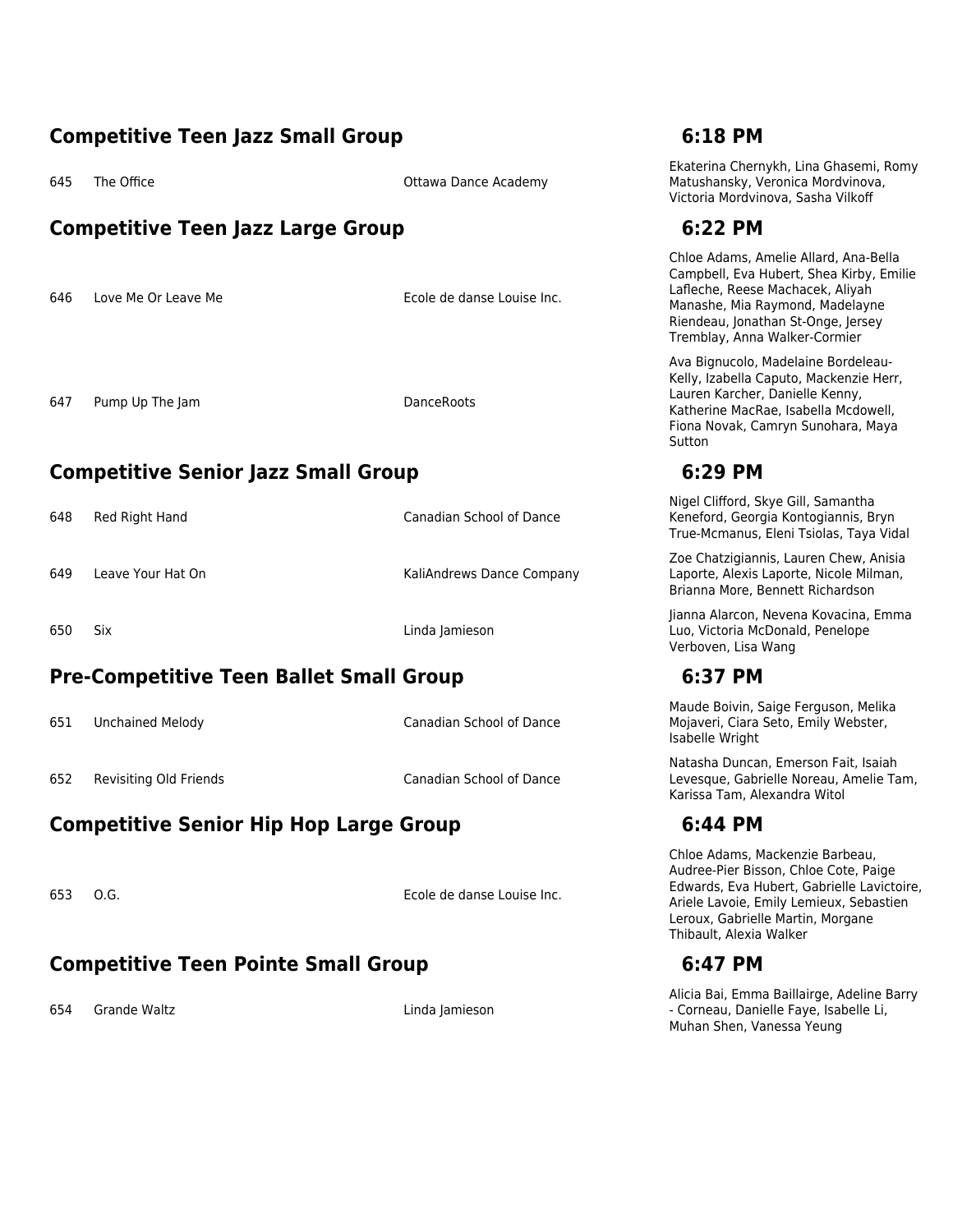## Competitive Teen Jazz Small Group — 6:18 PM

| # | Title | Studio | Dancers |
|---|---|---|---|
| 645 | The Office | Ottawa Dance Academy | Ekaterina Chernykh, Lina Ghasemi, Romy Matushansky, Veronica Mordvinova, Victoria Mordvinova, Sasha Vilkoff |

## Competitive Teen Jazz Large Group — 6:22 PM

| # | Title | Studio | Dancers |
|---|---|---|---|
| 646 | Love Me Or Leave Me | Ecole de danse Louise Inc. | Chloe Adams, Amelie Allard, Ana-Bella Campbell, Eva Hubert, Shea Kirby, Emilie Lafleche, Reese Machacek, Aliyah Manashe, Mia Raymond, Madelayne Riendeau, Jonathan St-Onge, Jersey Tremblay, Anna Walker-Cormier |
| 647 | Pump Up The Jam | DanceRoots | Ava Bignucolo, Madelaine Bordeleau-Kelly, Izabella Caputo, Mackenzie Herr, Lauren Karcher, Danielle Kenny, Katherine MacRae, Isabella Mcdowell, Fiona Novak, Camryn Sunohara, Maya Sutton |

## Competitive Senior Jazz Small Group — 6:29 PM

| # | Title | Studio | Dancers |
|---|---|---|---|
| 648 | Red Right Hand | Canadian School of Dance | Nigel Clifford, Skye Gill, Samantha Keneford, Georgia Kontogiannis, Bryn True-Mcmanus, Eleni Tsiolas, Taya Vidal |
| 649 | Leave Your Hat On | KaliAndrews Dance Company | Zoe Chatzigiannis, Lauren Chew, Anisia Laporte, Alexis Laporte, Nicole Milman, Brianna More, Bennett Richardson |
| 650 | Six | Linda Jamieson | Jianna Alarcon, Nevena Kovacina, Emma Luo, Victoria McDonald, Penelope Verboven, Lisa Wang |

## Pre-Competitive Teen Ballet Small Group — 6:37 PM

| # | Title | Studio | Dancers |
|---|---|---|---|
| 651 | Unchained Melody | Canadian School of Dance | Maude Boivin, Saige Ferguson, Melika Mojaveri, Ciara Seto, Emily Webster, Isabelle Wright |
| 652 | Revisiting Old Friends | Canadian School of Dance | Natasha Duncan, Emerson Fait, Isaiah Levesque, Gabrielle Noreau, Amelie Tam, Karissa Tam, Alexandra Witol |

## Competitive Senior Hip Hop Large Group — 6:44 PM

| # | Title | Studio | Dancers |
|---|---|---|---|
| 653 | O.G. | Ecole de danse Louise Inc. | Chloe Adams, Mackenzie Barbeau, Audree-Pier Bisson, Chloe Cote, Paige Edwards, Eva Hubert, Gabrielle Lavictoire, Ariele Lavoie, Emily Lemieux, Sebastien Leroux, Gabrielle Martin, Morgane Thibault, Alexia Walker |

## Competitive Teen Pointe Small Group — 6:47 PM

| # | Title | Studio | Dancers |
|---|---|---|---|
| 654 | Grande Waltz | Linda Jamieson | Alicia Bai, Emma Baillairge, Adeline Barry - Corneau, Danielle Faye, Isabelle Li, Muhan Shen, Vanessa Yeung |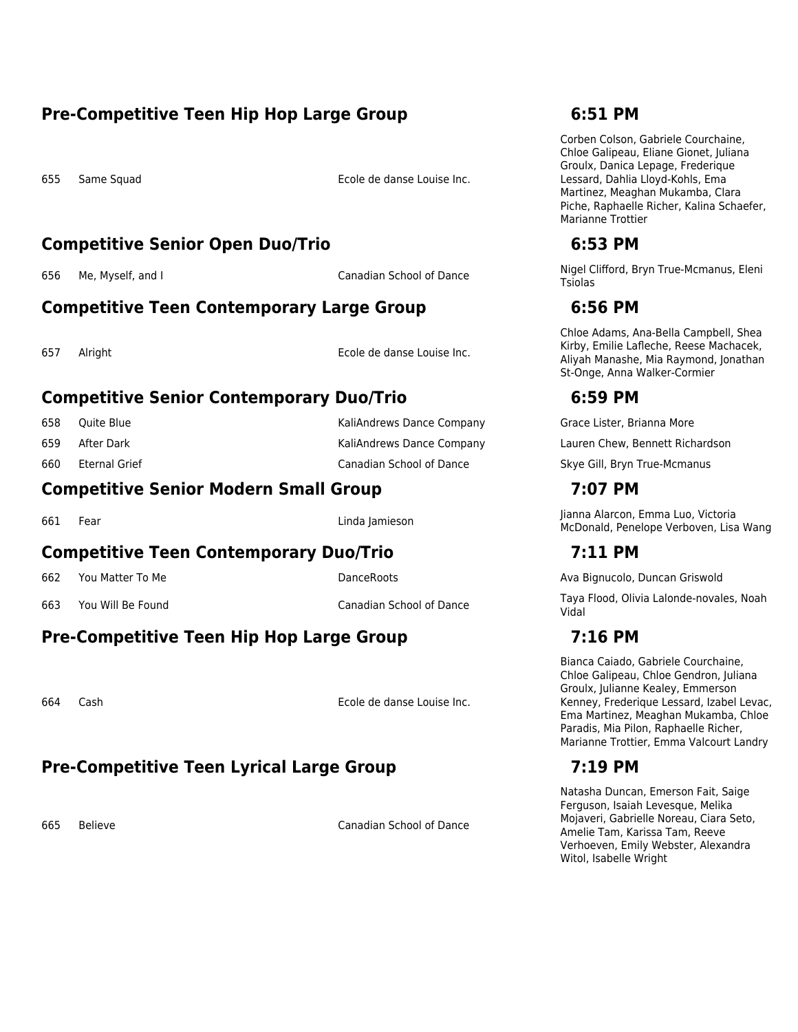## Pre-Competitive Teen Hip Hop Large Group — 6:51 PM

| # | Title | Studio | Dancers |
|---|---|---|---|
| 655 | Same Squad | Ecole de danse Louise Inc. | Corben Colson, Gabriele Courchaine, Chloe Galipeau, Eliane Gionet, Juliana Groulx, Danica Lepage, Frederique Lessard, Dahlia Lloyd-Kohls, Ema Martinez, Meaghan Mukamba, Clara Piche, Raphaelle Richer, Kalina Schaefer, Marianne Trottier |

## Competitive Senior Open Duo/Trio — 6:53 PM

| # | Title | Studio | Dancers |
|---|---|---|---|
| 656 | Me, Myself, and I | Canadian School of Dance | Nigel Clifford, Bryn True-Mcmanus, Eleni Tsiolas |

## Competitive Teen Contemporary Large Group — 6:56 PM

| # | Title | Studio | Dancers |
|---|---|---|---|
| 657 | Alright | Ecole de danse Louise Inc. | Chloe Adams, Ana-Bella Campbell, Shea Kirby, Emilie Lafleche, Reese Machacek, Aliyah Manashe, Mia Raymond, Jonathan St-Onge, Anna Walker-Cormier |

## Competitive Senior Contemporary Duo/Trio — 6:59 PM

| # | Title | Studio | Dancers |
|---|---|---|---|
| 658 | Quite Blue | KaliAndrews Dance Company | Grace Lister, Brianna More |
| 659 | After Dark | KaliAndrews Dance Company | Lauren Chew, Bennett Richardson |
| 660 | Eternal Grief | Canadian School of Dance | Skye Gill, Bryn True-Mcmanus |

## Competitive Senior Modern Small Group — 7:07 PM

| # | Title | Studio | Dancers |
|---|---|---|---|
| 661 | Fear | Linda Jamieson | Jianna Alarcon, Emma Luo, Victoria McDonald, Penelope Verboven, Lisa Wang |

## Competitive Teen Contemporary Duo/Trio — 7:11 PM

| # | Title | Studio | Dancers |
|---|---|---|---|
| 662 | You Matter To Me | DanceRoots | Ava Bignucolo, Duncan Griswold |
| 663 | You Will Be Found | Canadian School of Dance | Taya Flood, Olivia Lalonde-novales, Noah Vidal |

## Pre-Competitive Teen Hip Hop Large Group — 7:16 PM

| # | Title | Studio | Dancers |
|---|---|---|---|
| 664 | Cash | Ecole de danse Louise Inc. | Bianca Caiado, Gabriele Courchaine, Chloe Galipeau, Chloe Gendron, Juliana Groulx, Julianne Kealey, Emmerson Kenney, Frederique Lessard, Izabel Levac, Ema Martinez, Meaghan Mukamba, Chloe Paradis, Mia Pilon, Raphaelle Richer, Marianne Trottier, Emma Valcourt Landry |

## Pre-Competitive Teen Lyrical Large Group — 7:19 PM

| # | Title | Studio | Dancers |
|---|---|---|---|
| 665 | Believe | Canadian School of Dance | Natasha Duncan, Emerson Fait, Saige Ferguson, Isaiah Levesque, Melika Mojaveri, Gabrielle Noreau, Ciara Seto, Amelie Tam, Karissa Tam, Reeve Verhoeven, Emily Webster, Alexandra Witol, Isabelle Wright |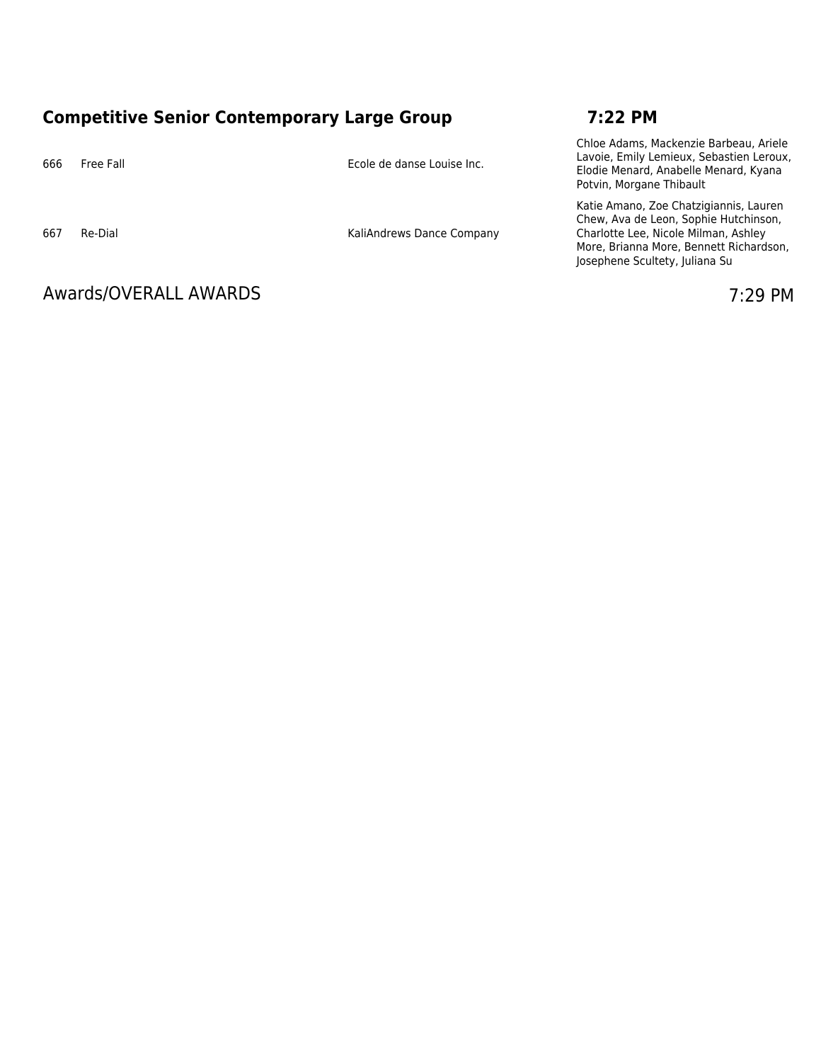## Competitive Senior Contemporary Large Group — 7:22 PM

| | | | |
|---|---|---|---|
| 666 | Free Fall | Ecole de danse Louise Inc. | Chloe Adams, Mackenzie Barbeau, Ariele Lavoie, Emily Lemieux, Sebastien Leroux, Elodie Menard, Anabelle Menard, Kyana Potvin, Morgane Thibault |
| 667 | Re-Dial | KaliAndrews Dance Company | Katie Amano, Zoe Chatzigiannis, Lauren Chew, Ava de Leon, Sophie Hutchinson, Charlotte Lee, Nicole Milman, Ashley More, Brianna More, Bennett Richardson, Josephene Scultety, Juliana Su |

Awards/OVERALL AWARDS — 7:29 PM